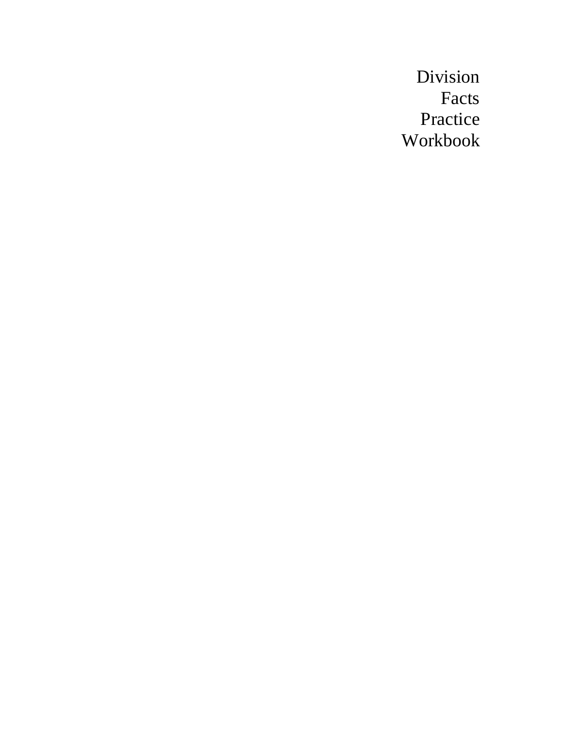# Division Facts Practice Workbook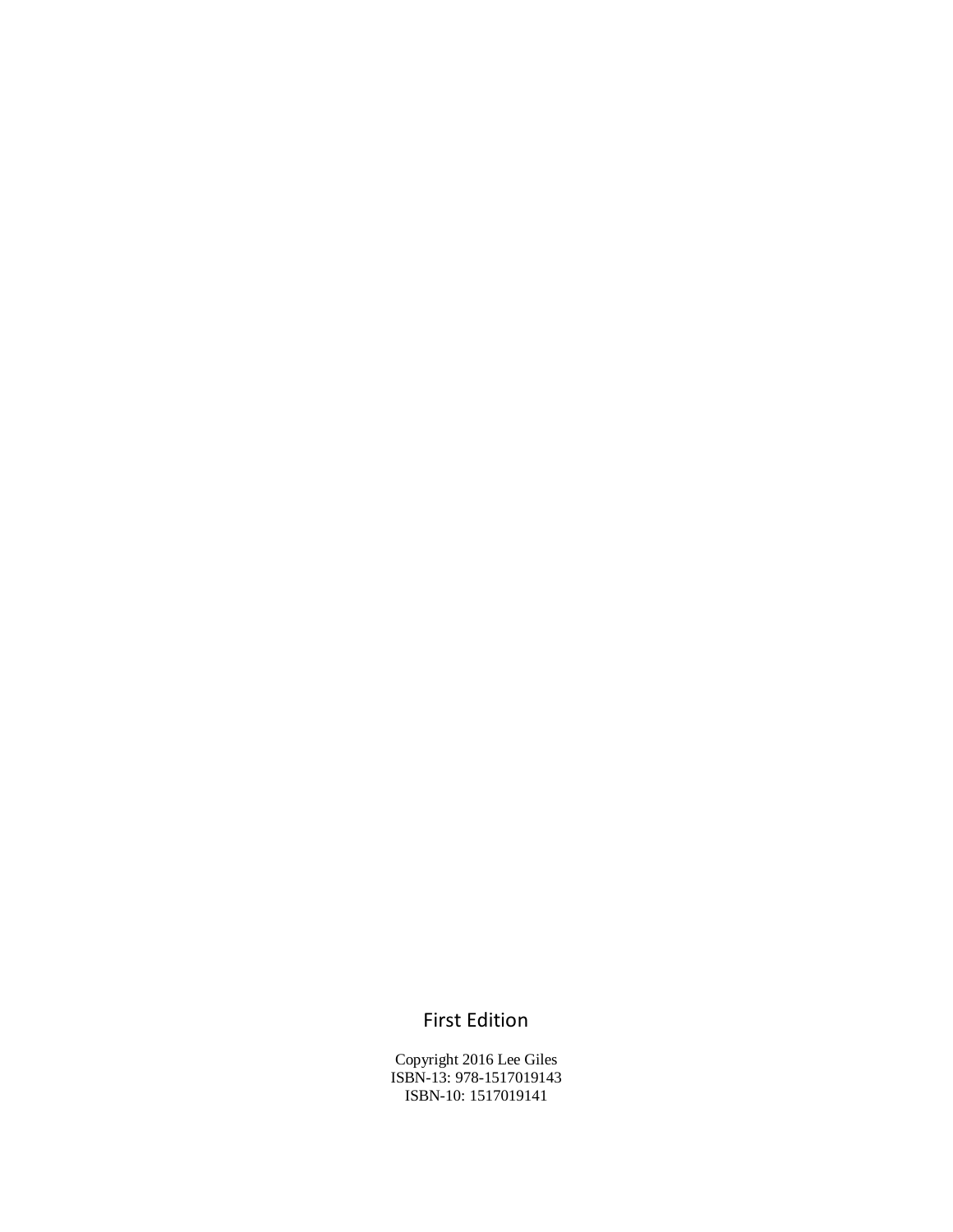First Edition

Copyright 2016 Lee Giles
ISBN-13: 978-1517019143
ISBN-10: 1517019141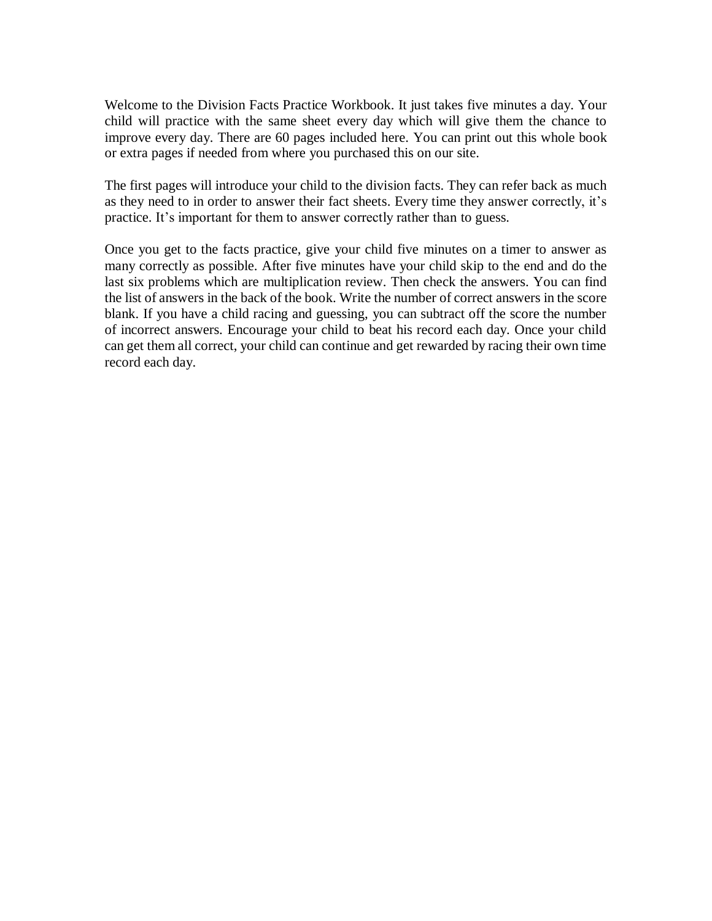Welcome to the Division Facts Practice Workbook. It just takes five minutes a day. Your child will practice with the same sheet every day which will give them the chance to improve every day. There are 60 pages included here. You can print out this whole book or extra pages if needed from where you purchased this on our site.

The first pages will introduce your child to the division facts. They can refer back as much as they need to in order to answer their fact sheets. Every time they answer correctly, it's practice. It's important for them to answer correctly rather than to guess.

Once you get to the facts practice, give your child five minutes on a timer to answer as many correctly as possible. After five minutes have your child skip to the end and do the last six problems which are multiplication review. Then check the answers. You can find the list of answers in the back of the book. Write the number of correct answers in the score blank. If you have a child racing and guessing, you can subtract off the score the number of incorrect answers. Encourage your child to beat his record each day. Once your child can get them all correct, your child can continue and get rewarded by racing their own time record each day.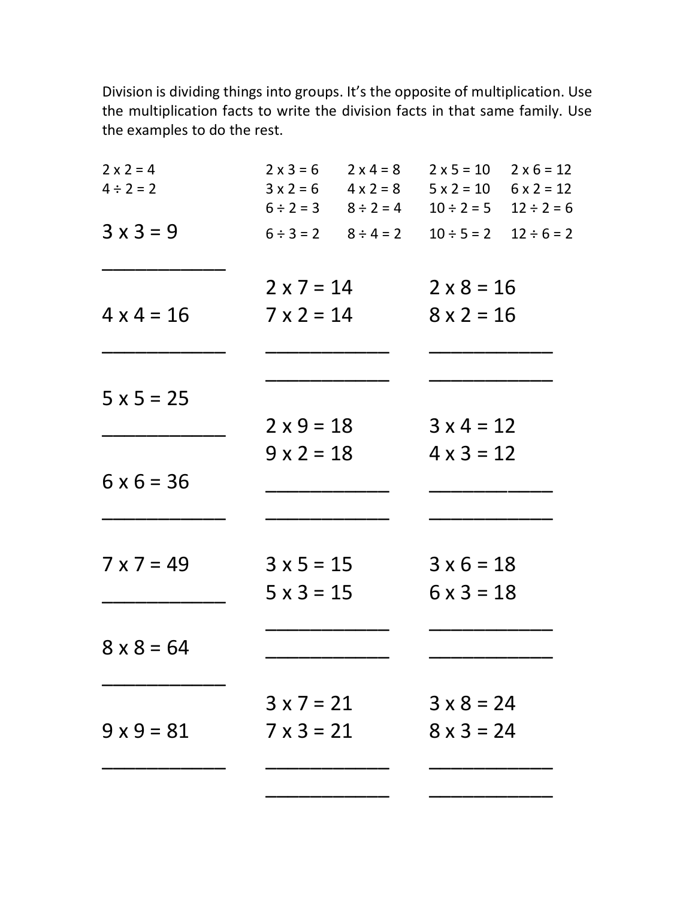Division is dividing things into groups. It's the opposite of multiplication. Use the multiplication facts to write the division facts in that same family. Use the examples to do the rest.

| | | | | |
|---|---|---|---|---|
| $2 \times 2 = 4$ | $2 \times 3 = 6$ | $2 \times 4 = 8$ | $2 \times 5 = 10$ | $2 \times 6 = 12$ |
| $4 \div 2 = 2$ | $3 \times 2 = 6$ | $4 \times 2 = 8$ | $5 \times 2 = 10$ | $6 \times 2 = 12$ |
| | $6 \div 2 = 3$ | $8 \div 2 = 4$ | $10 \div 2 = 5$ | $12 \div 2 = 6$ |
| | $6 \div 3 = 2$ | $8 \div 4 = 2$ | $10 \div 5 = 2$ | $12 \div 6 = 2$ |

$3 \times 3 = 9$

\_\_\_\_\_\_\_\_\_\_\_\_

$4 \times 4 = 16$

\_\_\_\_\_\_\_\_\_\_\_\_

$5 \times 5 = 25$

\_\_\_\_\_\_\_\_\_\_\_\_

$6 \times 6 = 36$

\_\_\_\_\_\_\_\_\_\_\_\_

$7 \times 7 = 49$

\_\_\_\_\_\_\_\_\_\_\_\_

$8 \times 8 = 64$

\_\_\_\_\_\_\_\_\_\_\_\_

$9 \times 9 = 81$

\_\_\_\_\_\_\_\_\_\_\_\_

$2 \times 7 = 14$
$7 \times 2 = 14$

\_\_\_\_\_\_\_\_\_\_\_\_
\_\_\_\_\_\_\_\_\_\_\_\_

$2 \times 8 = 16$
$8 \times 2 = 16$

\_\_\_\_\_\_\_\_\_\_\_\_
\_\_\_\_\_\_\_\_\_\_\_\_

$2 \times 9 = 18$
$9 \times 2 = 18$

\_\_\_\_\_\_\_\_\_\_\_\_
\_\_\_\_\_\_\_\_\_\_\_\_

$3 \times 4 = 12$
$4 \times 3 = 12$

\_\_\_\_\_\_\_\_\_\_\_\_
\_\_\_\_\_\_\_\_\_\_\_\_

$3 \times 5 = 15$
$5 \times 3 = 15$

\_\_\_\_\_\_\_\_\_\_\_\_
\_\_\_\_\_\_\_\_\_\_\_\_

$3 \times 6 = 18$
$6 \times 3 = 18$

\_\_\_\_\_\_\_\_\_\_\_\_
\_\_\_\_\_\_\_\_\_\_\_\_

$3 \times 7 = 21$
$7 \times 3 = 21$

\_\_\_\_\_\_\_\_\_\_\_\_
\_\_\_\_\_\_\_\_\_\_\_\_

$3 \times 8 = 24$
$8 \times 3 = 24$

\_\_\_\_\_\_\_\_\_\_\_\_
\_\_\_\_\_\_\_\_\_\_\_\_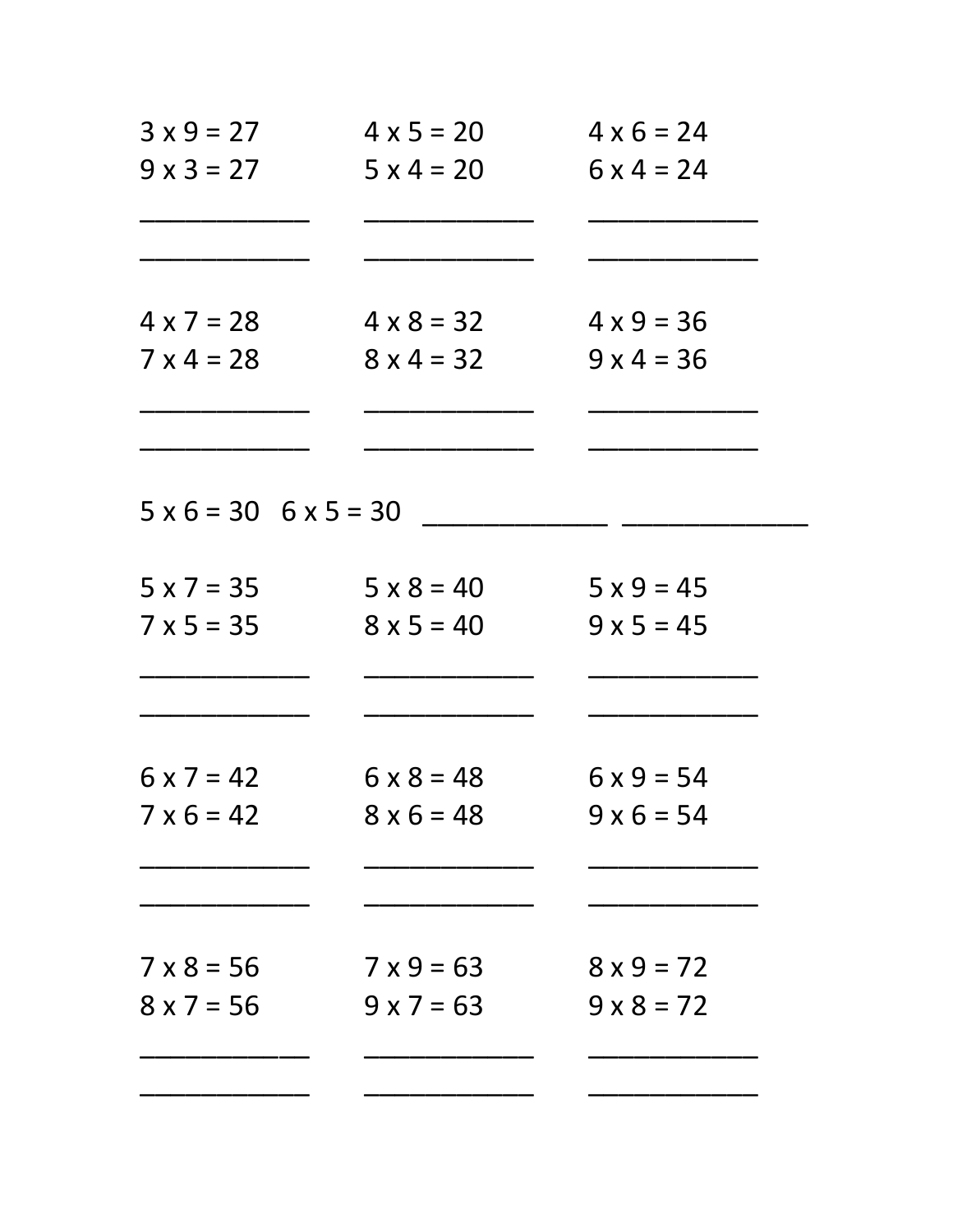| | | |
|---|---|---|
| 3 x 9 = 27 | 4 x 5 = 20 | 4 x 6 = 24 |
| 9 x 3 = 27 | 5 x 4 = 20 | 6 x 4 = 24 |
| _____________ | _____________ | _____________ |
| _____________ | _____________ | _____________ |
| 4 x 7 = 28 | 4 x 8 = 32 | 4 x 9 = 36 |
| 7 x 4 = 28 | 8 x 4 = 32 | 9 x 4 = 36 |
| _____________ | _____________ | _____________ |
| _____________ | _____________ | _____________ |

5 x 6 = 30   6 x 5 = 30   _____________   _____________

| | | |
|---|---|---|
| 5 x 7 = 35 | 5 x 8 = 40 | 5 x 9 = 45 |
| 7 x 5 = 35 | 8 x 5 = 40 | 9 x 5 = 45 |
| _____________ | _____________ | _____________ |
| _____________ | _____________ | _____________ |
| 6 x 7 = 42 | 6 x 8 = 48 | 6 x 9 = 54 |
| 7 x 6 = 42 | 8 x 6 = 48 | 9 x 6 = 54 |
| _____________ | _____________ | _____________ |
| _____________ | _____________ | _____________ |
| 7 x 8 = 56 | 7 x 9 = 63 | 8 x 9 = 72 |
| 8 x 7 = 56 | 9 x 7 = 63 | 9 x 8 = 72 |
| _____________ | _____________ | _____________ |
| _____________ | _____________ | _____________ |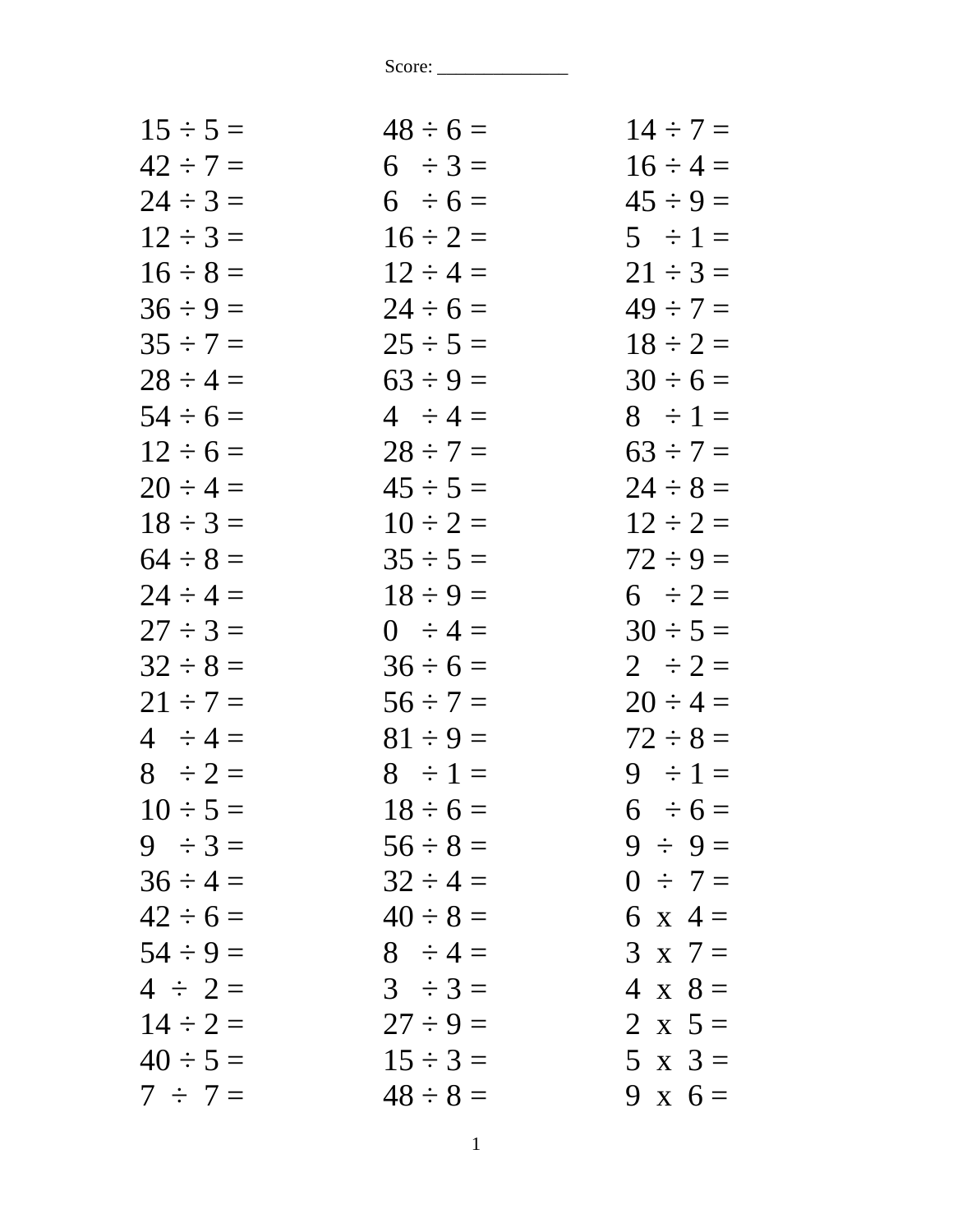Score: _____________

| | | |
|---|---|---|
| 15 ÷ 5 = | 48 ÷ 6 = | 14 ÷ 7 = |
| 42 ÷ 7 = | 6 ÷ 3 = | 16 ÷ 4 = |
| 24 ÷ 3 = | 6 ÷ 6 = | 45 ÷ 9 = |
| 12 ÷ 3 = | 16 ÷ 2 = | 5 ÷ 1 = |
| 16 ÷ 8 = | 12 ÷ 4 = | 21 ÷ 3 = |
| 36 ÷ 9 = | 24 ÷ 6 = | 49 ÷ 7 = |
| 35 ÷ 7 = | 25 ÷ 5 = | 18 ÷ 2 = |
| 28 ÷ 4 = | 63 ÷ 9 = | 30 ÷ 6 = |
| 54 ÷ 6 = | 4 ÷ 4 = | 8 ÷ 1 = |
| 12 ÷ 6 = | 28 ÷ 7 = | 63 ÷ 7 = |
| 20 ÷ 4 = | 45 ÷ 5 = | 24 ÷ 8 = |
| 18 ÷ 3 = | 10 ÷ 2 = | 12 ÷ 2 = |
| 64 ÷ 8 = | 35 ÷ 5 = | 72 ÷ 9 = |
| 24 ÷ 4 = | 18 ÷ 9 = | 6 ÷ 2 = |
| 27 ÷ 3 = | 0 ÷ 4 = | 30 ÷ 5 = |
| 32 ÷ 8 = | 36 ÷ 6 = | 2 ÷ 2 = |
| 21 ÷ 7 = | 56 ÷ 7 = | 20 ÷ 4 = |
| 4 ÷ 4 = | 81 ÷ 9 = | 72 ÷ 8 = |
| 8 ÷ 2 = | 8 ÷ 1 = | 9 ÷ 1 = |
| 10 ÷ 5 = | 18 ÷ 6 = | 6 ÷ 6 = |
| 9 ÷ 3 = | 56 ÷ 8 = | 9 ÷ 9 = |
| 36 ÷ 4 = | 32 ÷ 4 = | 0 ÷ 7 = |
| 42 ÷ 6 = | 40 ÷ 8 = | 6 x 4 = |
| 54 ÷ 9 = | 8 ÷ 4 = | 3 x 7 = |
| 4 ÷ 2 = | 3 ÷ 3 = | 4 x 8 = |
| 14 ÷ 2 = | 27 ÷ 9 = | 2 x 5 = |
| 40 ÷ 5 = | 15 ÷ 3 = | 5 x 3 = |
| 7 ÷ 7 = | 48 ÷ 8 = | 9 x 6 = |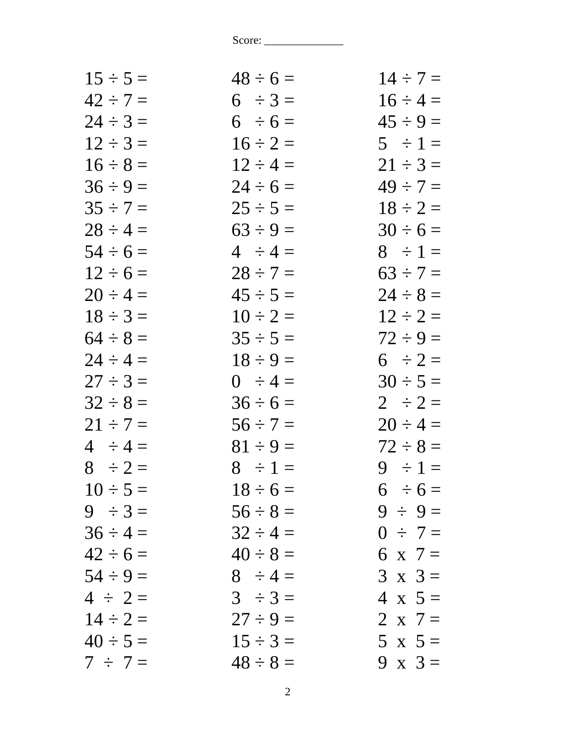Score: ______________

| | | |
|---|---|---|
| $15 \div 5 =$ | $48 \div 6 =$ | $14 \div 7 =$ |
| $42 \div 7 =$ | $6 \div 3 =$ | $16 \div 4 =$ |
| $24 \div 3 =$ | $6 \div 6 =$ | $45 \div 9 =$ |
| $12 \div 3 =$ | $16 \div 2 =$ | $5 \div 1 =$ |
| $16 \div 8 =$ | $12 \div 4 =$ | $21 \div 3 =$ |
| $36 \div 9 =$ | $24 \div 6 =$ | $49 \div 7 =$ |
| $35 \div 7 =$ | $25 \div 5 =$ | $18 \div 2 =$ |
| $28 \div 4 =$ | $63 \div 9 =$ | $30 \div 6 =$ |
| $54 \div 6 =$ | $4 \div 4 =$ | $8 \div 1 =$ |
| $12 \div 6 =$ | $28 \div 7 =$ | $63 \div 7 =$ |
| $20 \div 4 =$ | $45 \div 5 =$ | $24 \div 8 =$ |
| $18 \div 3 =$ | $10 \div 2 =$ | $12 \div 2 =$ |
| $64 \div 8 =$ | $35 \div 5 =$ | $72 \div 9 =$ |
| $24 \div 4 =$ | $18 \div 9 =$ | $6 \div 2 =$ |
| $27 \div 3 =$ | $0 \div 4 =$ | $30 \div 5 =$ |
| $32 \div 8 =$ | $36 \div 6 =$ | $2 \div 2 =$ |
| $21 \div 7 =$ | $56 \div 7 =$ | $20 \div 4 =$ |
| $4 \div 4 =$ | $81 \div 9 =$ | $72 \div 8 =$ |
| $8 \div 2 =$ | $8 \div 1 =$ | $9 \div 1 =$ |
| $10 \div 5 =$ | $18 \div 6 =$ | $6 \div 6 =$ |
| $9 \div 3 =$ | $56 \div 8 =$ | $9 \div 9 =$ |
| $36 \div 4 =$ | $32 \div 4 =$ | $0 \div 7 =$ |
| $42 \div 6 =$ | $40 \div 8 =$ | $6 \times 7 =$ |
| $54 \div 9 =$ | $8 \div 4 =$ | $3 \times 3 =$ |
| $4 \div 2 =$ | $3 \div 3 =$ | $4 \times 5 =$ |
| $14 \div 2 =$ | $27 \div 9 =$ | $2 \times 7 =$ |
| $40 \div 5 =$ | $15 \div 3 =$ | $5 \times 5 =$ |
| $7 \div 7 =$ | $48 \div 8 =$ | $9 \times 3 =$ |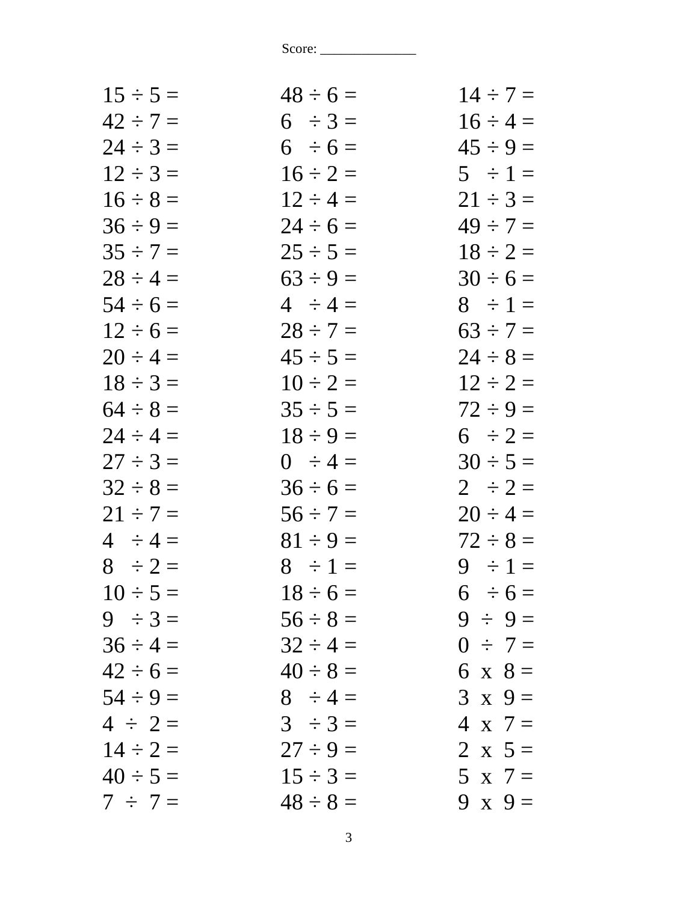Score: ______________

| | | |
|---|---|---|
| 15 ÷ 5 = | 48 ÷ 6 = | 14 ÷ 7 = |
| 42 ÷ 7 = | 6 ÷ 3 = | 16 ÷ 4 = |
| 24 ÷ 3 = | 6 ÷ 6 = | 45 ÷ 9 = |
| 12 ÷ 3 = | 16 ÷ 2 = | 5 ÷ 1 = |
| 16 ÷ 8 = | 12 ÷ 4 = | 21 ÷ 3 = |
| 36 ÷ 9 = | 24 ÷ 6 = | 49 ÷ 7 = |
| 35 ÷ 7 = | 25 ÷ 5 = | 18 ÷ 2 = |
| 28 ÷ 4 = | 63 ÷ 9 = | 30 ÷ 6 = |
| 54 ÷ 6 = | 4 ÷ 4 = | 8 ÷ 1 = |
| 12 ÷ 6 = | 28 ÷ 7 = | 63 ÷ 7 = |
| 20 ÷ 4 = | 45 ÷ 5 = | 24 ÷ 8 = |
| 18 ÷ 3 = | 10 ÷ 2 = | 12 ÷ 2 = |
| 64 ÷ 8 = | 35 ÷ 5 = | 72 ÷ 9 = |
| 24 ÷ 4 = | 18 ÷ 9 = | 6 ÷ 2 = |
| 27 ÷ 3 = | 0 ÷ 4 = | 30 ÷ 5 = |
| 32 ÷ 8 = | 36 ÷ 6 = | 2 ÷ 2 = |
| 21 ÷ 7 = | 56 ÷ 7 = | 20 ÷ 4 = |
| 4 ÷ 4 = | 81 ÷ 9 = | 72 ÷ 8 = |
| 8 ÷ 2 = | 8 ÷ 1 = | 9 ÷ 1 = |
| 10 ÷ 5 = | 18 ÷ 6 = | 6 ÷ 6 = |
| 9 ÷ 3 = | 56 ÷ 8 = | 9 ÷ 9 = |
| 36 ÷ 4 = | 32 ÷ 4 = | 0 ÷ 7 = |
| 42 ÷ 6 = | 40 ÷ 8 = | 6 x 8 = |
| 54 ÷ 9 = | 8 ÷ 4 = | 3 x 9 = |
| 4 ÷ 2 = | 3 ÷ 3 = | 4 x 7 = |
| 14 ÷ 2 = | 27 ÷ 9 = | 2 x 5 = |
| 40 ÷ 5 = | 15 ÷ 3 = | 5 x 7 = |
| 7 ÷ 7 = | 48 ÷ 8 = | 9 x 9 = |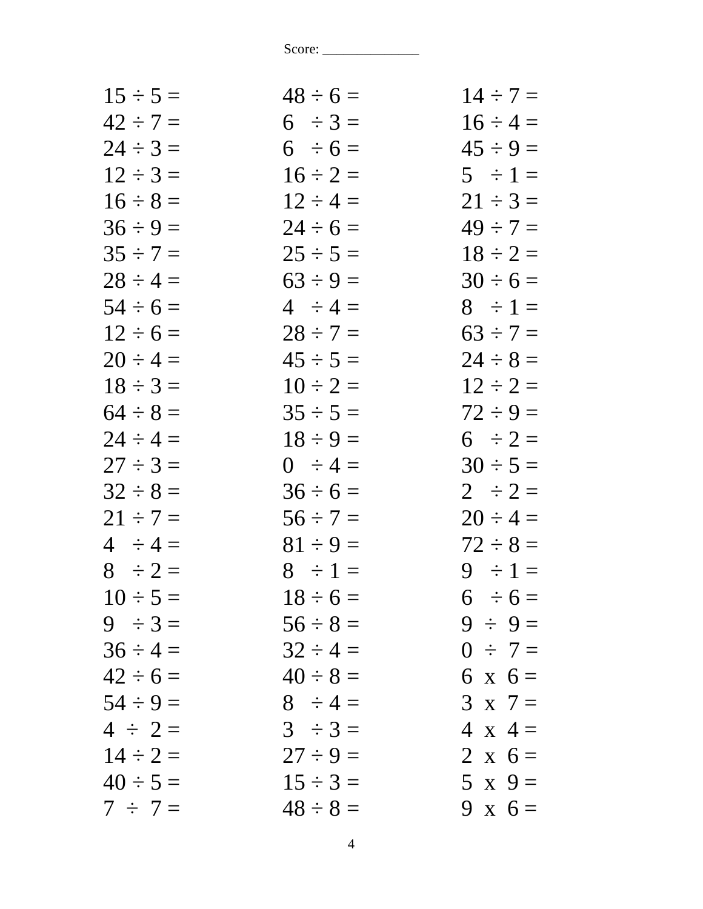Score: ______________

| | | |
|---|---|---|
| $15 \div 5 =$ | $48 \div 6 =$ | $14 \div 7 =$ |
| $42 \div 7 =$ | $6 \div 3 =$ | $16 \div 4 =$ |
| $24 \div 3 =$ | $6 \div 6 =$ | $45 \div 9 =$ |
| $12 \div 3 =$ | $16 \div 2 =$ | $5 \div 1 =$ |
| $16 \div 8 =$ | $12 \div 4 =$ | $21 \div 3 =$ |
| $36 \div 9 =$ | $24 \div 6 =$ | $49 \div 7 =$ |
| $35 \div 7 =$ | $25 \div 5 =$ | $18 \div 2 =$ |
| $28 \div 4 =$ | $63 \div 9 =$ | $30 \div 6 =$ |
| $54 \div 6 =$ | $4 \div 4 =$ | $8 \div 1 =$ |
| $12 \div 6 =$ | $28 \div 7 =$ | $63 \div 7 =$ |
| $20 \div 4 =$ | $45 \div 5 =$ | $24 \div 8 =$ |
| $18 \div 3 =$ | $10 \div 2 =$ | $12 \div 2 =$ |
| $64 \div 8 =$ | $35 \div 5 =$ | $72 \div 9 =$ |
| $24 \div 4 =$ | $18 \div 9 =$ | $6 \div 2 =$ |
| $27 \div 3 =$ | $0 \div 4 =$ | $30 \div 5 =$ |
| $32 \div 8 =$ | $36 \div 6 =$ | $2 \div 2 =$ |
| $21 \div 7 =$ | $56 \div 7 =$ | $20 \div 4 =$ |
| $4 \div 4 =$ | $81 \div 9 =$ | $72 \div 8 =$ |
| $8 \div 2 =$ | $8 \div 1 =$ | $9 \div 1 =$ |
| $10 \div 5 =$ | $18 \div 6 =$ | $6 \div 6 =$ |
| $9 \div 3 =$ | $56 \div 8 =$ | $9 \div 9 =$ |
| $36 \div 4 =$ | $32 \div 4 =$ | $0 \div 7 =$ |
| $42 \div 6 =$ | $40 \div 8 =$ | $6 \times 6 =$ |
| $54 \div 9 =$ | $8 \div 4 =$ | $3 \times 7 =$ |
| $4 \div 2 =$ | $3 \div 3 =$ | $4 \times 4 =$ |
| $14 \div 2 =$ | $27 \div 9 =$ | $2 \times 6 =$ |
| $40 \div 5 =$ | $15 \div 3 =$ | $5 \times 9 =$ |
| $7 \div 7 =$ | $48 \div 8 =$ | $9 \times 6 =$ |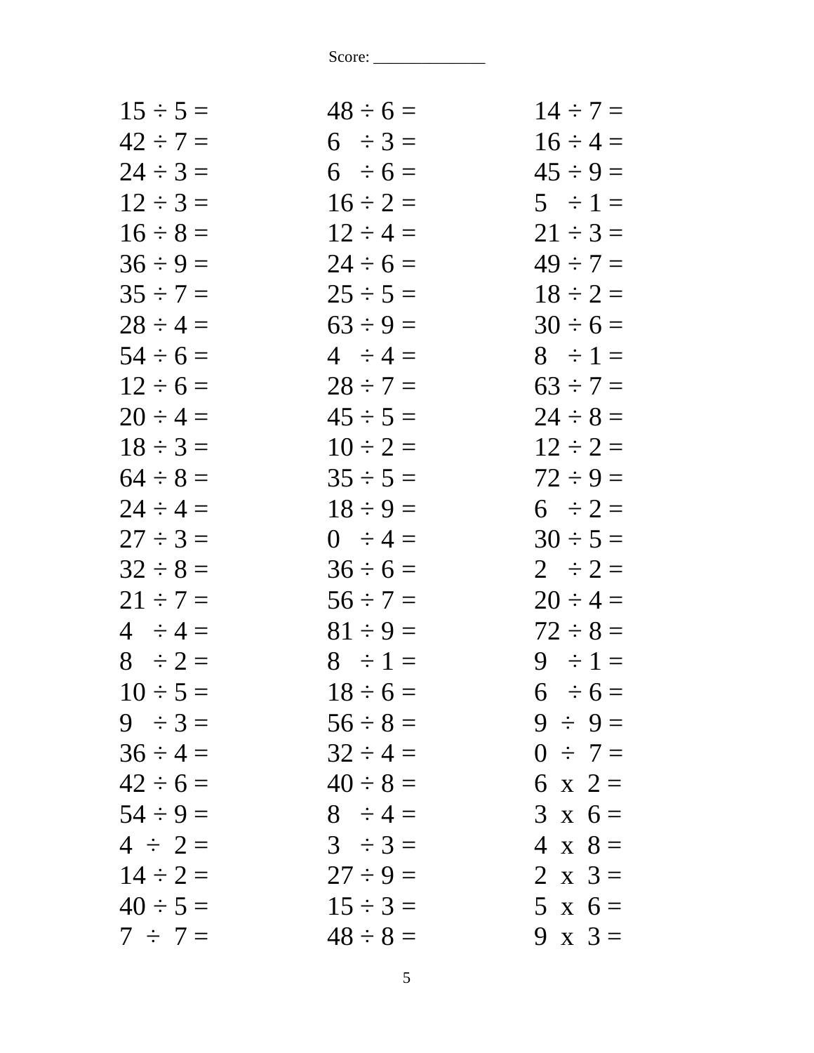Score: ______________

| | | |
|---|---|---|
| $15 \div 5 =$ | $48 \div 6 =$ | $14 \div 7 =$ |
| $42 \div 7 =$ | $6 \div 3 =$ | $16 \div 4 =$ |
| $24 \div 3 =$ | $6 \div 6 =$ | $45 \div 9 =$ |
| $12 \div 3 =$ | $16 \div 2 =$ | $5 \div 1 =$ |
| $16 \div 8 =$ | $12 \div 4 =$ | $21 \div 3 =$ |
| $36 \div 9 =$ | $24 \div 6 =$ | $49 \div 7 =$ |
| $35 \div 7 =$ | $25 \div 5 =$ | $18 \div 2 =$ |
| $28 \div 4 =$ | $63 \div 9 =$ | $30 \div 6 =$ |
| $54 \div 6 =$ | $4 \div 4 =$ | $8 \div 1 =$ |
| $12 \div 6 =$ | $28 \div 7 =$ | $63 \div 7 =$ |
| $20 \div 4 =$ | $45 \div 5 =$ | $24 \div 8 =$ |
| $18 \div 3 =$ | $10 \div 2 =$ | $12 \div 2 =$ |
| $64 \div 8 =$ | $35 \div 5 =$ | $72 \div 9 =$ |
| $24 \div 4 =$ | $18 \div 9 =$ | $6 \div 2 =$ |
| $27 \div 3 =$ | $0 \div 4 =$ | $30 \div 5 =$ |
| $32 \div 8 =$ | $36 \div 6 =$ | $2 \div 2 =$ |
| $21 \div 7 =$ | $56 \div 7 =$ | $20 \div 4 =$ |
| $4 \div 4 =$ | $81 \div 9 =$ | $72 \div 8 =$ |
| $8 \div 2 =$ | $8 \div 1 =$ | $9 \div 1 =$ |
| $10 \div 5 =$ | $18 \div 6 =$ | $6 \div 6 =$ |
| $9 \div 3 =$ | $56 \div 8 =$ | $9 \div 9 =$ |
| $36 \div 4 =$ | $32 \div 4 =$ | $0 \div 7 =$ |
| $42 \div 6 =$ | $40 \div 8 =$ | $6 \times 2 =$ |
| $54 \div 9 =$ | $8 \div 4 =$ | $3 \times 6 =$ |
| $4 \div 2 =$ | $3 \div 3 =$ | $4 \times 8 =$ |
| $14 \div 2 =$ | $27 \div 9 =$ | $2 \times 3 =$ |
| $40 \div 5 =$ | $15 \div 3 =$ | $5 \times 6 =$ |
| $7 \div 7 =$ | $48 \div 8 =$ | $9 \times 3 =$ |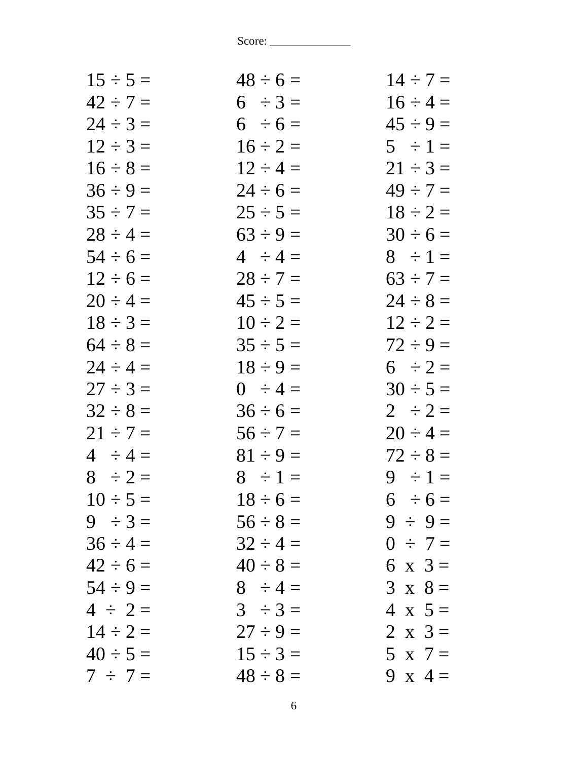Score: ______________

15 ÷ 5 =
42 ÷ 7 =
24 ÷ 3 =
12 ÷ 3 =
16 ÷ 8 =
36 ÷ 9 =
35 ÷ 7 =
28 ÷ 4 =
54 ÷ 6 =
12 ÷ 6 =
20 ÷ 4 =
18 ÷ 3 =
64 ÷ 8 =
24 ÷ 4 =
27 ÷ 3 =
32 ÷ 8 =
21 ÷ 7 =
4 ÷ 4 =
8 ÷ 2 =
10 ÷ 5 =
9 ÷ 3 =
36 ÷ 4 =
42 ÷ 6 =
54 ÷ 9 =
4 ÷ 2 =
14 ÷ 2 =
40 ÷ 5 =
7 ÷ 7 =

48 ÷ 6 =
6 ÷ 3 =
6 ÷ 6 =
16 ÷ 2 =
12 ÷ 4 =
24 ÷ 6 =
25 ÷ 5 =
63 ÷ 9 =
4 ÷ 4 =
28 ÷ 7 =
45 ÷ 5 =
10 ÷ 2 =
35 ÷ 5 =
18 ÷ 9 =
0 ÷ 4 =
36 ÷ 6 =
56 ÷ 7 =
81 ÷ 9 =
8 ÷ 1 =
18 ÷ 6 =
56 ÷ 8 =
32 ÷ 4 =
40 ÷ 8 =
8 ÷ 4 =
3 ÷ 3 =
27 ÷ 9 =
15 ÷ 3 =
48 ÷ 8 =

14 ÷ 7 =
16 ÷ 4 =
45 ÷ 9 =
5 ÷ 1 =
21 ÷ 3 =
49 ÷ 7 =
18 ÷ 2 =
30 ÷ 6 =
8 ÷ 1 =
63 ÷ 7 =
24 ÷ 8 =
12 ÷ 2 =
72 ÷ 9 =
6 ÷ 2 =
30 ÷ 5 =
2 ÷ 2 =
20 ÷ 4 =
72 ÷ 8 =
9 ÷ 1 =
6 ÷ 6 =
9 ÷ 9 =
0 ÷ 7 =
6 x 3 =
3 x 8 =
4 x 5 =
2 x 3 =
5 x 7 =
9 x 4 =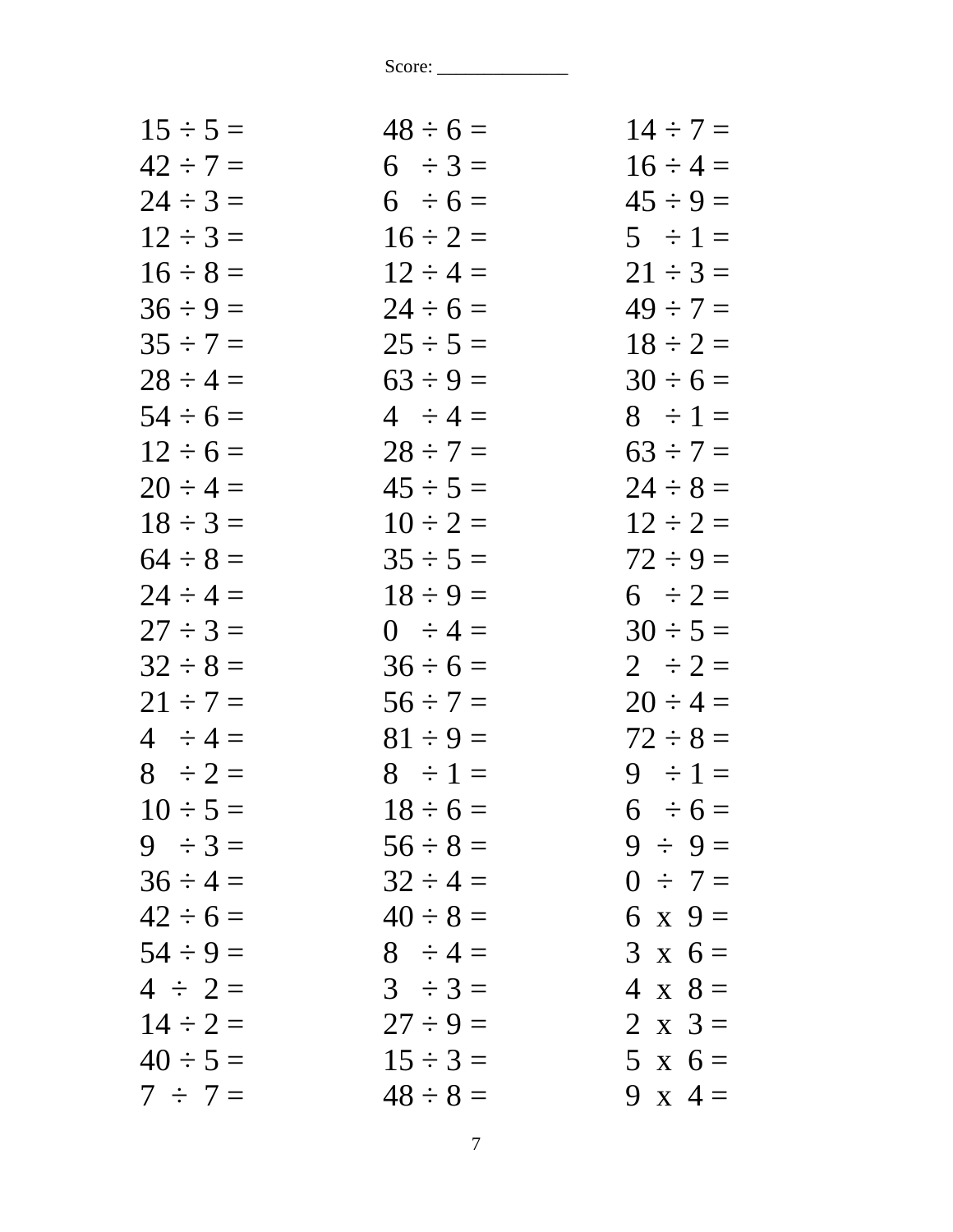Score: _____________

| | | |
|---|---|---|
| 15 ÷ 5 = | 48 ÷ 6 = | 14 ÷ 7 = |
| 42 ÷ 7 = | 6 ÷ 3 = | 16 ÷ 4 = |
| 24 ÷ 3 = | 6 ÷ 6 = | 45 ÷ 9 = |
| 12 ÷ 3 = | 16 ÷ 2 = | 5 ÷ 1 = |
| 16 ÷ 8 = | 12 ÷ 4 = | 21 ÷ 3 = |
| 36 ÷ 9 = | 24 ÷ 6 = | 49 ÷ 7 = |
| 35 ÷ 7 = | 25 ÷ 5 = | 18 ÷ 2 = |
| 28 ÷ 4 = | 63 ÷ 9 = | 30 ÷ 6 = |
| 54 ÷ 6 = | 4 ÷ 4 = | 8 ÷ 1 = |
| 12 ÷ 6 = | 28 ÷ 7 = | 63 ÷ 7 = |
| 20 ÷ 4 = | 45 ÷ 5 = | 24 ÷ 8 = |
| 18 ÷ 3 = | 10 ÷ 2 = | 12 ÷ 2 = |
| 64 ÷ 8 = | 35 ÷ 5 = | 72 ÷ 9 = |
| 24 ÷ 4 = | 18 ÷ 9 = | 6 ÷ 2 = |
| 27 ÷ 3 = | 0 ÷ 4 = | 30 ÷ 5 = |
| 32 ÷ 8 = | 36 ÷ 6 = | 2 ÷ 2 = |
| 21 ÷ 7 = | 56 ÷ 7 = | 20 ÷ 4 = |
| 4 ÷ 4 = | 81 ÷ 9 = | 72 ÷ 8 = |
| 8 ÷ 2 = | 8 ÷ 1 = | 9 ÷ 1 = |
| 10 ÷ 5 = | 18 ÷ 6 = | 6 ÷ 6 = |
| 9 ÷ 3 = | 56 ÷ 8 = | 9 ÷ 9 = |
| 36 ÷ 4 = | 32 ÷ 4 = | 0 ÷ 7 = |
| 42 ÷ 6 = | 40 ÷ 8 = | 6 x 9 = |
| 54 ÷ 9 = | 8 ÷ 4 = | 3 x 6 = |
| 4 ÷ 2 = | 3 ÷ 3 = | 4 x 8 = |
| 14 ÷ 2 = | 27 ÷ 9 = | 2 x 3 = |
| 40 ÷ 5 = | 15 ÷ 3 = | 5 x 6 = |
| 7 ÷ 7 = | 48 ÷ 8 = | 9 x 4 = |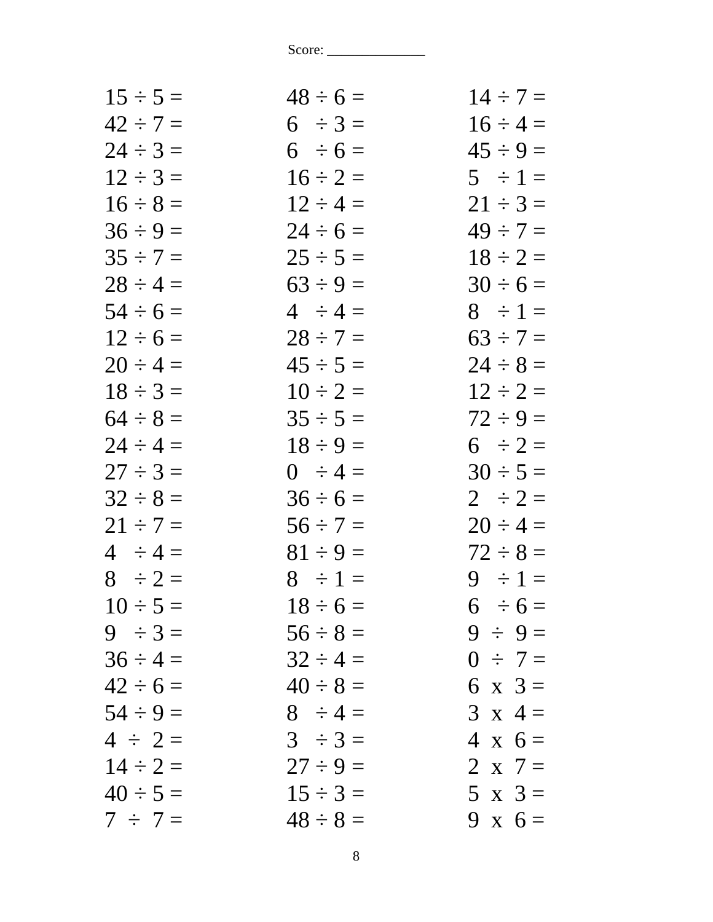Score: ______________

| | | |
|---|---|---|
| 15 ÷ 5 = | 48 ÷ 6 = | 14 ÷ 7 = |
| 42 ÷ 7 = | 6 ÷ 3 = | 16 ÷ 4 = |
| 24 ÷ 3 = | 6 ÷ 6 = | 45 ÷ 9 = |
| 12 ÷ 3 = | 16 ÷ 2 = | 5 ÷ 1 = |
| 16 ÷ 8 = | 12 ÷ 4 = | 21 ÷ 3 = |
| 36 ÷ 9 = | 24 ÷ 6 = | 49 ÷ 7 = |
| 35 ÷ 7 = | 25 ÷ 5 = | 18 ÷ 2 = |
| 28 ÷ 4 = | 63 ÷ 9 = | 30 ÷ 6 = |
| 54 ÷ 6 = | 4 ÷ 4 = | 8 ÷ 1 = |
| 12 ÷ 6 = | 28 ÷ 7 = | 63 ÷ 7 = |
| 20 ÷ 4 = | 45 ÷ 5 = | 24 ÷ 8 = |
| 18 ÷ 3 = | 10 ÷ 2 = | 12 ÷ 2 = |
| 64 ÷ 8 = | 35 ÷ 5 = | 72 ÷ 9 = |
| 24 ÷ 4 = | 18 ÷ 9 = | 6 ÷ 2 = |
| 27 ÷ 3 = | 0 ÷ 4 = | 30 ÷ 5 = |
| 32 ÷ 8 = | 36 ÷ 6 = | 2 ÷ 2 = |
| 21 ÷ 7 = | 56 ÷ 7 = | 20 ÷ 4 = |
| 4 ÷ 4 = | 81 ÷ 9 = | 72 ÷ 8 = |
| 8 ÷ 2 = | 8 ÷ 1 = | 9 ÷ 1 = |
| 10 ÷ 5 = | 18 ÷ 6 = | 6 ÷ 6 = |
| 9 ÷ 3 = | 56 ÷ 8 = | 9 ÷ 9 = |
| 36 ÷ 4 = | 32 ÷ 4 = | 0 ÷ 7 = |
| 42 ÷ 6 = | 40 ÷ 8 = | 6 x 3 = |
| 54 ÷ 9 = | 8 ÷ 4 = | 3 x 4 = |
| 4 ÷ 2 = | 3 ÷ 3 = | 4 x 6 = |
| 14 ÷ 2 = | 27 ÷ 9 = | 2 x 7 = |
| 40 ÷ 5 = | 15 ÷ 3 = | 5 x 3 = |
| 7 ÷ 7 = | 48 ÷ 8 = | 9 x 6 = |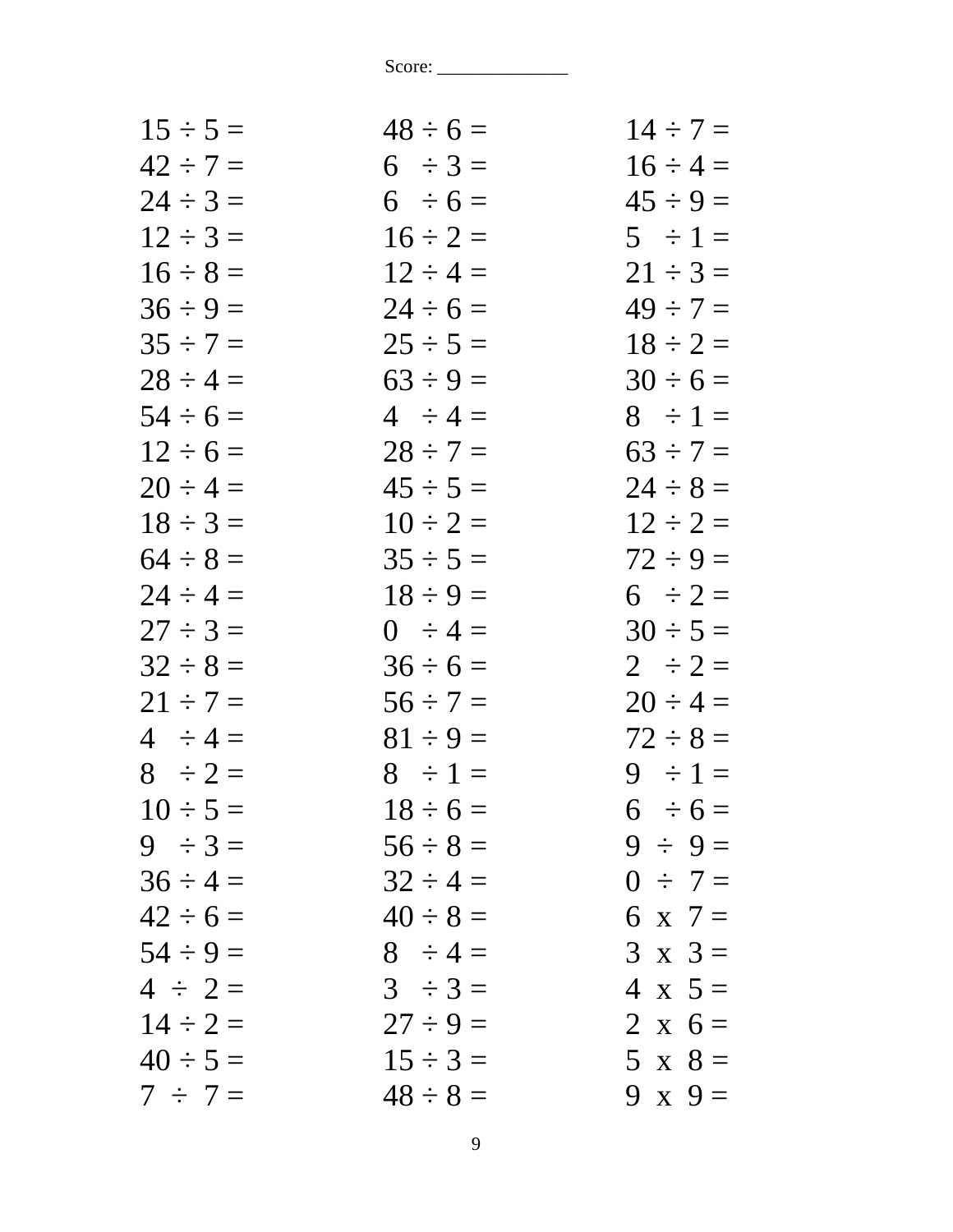Score: ______________

| | | |
|---|---|---|
| 15 ÷ 5 = | 48 ÷ 6 = | 14 ÷ 7 = |
| 42 ÷ 7 = | 6 ÷ 3 = | 16 ÷ 4 = |
| 24 ÷ 3 = | 6 ÷ 6 = | 45 ÷ 9 = |
| 12 ÷ 3 = | 16 ÷ 2 = | 5 ÷ 1 = |
| 16 ÷ 8 = | 12 ÷ 4 = | 21 ÷ 3 = |
| 36 ÷ 9 = | 24 ÷ 6 = | 49 ÷ 7 = |
| 35 ÷ 7 = | 25 ÷ 5 = | 18 ÷ 2 = |
| 28 ÷ 4 = | 63 ÷ 9 = | 30 ÷ 6 = |
| 54 ÷ 6 = | 4 ÷ 4 = | 8 ÷ 1 = |
| 12 ÷ 6 = | 28 ÷ 7 = | 63 ÷ 7 = |
| 20 ÷ 4 = | 45 ÷ 5 = | 24 ÷ 8 = |
| 18 ÷ 3 = | 10 ÷ 2 = | 12 ÷ 2 = |
| 64 ÷ 8 = | 35 ÷ 5 = | 72 ÷ 9 = |
| 24 ÷ 4 = | 18 ÷ 9 = | 6 ÷ 2 = |
| 27 ÷ 3 = | 0 ÷ 4 = | 30 ÷ 5 = |
| 32 ÷ 8 = | 36 ÷ 6 = | 2 ÷ 2 = |
| 21 ÷ 7 = | 56 ÷ 7 = | 20 ÷ 4 = |
| 4 ÷ 4 = | 81 ÷ 9 = | 72 ÷ 8 = |
| 8 ÷ 2 = | 8 ÷ 1 = | 9 ÷ 1 = |
| 10 ÷ 5 = | 18 ÷ 6 = | 6 ÷ 6 = |
| 9 ÷ 3 = | 56 ÷ 8 = | 9 ÷ 9 = |
| 36 ÷ 4 = | 32 ÷ 4 = | 0 ÷ 7 = |
| 42 ÷ 6 = | 40 ÷ 8 = | 6 x 7 = |
| 54 ÷ 9 = | 8 ÷ 4 = | 3 x 3 = |
| 4 ÷ 2 = | 3 ÷ 3 = | 4 x 5 = |
| 14 ÷ 2 = | 27 ÷ 9 = | 2 x 6 = |
| 40 ÷ 5 = | 15 ÷ 3 = | 5 x 8 = |
| 7 ÷ 7 = | 48 ÷ 8 = | 9 x 9 = |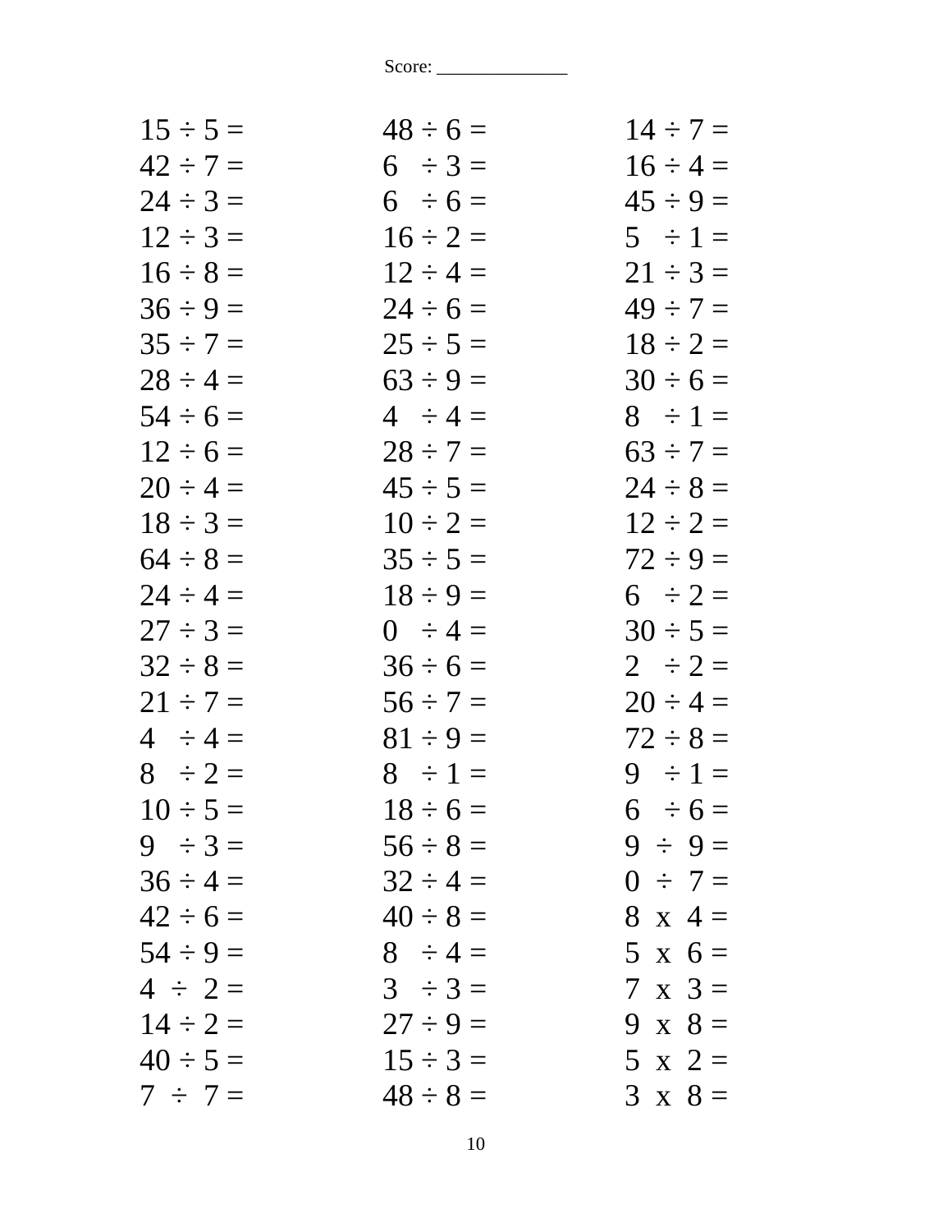Score: ______________

| | | |
|---|---|---|
| $15 \div 5 =$ | $48 \div 6 =$ | $14 \div 7 =$ |
| $42 \div 7 =$ | $6 \div 3 =$ | $16 \div 4 =$ |
| $24 \div 3 =$ | $6 \div 6 =$ | $45 \div 9 =$ |
| $12 \div 3 =$ | $16 \div 2 =$ | $5 \div 1 =$ |
| $16 \div 8 =$ | $12 \div 4 =$ | $21 \div 3 =$ |
| $36 \div 9 =$ | $24 \div 6 =$ | $49 \div 7 =$ |
| $35 \div 7 =$ | $25 \div 5 =$ | $18 \div 2 =$ |
| $28 \div 4 =$ | $63 \div 9 =$ | $30 \div 6 =$ |
| $54 \div 6 =$ | $4 \div 4 =$ | $8 \div 1 =$ |
| $12 \div 6 =$ | $28 \div 7 =$ | $63 \div 7 =$ |
| $20 \div 4 =$ | $45 \div 5 =$ | $24 \div 8 =$ |
| $18 \div 3 =$ | $10 \div 2 =$ | $12 \div 2 =$ |
| $64 \div 8 =$ | $35 \div 5 =$ | $72 \div 9 =$ |
| $24 \div 4 =$ | $18 \div 9 =$ | $6 \div 2 =$ |
| $27 \div 3 =$ | $0 \div 4 =$ | $30 \div 5 =$ |
| $32 \div 8 =$ | $36 \div 6 =$ | $2 \div 2 =$ |
| $21 \div 7 =$ | $56 \div 7 =$ | $20 \div 4 =$ |
| $4 \div 4 =$ | $81 \div 9 =$ | $72 \div 8 =$ |
| $8 \div 2 =$ | $8 \div 1 =$ | $9 \div 1 =$ |
| $10 \div 5 =$ | $18 \div 6 =$ | $6 \div 6 =$ |
| $9 \div 3 =$ | $56 \div 8 =$ | $9 \div 9 =$ |
| $36 \div 4 =$ | $32 \div 4 =$ | $0 \div 7 =$ |
| $42 \div 6 =$ | $40 \div 8 =$ | $8 \times 4 =$ |
| $54 \div 9 =$ | $8 \div 4 =$ | $5 \times 6 =$ |
| $4 \div 2 =$ | $3 \div 3 =$ | $7 \times 3 =$ |
| $14 \div 2 =$ | $27 \div 9 =$ | $9 \times 8 =$ |
| $40 \div 5 =$ | $15 \div 3 =$ | $5 \times 2 =$ |
| $7 \div 7 =$ | $48 \div 8 =$ | $3 \times 8 =$ |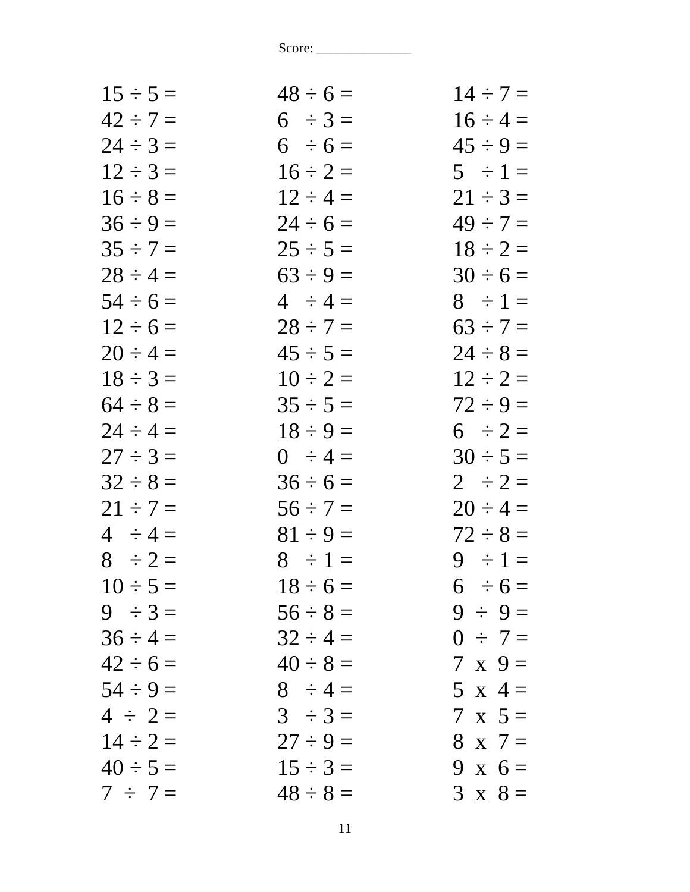Score: ______________

| | | |
|---|---|---|
| 15 ÷ 5 = | 48 ÷ 6 = | 14 ÷ 7 = |
| 42 ÷ 7 = | 6 ÷ 3 = | 16 ÷ 4 = |
| 24 ÷ 3 = | 6 ÷ 6 = | 45 ÷ 9 = |
| 12 ÷ 3 = | 16 ÷ 2 = | 5 ÷ 1 = |
| 16 ÷ 8 = | 12 ÷ 4 = | 21 ÷ 3 = |
| 36 ÷ 9 = | 24 ÷ 6 = | 49 ÷ 7 = |
| 35 ÷ 7 = | 25 ÷ 5 = | 18 ÷ 2 = |
| 28 ÷ 4 = | 63 ÷ 9 = | 30 ÷ 6 = |
| 54 ÷ 6 = | 4 ÷ 4 = | 8 ÷ 1 = |
| 12 ÷ 6 = | 28 ÷ 7 = | 63 ÷ 7 = |
| 20 ÷ 4 = | 45 ÷ 5 = | 24 ÷ 8 = |
| 18 ÷ 3 = | 10 ÷ 2 = | 12 ÷ 2 = |
| 64 ÷ 8 = | 35 ÷ 5 = | 72 ÷ 9 = |
| 24 ÷ 4 = | 18 ÷ 9 = | 6 ÷ 2 = |
| 27 ÷ 3 = | 0 ÷ 4 = | 30 ÷ 5 = |
| 32 ÷ 8 = | 36 ÷ 6 = | 2 ÷ 2 = |
| 21 ÷ 7 = | 56 ÷ 7 = | 20 ÷ 4 = |
| 4 ÷ 4 = | 81 ÷ 9 = | 72 ÷ 8 = |
| 8 ÷ 2 = | 8 ÷ 1 = | 9 ÷ 1 = |
| 10 ÷ 5 = | 18 ÷ 6 = | 6 ÷ 6 = |
| 9 ÷ 3 = | 56 ÷ 8 = | 9 ÷ 9 = |
| 36 ÷ 4 = | 32 ÷ 4 = | 0 ÷ 7 = |
| 42 ÷ 6 = | 40 ÷ 8 = | 7 x 9 = |
| 54 ÷ 9 = | 8 ÷ 4 = | 5 x 4 = |
| 4 ÷ 2 = | 3 ÷ 3 = | 7 x 5 = |
| 14 ÷ 2 = | 27 ÷ 9 = | 8 x 7 = |
| 40 ÷ 5 = | 15 ÷ 3 = | 9 x 6 = |
| 7 ÷ 7 = | 48 ÷ 8 = | 3 x 8 = |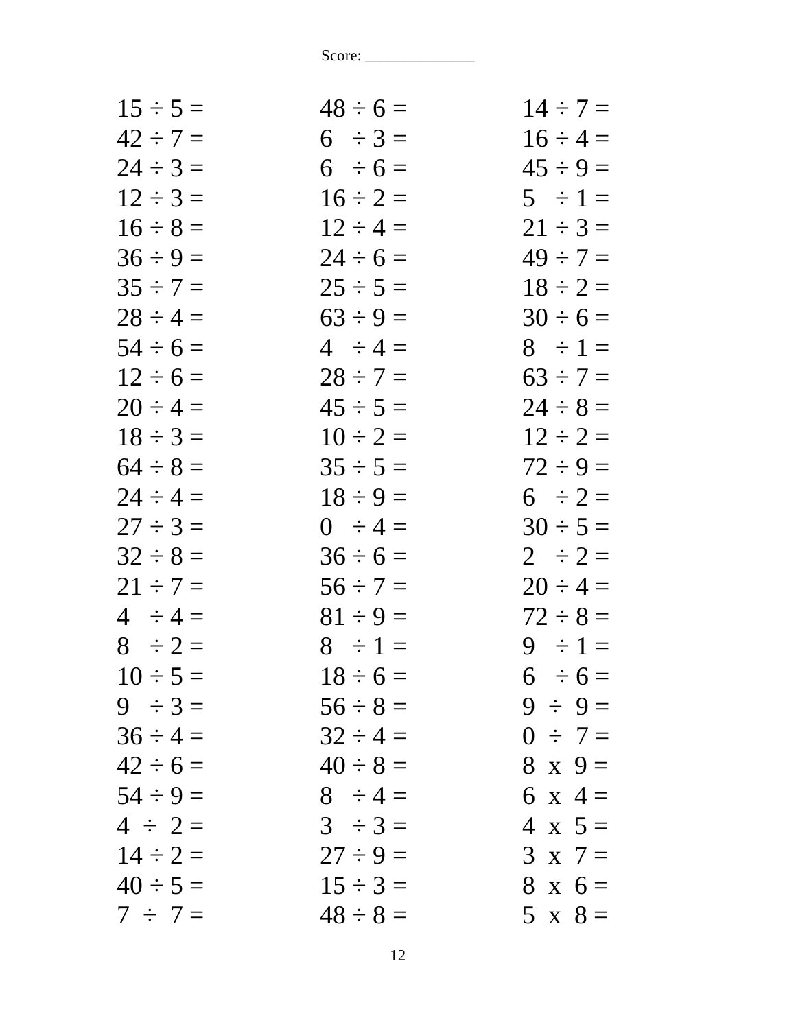Score: _____________

| | | |
|---|---|---|
| $15 \div 5 =$ | $48 \div 6 =$ | $14 \div 7 =$ |
| $42 \div 7 =$ | $6 \div 3 =$ | $16 \div 4 =$ |
| $24 \div 3 =$ | $6 \div 6 =$ | $45 \div 9 =$ |
| $12 \div 3 =$ | $16 \div 2 =$ | $5 \div 1 =$ |
| $16 \div 8 =$ | $12 \div 4 =$ | $21 \div 3 =$ |
| $36 \div 9 =$ | $24 \div 6 =$ | $49 \div 7 =$ |
| $35 \div 7 =$ | $25 \div 5 =$ | $18 \div 2 =$ |
| $28 \div 4 =$ | $63 \div 9 =$ | $30 \div 6 =$ |
| $54 \div 6 =$ | $4 \div 4 =$ | $8 \div 1 =$ |
| $12 \div 6 =$ | $28 \div 7 =$ | $63 \div 7 =$ |
| $20 \div 4 =$ | $45 \div 5 =$ | $24 \div 8 =$ |
| $18 \div 3 =$ | $10 \div 2 =$ | $12 \div 2 =$ |
| $64 \div 8 =$ | $35 \div 5 =$ | $72 \div 9 =$ |
| $24 \div 4 =$ | $18 \div 9 =$ | $6 \div 2 =$ |
| $27 \div 3 =$ | $0 \div 4 =$ | $30 \div 5 =$ |
| $32 \div 8 =$ | $36 \div 6 =$ | $2 \div 2 =$ |
| $21 \div 7 =$ | $56 \div 7 =$ | $20 \div 4 =$ |
| $4 \div 4 =$ | $81 \div 9 =$ | $72 \div 8 =$ |
| $8 \div 2 =$ | $8 \div 1 =$ | $9 \div 1 =$ |
| $10 \div 5 =$ | $18 \div 6 =$ | $6 \div 6 =$ |
| $9 \div 3 =$ | $56 \div 8 =$ | $9 \div 9 =$ |
| $36 \div 4 =$ | $32 \div 4 =$ | $0 \div 7 =$ |
| $42 \div 6 =$ | $40 \div 8 =$ | $8 \times 9 =$ |
| $54 \div 9 =$ | $8 \div 4 =$ | $6 \times 4 =$ |
| $4 \div 2 =$ | $3 \div 3 =$ | $4 \times 5 =$ |
| $14 \div 2 =$ | $27 \div 9 =$ | $3 \times 7 =$ |
| $40 \div 5 =$ | $15 \div 3 =$ | $8 \times 6 =$ |
| $7 \div 7 =$ | $48 \div 8 =$ | $5 \times 8 =$ |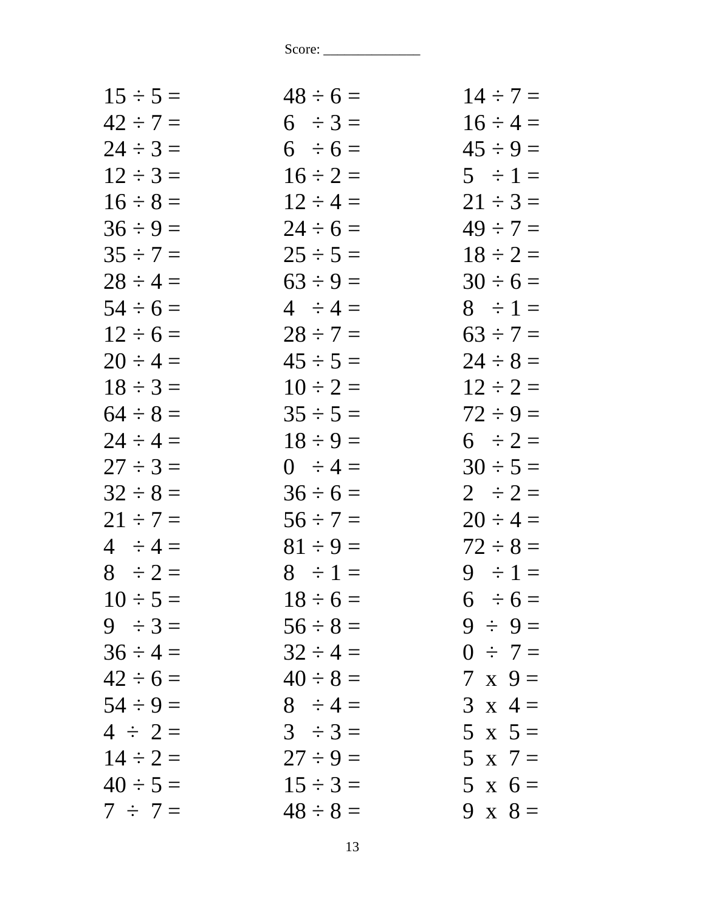Score: ______________

| | | |
|---|---|---|
| $15 \div 5 =$ | $48 \div 6 =$ | $14 \div 7 =$ |
| $42 \div 7 =$ | $6 \div 3 =$ | $16 \div 4 =$ |
| $24 \div 3 =$ | $6 \div 6 =$ | $45 \div 9 =$ |
| $12 \div 3 =$ | $16 \div 2 =$ | $5 \div 1 =$ |
| $16 \div 8 =$ | $12 \div 4 =$ | $21 \div 3 =$ |
| $36 \div 9 =$ | $24 \div 6 =$ | $49 \div 7 =$ |
| $35 \div 7 =$ | $25 \div 5 =$ | $18 \div 2 =$ |
| $28 \div 4 =$ | $63 \div 9 =$ | $30 \div 6 =$ |
| $54 \div 6 =$ | $4 \div 4 =$ | $8 \div 1 =$ |
| $12 \div 6 =$ | $28 \div 7 =$ | $63 \div 7 =$ |
| $20 \div 4 =$ | $45 \div 5 =$ | $24 \div 8 =$ |
| $18 \div 3 =$ | $10 \div 2 =$ | $12 \div 2 =$ |
| $64 \div 8 =$ | $35 \div 5 =$ | $72 \div 9 =$ |
| $24 \div 4 =$ | $18 \div 9 =$ | $6 \div 2 =$ |
| $27 \div 3 =$ | $0 \div 4 =$ | $30 \div 5 =$ |
| $32 \div 8 =$ | $36 \div 6 =$ | $2 \div 2 =$ |
| $21 \div 7 =$ | $56 \div 7 =$ | $20 \div 4 =$ |
| $4 \div 4 =$ | $81 \div 9 =$ | $72 \div 8 =$ |
| $8 \div 2 =$ | $8 \div 1 =$ | $9 \div 1 =$ |
| $10 \div 5 =$ | $18 \div 6 =$ | $6 \div 6 =$ |
| $9 \div 3 =$ | $56 \div 8 =$ | $9 \div 9 =$ |
| $36 \div 4 =$ | $32 \div 4 =$ | $0 \div 7 =$ |
| $42 \div 6 =$ | $40 \div 8 =$ | $7 \times 9 =$ |
| $54 \div 9 =$ | $8 \div 4 =$ | $3 \times 4 =$ |
| $4 \div 2 =$ | $3 \div 3 =$ | $5 \times 5 =$ |
| $14 \div 2 =$ | $27 \div 9 =$ | $5 \times 7 =$ |
| $40 \div 5 =$ | $15 \div 3 =$ | $5 \times 6 =$ |
| $7 \div 7 =$ | $48 \div 8 =$ | $9 \times 8 =$ |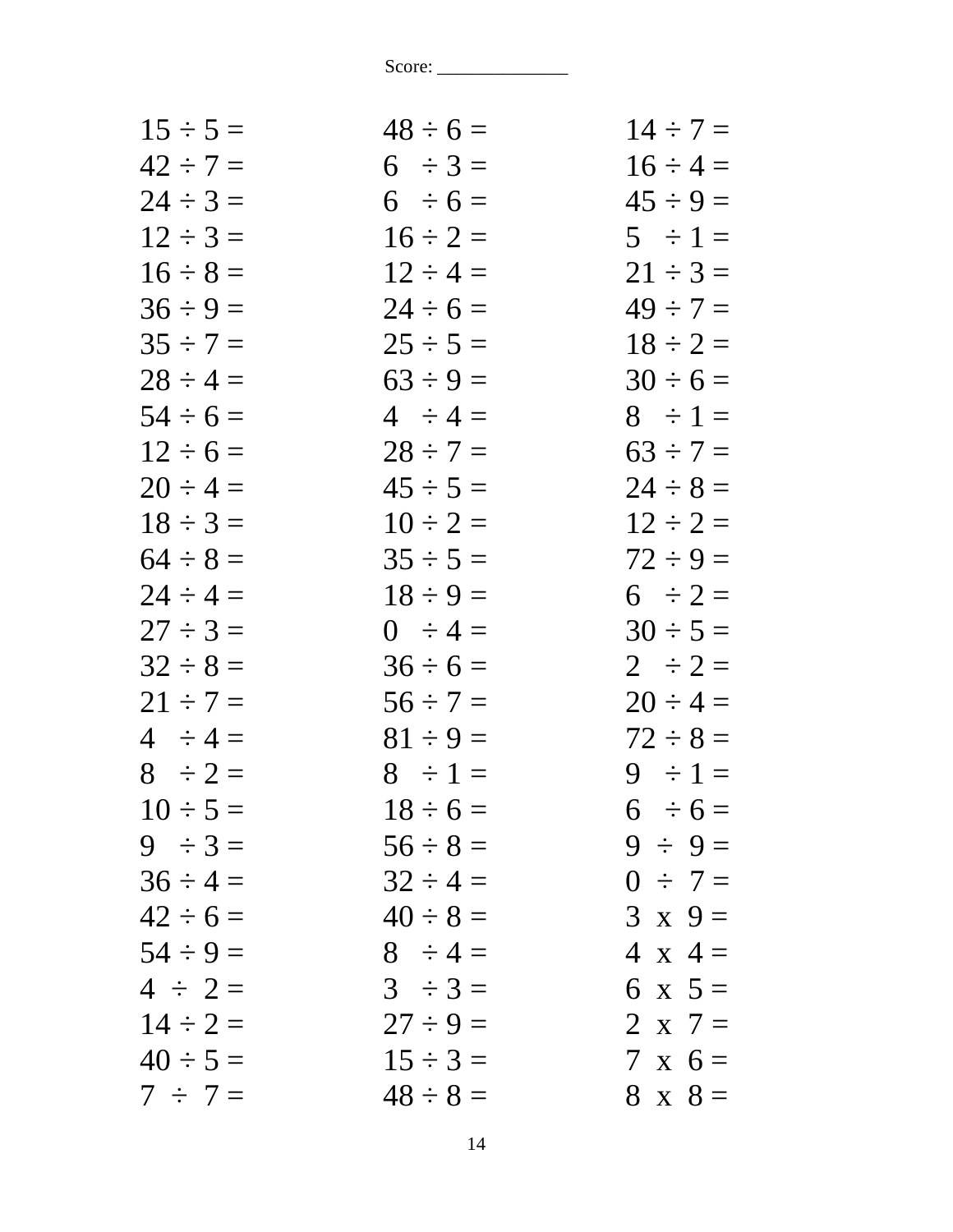Score: ______________

| | | |
|---|---|---|
| 15 ÷ 5 = | 48 ÷ 6 = | 14 ÷ 7 = |
| 42 ÷ 7 = | 6 ÷ 3 = | 16 ÷ 4 = |
| 24 ÷ 3 = | 6 ÷ 6 = | 45 ÷ 9 = |
| 12 ÷ 3 = | 16 ÷ 2 = | 5 ÷ 1 = |
| 16 ÷ 8 = | 12 ÷ 4 = | 21 ÷ 3 = |
| 36 ÷ 9 = | 24 ÷ 6 = | 49 ÷ 7 = |
| 35 ÷ 7 = | 25 ÷ 5 = | 18 ÷ 2 = |
| 28 ÷ 4 = | 63 ÷ 9 = | 30 ÷ 6 = |
| 54 ÷ 6 = | 4 ÷ 4 = | 8 ÷ 1 = |
| 12 ÷ 6 = | 28 ÷ 7 = | 63 ÷ 7 = |
| 20 ÷ 4 = | 45 ÷ 5 = | 24 ÷ 8 = |
| 18 ÷ 3 = | 10 ÷ 2 = | 12 ÷ 2 = |
| 64 ÷ 8 = | 35 ÷ 5 = | 72 ÷ 9 = |
| 24 ÷ 4 = | 18 ÷ 9 = | 6 ÷ 2 = |
| 27 ÷ 3 = | 0 ÷ 4 = | 30 ÷ 5 = |
| 32 ÷ 8 = | 36 ÷ 6 = | 2 ÷ 2 = |
| 21 ÷ 7 = | 56 ÷ 7 = | 20 ÷ 4 = |
| 4 ÷ 4 = | 81 ÷ 9 = | 72 ÷ 8 = |
| 8 ÷ 2 = | 8 ÷ 1 = | 9 ÷ 1 = |
| 10 ÷ 5 = | 18 ÷ 6 = | 6 ÷ 6 = |
| 9 ÷ 3 = | 56 ÷ 8 = | 9 ÷ 9 = |
| 36 ÷ 4 = | 32 ÷ 4 = | 0 ÷ 7 = |
| 42 ÷ 6 = | 40 ÷ 8 = | 3 x 9 = |
| 54 ÷ 9 = | 8 ÷ 4 = | 4 x 4 = |
| 4 ÷ 2 = | 3 ÷ 3 = | 6 x 5 = |
| 14 ÷ 2 = | 27 ÷ 9 = | 2 x 7 = |
| 40 ÷ 5 = | 15 ÷ 3 = | 7 x 6 = |
| 7 ÷ 7 = | 48 ÷ 8 = | 8 x 8 = |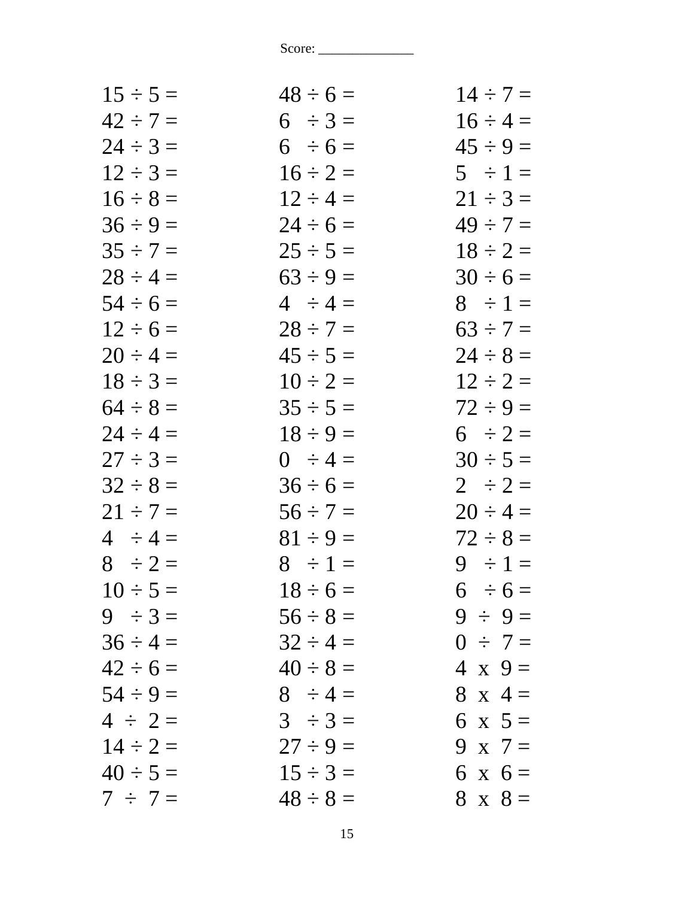Score: ______________

| | | |
|---|---|---|
| $15 \div 5 =$ | $48 \div 6 =$ | $14 \div 7 =$ |
| $42 \div 7 =$ | $6 \div 3 =$ | $16 \div 4 =$ |
| $24 \div 3 =$ | $6 \div 6 =$ | $45 \div 9 =$ |
| $12 \div 3 =$ | $16 \div 2 =$ | $5 \div 1 =$ |
| $16 \div 8 =$ | $12 \div 4 =$ | $21 \div 3 =$ |
| $36 \div 9 =$ | $24 \div 6 =$ | $49 \div 7 =$ |
| $35 \div 7 =$ | $25 \div 5 =$ | $18 \div 2 =$ |
| $28 \div 4 =$ | $63 \div 9 =$ | $30 \div 6 =$ |
| $54 \div 6 =$ | $4 \div 4 =$ | $8 \div 1 =$ |
| $12 \div 6 =$ | $28 \div 7 =$ | $63 \div 7 =$ |
| $20 \div 4 =$ | $45 \div 5 =$ | $24 \div 8 =$ |
| $18 \div 3 =$ | $10 \div 2 =$ | $12 \div 2 =$ |
| $64 \div 8 =$ | $35 \div 5 =$ | $72 \div 9 =$ |
| $24 \div 4 =$ | $18 \div 9 =$ | $6 \div 2 =$ |
| $27 \div 3 =$ | $0 \div 4 =$ | $30 \div 5 =$ |
| $32 \div 8 =$ | $36 \div 6 =$ | $2 \div 2 =$ |
| $21 \div 7 =$ | $56 \div 7 =$ | $20 \div 4 =$ |
| $4 \div 4 =$ | $81 \div 9 =$ | $72 \div 8 =$ |
| $8 \div 2 =$ | $8 \div 1 =$ | $9 \div 1 =$ |
| $10 \div 5 =$ | $18 \div 6 =$ | $6 \div 6 =$ |
| $9 \div 3 =$ | $56 \div 8 =$ | $9 \div 9 =$ |
| $36 \div 4 =$ | $32 \div 4 =$ | $0 \div 7 =$ |
| $42 \div 6 =$ | $40 \div 8 =$ | $4 \times 9 =$ |
| $54 \div 9 =$ | $8 \div 4 =$ | $8 \times 4 =$ |
| $4 \div 2 =$ | $3 \div 3 =$ | $6 \times 5 =$ |
| $14 \div 2 =$ | $27 \div 9 =$ | $9 \times 7 =$ |
| $40 \div 5 =$ | $15 \div 3 =$ | $6 \times 6 =$ |
| $7 \div 7 =$ | $48 \div 8 =$ | $8 \times 8 =$ |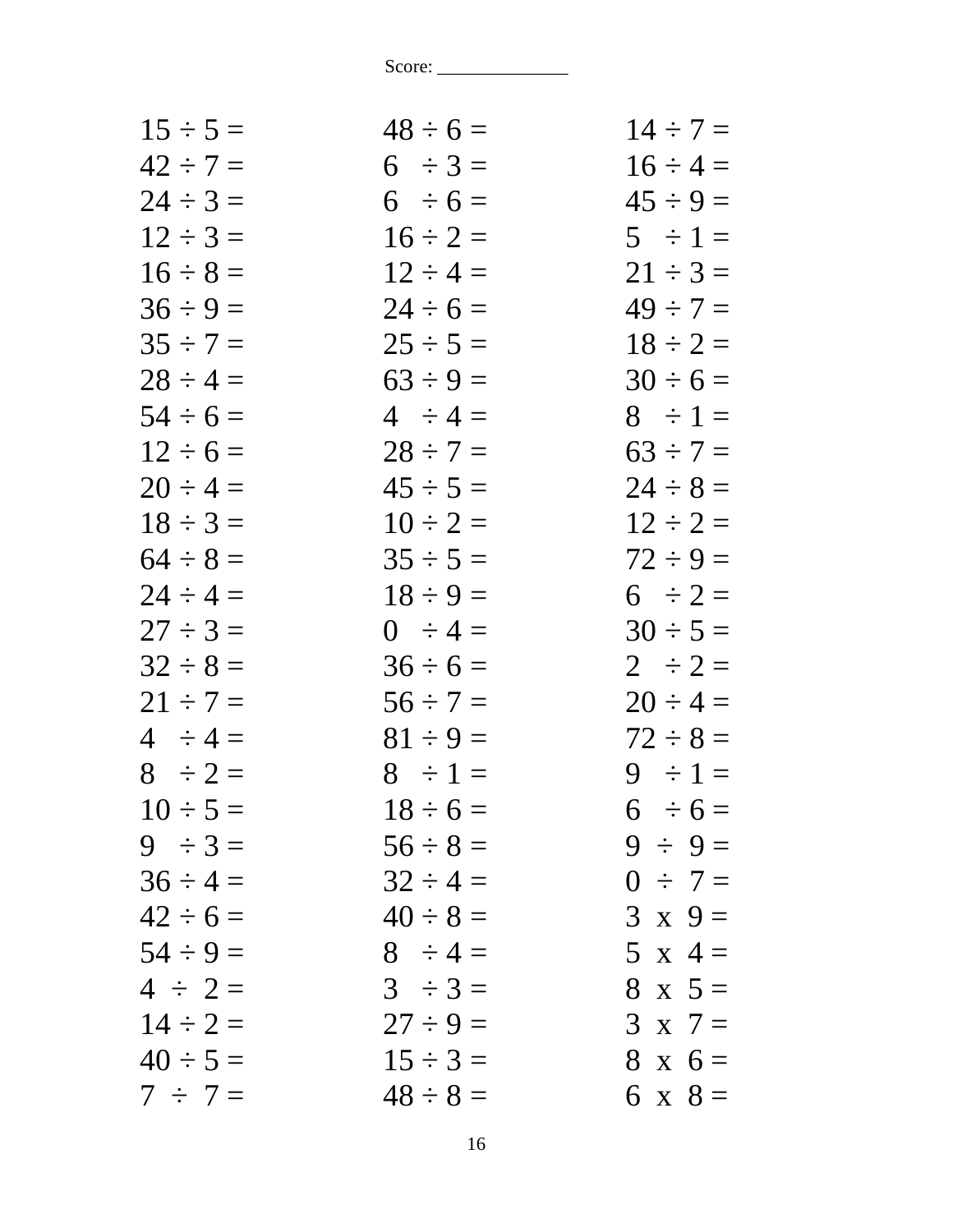Score: ______________

$15 \div 5 =$
$42 \div 7 =$
$24 \div 3 =$
$12 \div 3 =$
$16 \div 8 =$
$36 \div 9 =$
$35 \div 7 =$
$28 \div 4 =$
$54 \div 6 =$
$12 \div 6 =$
$20 \div 4 =$
$18 \div 3 =$
$64 \div 8 =$
$24 \div 4 =$
$27 \div 3 =$
$32 \div 8 =$
$21 \div 7 =$
$4 \div 4 =$
$8 \div 2 =$
$10 \div 5 =$
$9 \div 3 =$
$36 \div 4 =$
$42 \div 6 =$
$54 \div 9 =$
$4 \div 2 =$
$14 \div 2 =$
$40 \div 5 =$
$7 \div 7 =$

$48 \div 6 =$
$6 \div 3 =$
$6 \div 6 =$
$16 \div 2 =$
$12 \div 4 =$
$24 \div 6 =$
$25 \div 5 =$
$63 \div 9 =$
$4 \div 4 =$
$28 \div 7 =$
$45 \div 5 =$
$10 \div 2 =$
$35 \div 5 =$
$18 \div 9 =$
$0 \div 4 =$
$36 \div 6 =$
$56 \div 7 =$
$81 \div 9 =$
$8 \div 1 =$
$18 \div 6 =$
$56 \div 8 =$
$32 \div 4 =$
$40 \div 8 =$
$8 \div 4 =$
$3 \div 3 =$
$27 \div 9 =$
$15 \div 3 =$
$48 \div 8 =$

$14 \div 7 =$
$16 \div 4 =$
$45 \div 9 =$
$5 \div 1 =$
$21 \div 3 =$
$49 \div 7 =$
$18 \div 2 =$
$30 \div 6 =$
$8 \div 1 =$
$63 \div 7 =$
$24 \div 8 =$
$12 \div 2 =$
$72 \div 9 =$
$6 \div 2 =$
$30 \div 5 =$
$2 \div 2 =$
$20 \div 4 =$
$72 \div 8 =$
$9 \div 1 =$
$6 \div 6 =$
$9 \div 9 =$
$0 \div 7 =$
$3 \times 9 =$
$5 \times 4 =$
$8 \times 5 =$
$3 \times 7 =$
$8 \times 6 =$
$6 \times 8 =$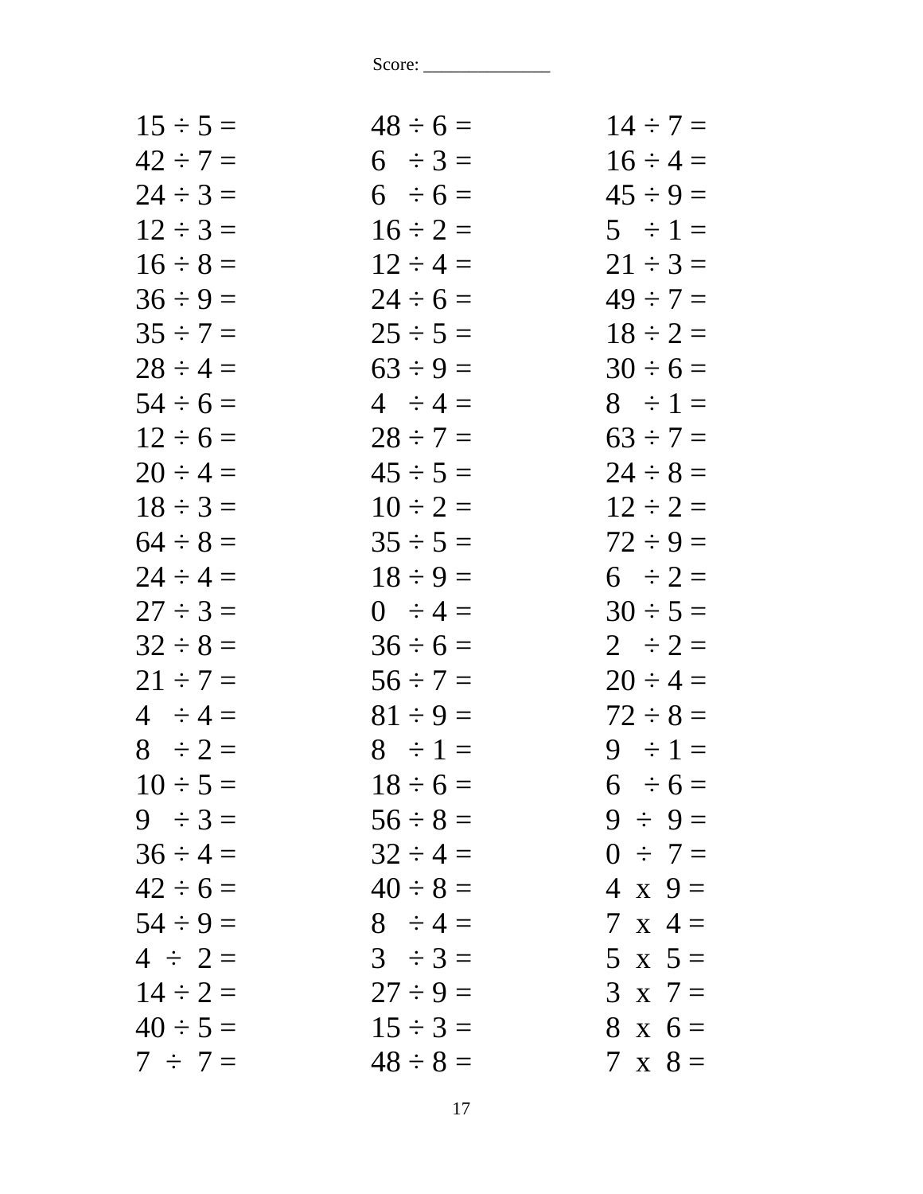Score: _____________

| | | |
|---|---|---|
| 15 ÷ 5 = | 48 ÷ 6 = | 14 ÷ 7 = |
| 42 ÷ 7 = | 6 ÷ 3 = | 16 ÷ 4 = |
| 24 ÷ 3 = | 6 ÷ 6 = | 45 ÷ 9 = |
| 12 ÷ 3 = | 16 ÷ 2 = | 5 ÷ 1 = |
| 16 ÷ 8 = | 12 ÷ 4 = | 21 ÷ 3 = |
| 36 ÷ 9 = | 24 ÷ 6 = | 49 ÷ 7 = |
| 35 ÷ 7 = | 25 ÷ 5 = | 18 ÷ 2 = |
| 28 ÷ 4 = | 63 ÷ 9 = | 30 ÷ 6 = |
| 54 ÷ 6 = | 4 ÷ 4 = | 8 ÷ 1 = |
| 12 ÷ 6 = | 28 ÷ 7 = | 63 ÷ 7 = |
| 20 ÷ 4 = | 45 ÷ 5 = | 24 ÷ 8 = |
| 18 ÷ 3 = | 10 ÷ 2 = | 12 ÷ 2 = |
| 64 ÷ 8 = | 35 ÷ 5 = | 72 ÷ 9 = |
| 24 ÷ 4 = | 18 ÷ 9 = | 6 ÷ 2 = |
| 27 ÷ 3 = | 0 ÷ 4 = | 30 ÷ 5 = |
| 32 ÷ 8 = | 36 ÷ 6 = | 2 ÷ 2 = |
| 21 ÷ 7 = | 56 ÷ 7 = | 20 ÷ 4 = |
| 4 ÷ 4 = | 81 ÷ 9 = | 72 ÷ 8 = |
| 8 ÷ 2 = | 8 ÷ 1 = | 9 ÷ 1 = |
| 10 ÷ 5 = | 18 ÷ 6 = | 6 ÷ 6 = |
| 9 ÷ 3 = | 56 ÷ 8 = | 9 ÷ 9 = |
| 36 ÷ 4 = | 32 ÷ 4 = | 0 ÷ 7 = |
| 42 ÷ 6 = | 40 ÷ 8 = | 4 x 9 = |
| 54 ÷ 9 = | 8 ÷ 4 = | 7 x 4 = |
| 4 ÷ 2 = | 3 ÷ 3 = | 5 x 5 = |
| 14 ÷ 2 = | 27 ÷ 9 = | 3 x 7 = |
| 40 ÷ 5 = | 15 ÷ 3 = | 8 x 6 = |
| 7 ÷ 7 = | 48 ÷ 8 = | 7 x 8 = |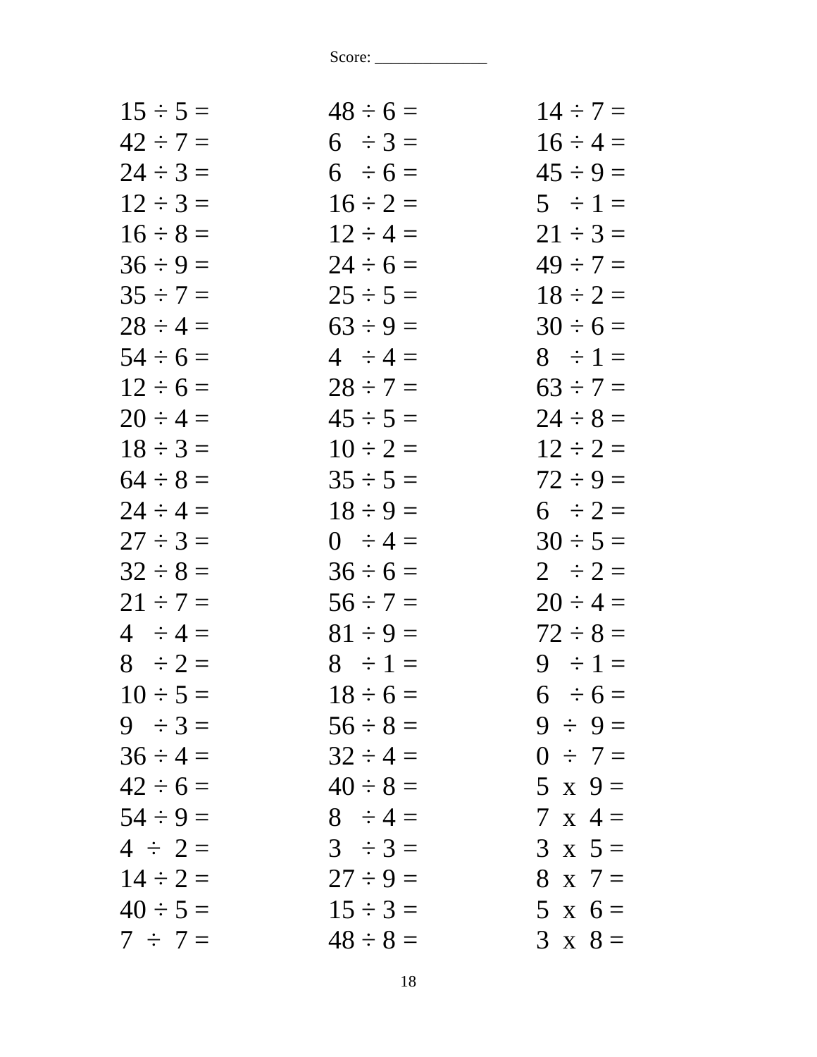Score: _____________

| | | |
|---|---|---|
| 15 ÷ 5 = | 48 ÷ 6 = | 14 ÷ 7 = |
| 42 ÷ 7 = | 6 ÷ 3 = | 16 ÷ 4 = |
| 24 ÷ 3 = | 6 ÷ 6 = | 45 ÷ 9 = |
| 12 ÷ 3 = | 16 ÷ 2 = | 5 ÷ 1 = |
| 16 ÷ 8 = | 12 ÷ 4 = | 21 ÷ 3 = |
| 36 ÷ 9 = | 24 ÷ 6 = | 49 ÷ 7 = |
| 35 ÷ 7 = | 25 ÷ 5 = | 18 ÷ 2 = |
| 28 ÷ 4 = | 63 ÷ 9 = | 30 ÷ 6 = |
| 54 ÷ 6 = | 4 ÷ 4 = | 8 ÷ 1 = |
| 12 ÷ 6 = | 28 ÷ 7 = | 63 ÷ 7 = |
| 20 ÷ 4 = | 45 ÷ 5 = | 24 ÷ 8 = |
| 18 ÷ 3 = | 10 ÷ 2 = | 12 ÷ 2 = |
| 64 ÷ 8 = | 35 ÷ 5 = | 72 ÷ 9 = |
| 24 ÷ 4 = | 18 ÷ 9 = | 6 ÷ 2 = |
| 27 ÷ 3 = | 0 ÷ 4 = | 30 ÷ 5 = |
| 32 ÷ 8 = | 36 ÷ 6 = | 2 ÷ 2 = |
| 21 ÷ 7 = | 56 ÷ 7 = | 20 ÷ 4 = |
| 4 ÷ 4 = | 81 ÷ 9 = | 72 ÷ 8 = |
| 8 ÷ 2 = | 8 ÷ 1 = | 9 ÷ 1 = |
| 10 ÷ 5 = | 18 ÷ 6 = | 6 ÷ 6 = |
| 9 ÷ 3 = | 56 ÷ 8 = | 9 ÷ 9 = |
| 36 ÷ 4 = | 32 ÷ 4 = | 0 ÷ 7 = |
| 42 ÷ 6 = | 40 ÷ 8 = | 5 x 9 = |
| 54 ÷ 9 = | 8 ÷ 4 = | 7 x 4 = |
| 4 ÷ 2 = | 3 ÷ 3 = | 3 x 5 = |
| 14 ÷ 2 = | 27 ÷ 9 = | 8 x 7 = |
| 40 ÷ 5 = | 15 ÷ 3 = | 5 x 6 = |
| 7 ÷ 7 = | 48 ÷ 8 = | 3 x 8 = |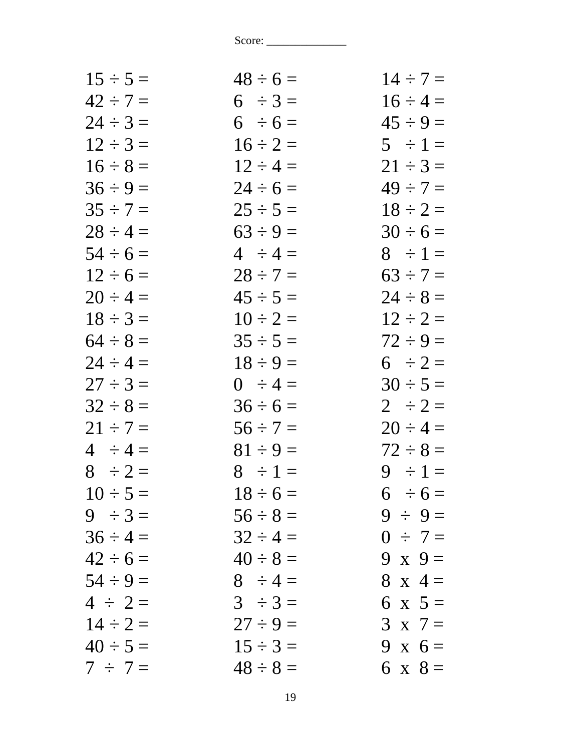Score: _____________

| | | |
|---|---|---|
| 15 ÷ 5 = | 48 ÷ 6 = | 14 ÷ 7 = |
| 42 ÷ 7 = | 6 ÷ 3 = | 16 ÷ 4 = |
| 24 ÷ 3 = | 6 ÷ 6 = | 45 ÷ 9 = |
| 12 ÷ 3 = | 16 ÷ 2 = | 5 ÷ 1 = |
| 16 ÷ 8 = | 12 ÷ 4 = | 21 ÷ 3 = |
| 36 ÷ 9 = | 24 ÷ 6 = | 49 ÷ 7 = |
| 35 ÷ 7 = | 25 ÷ 5 = | 18 ÷ 2 = |
| 28 ÷ 4 = | 63 ÷ 9 = | 30 ÷ 6 = |
| 54 ÷ 6 = | 4 ÷ 4 = | 8 ÷ 1 = |
| 12 ÷ 6 = | 28 ÷ 7 = | 63 ÷ 7 = |
| 20 ÷ 4 = | 45 ÷ 5 = | 24 ÷ 8 = |
| 18 ÷ 3 = | 10 ÷ 2 = | 12 ÷ 2 = |
| 64 ÷ 8 = | 35 ÷ 5 = | 72 ÷ 9 = |
| 24 ÷ 4 = | 18 ÷ 9 = | 6 ÷ 2 = |
| 27 ÷ 3 = | 0 ÷ 4 = | 30 ÷ 5 = |
| 32 ÷ 8 = | 36 ÷ 6 = | 2 ÷ 2 = |
| 21 ÷ 7 = | 56 ÷ 7 = | 20 ÷ 4 = |
| 4 ÷ 4 = | 81 ÷ 9 = | 72 ÷ 8 = |
| 8 ÷ 2 = | 8 ÷ 1 = | 9 ÷ 1 = |
| 10 ÷ 5 = | 18 ÷ 6 = | 6 ÷ 6 = |
| 9 ÷ 3 = | 56 ÷ 8 = | 9 ÷ 9 = |
| 36 ÷ 4 = | 32 ÷ 4 = | 0 ÷ 7 = |
| 42 ÷ 6 = | 40 ÷ 8 = | 9 x 9 = |
| 54 ÷ 9 = | 8 ÷ 4 = | 8 x 4 = |
| 4 ÷ 2 = | 3 ÷ 3 = | 6 x 5 = |
| 14 ÷ 2 = | 27 ÷ 9 = | 3 x 7 = |
| 40 ÷ 5 = | 15 ÷ 3 = | 9 x 6 = |
| 7 ÷ 7 = | 48 ÷ 8 = | 6 x 8 = |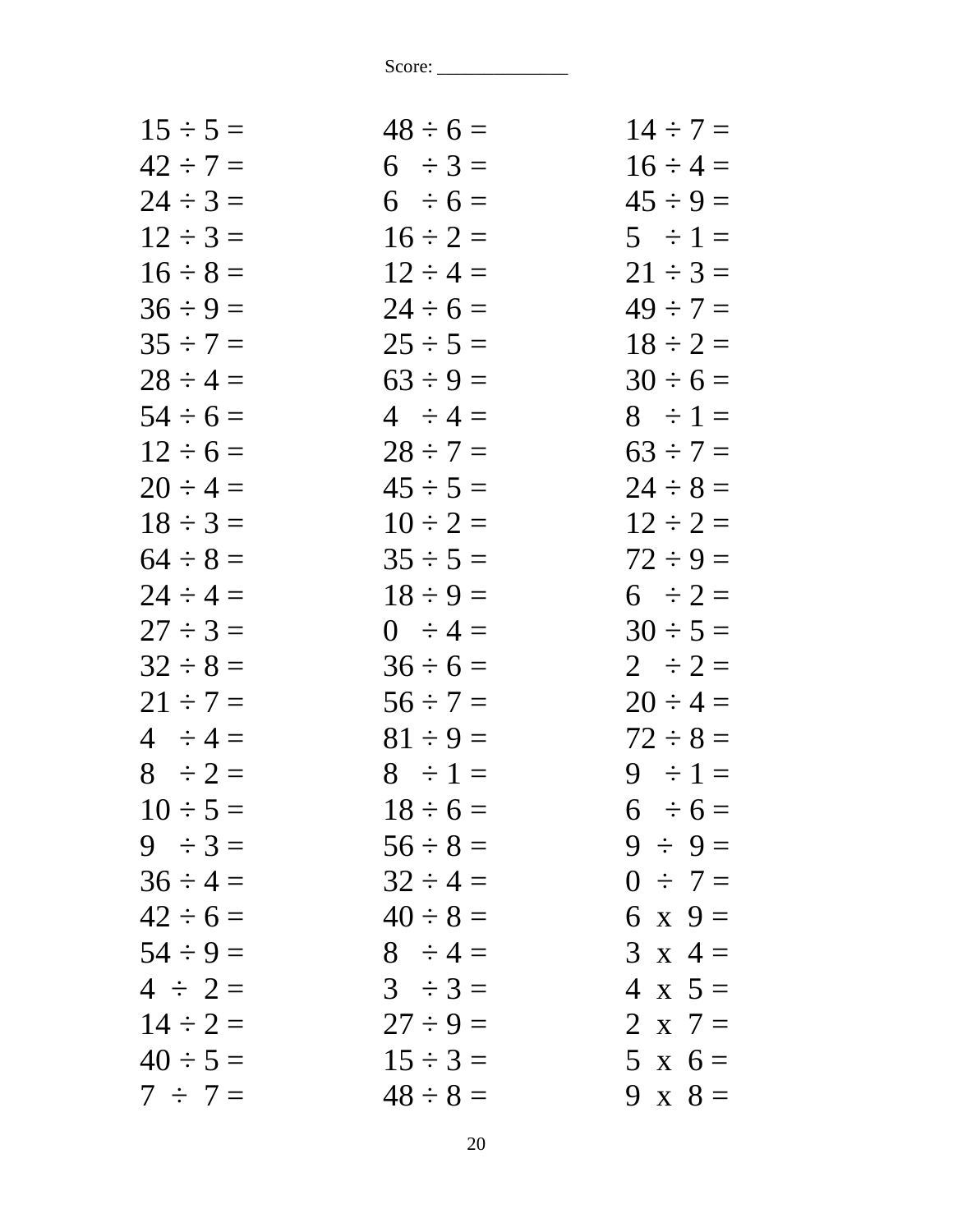Score: ______________

| | | |
|---|---|---|
| 15 ÷ 5 = | 48 ÷ 6 = | 14 ÷ 7 = |
| 42 ÷ 7 = | 6 ÷ 3 = | 16 ÷ 4 = |
| 24 ÷ 3 = | 6 ÷ 6 = | 45 ÷ 9 = |
| 12 ÷ 3 = | 16 ÷ 2 = | 5 ÷ 1 = |
| 16 ÷ 8 = | 12 ÷ 4 = | 21 ÷ 3 = |
| 36 ÷ 9 = | 24 ÷ 6 = | 49 ÷ 7 = |
| 35 ÷ 7 = | 25 ÷ 5 = | 18 ÷ 2 = |
| 28 ÷ 4 = | 63 ÷ 9 = | 30 ÷ 6 = |
| 54 ÷ 6 = | 4 ÷ 4 = | 8 ÷ 1 = |
| 12 ÷ 6 = | 28 ÷ 7 = | 63 ÷ 7 = |
| 20 ÷ 4 = | 45 ÷ 5 = | 24 ÷ 8 = |
| 18 ÷ 3 = | 10 ÷ 2 = | 12 ÷ 2 = |
| 64 ÷ 8 = | 35 ÷ 5 = | 72 ÷ 9 = |
| 24 ÷ 4 = | 18 ÷ 9 = | 6 ÷ 2 = |
| 27 ÷ 3 = | 0 ÷ 4 = | 30 ÷ 5 = |
| 32 ÷ 8 = | 36 ÷ 6 = | 2 ÷ 2 = |
| 21 ÷ 7 = | 56 ÷ 7 = | 20 ÷ 4 = |
| 4 ÷ 4 = | 81 ÷ 9 = | 72 ÷ 8 = |
| 8 ÷ 2 = | 8 ÷ 1 = | 9 ÷ 1 = |
| 10 ÷ 5 = | 18 ÷ 6 = | 6 ÷ 6 = |
| 9 ÷ 3 = | 56 ÷ 8 = | 9 ÷ 9 = |
| 36 ÷ 4 = | 32 ÷ 4 = | 0 ÷ 7 = |
| 42 ÷ 6 = | 40 ÷ 8 = | 6 x 9 = |
| 54 ÷ 9 = | 8 ÷ 4 = | 3 x 4 = |
| 4 ÷ 2 = | 3 ÷ 3 = | 4 x 5 = |
| 14 ÷ 2 = | 27 ÷ 9 = | 2 x 7 = |
| 40 ÷ 5 = | 15 ÷ 3 = | 5 x 6 = |
| 7 ÷ 7 = | 48 ÷ 8 = | 9 x 8 = |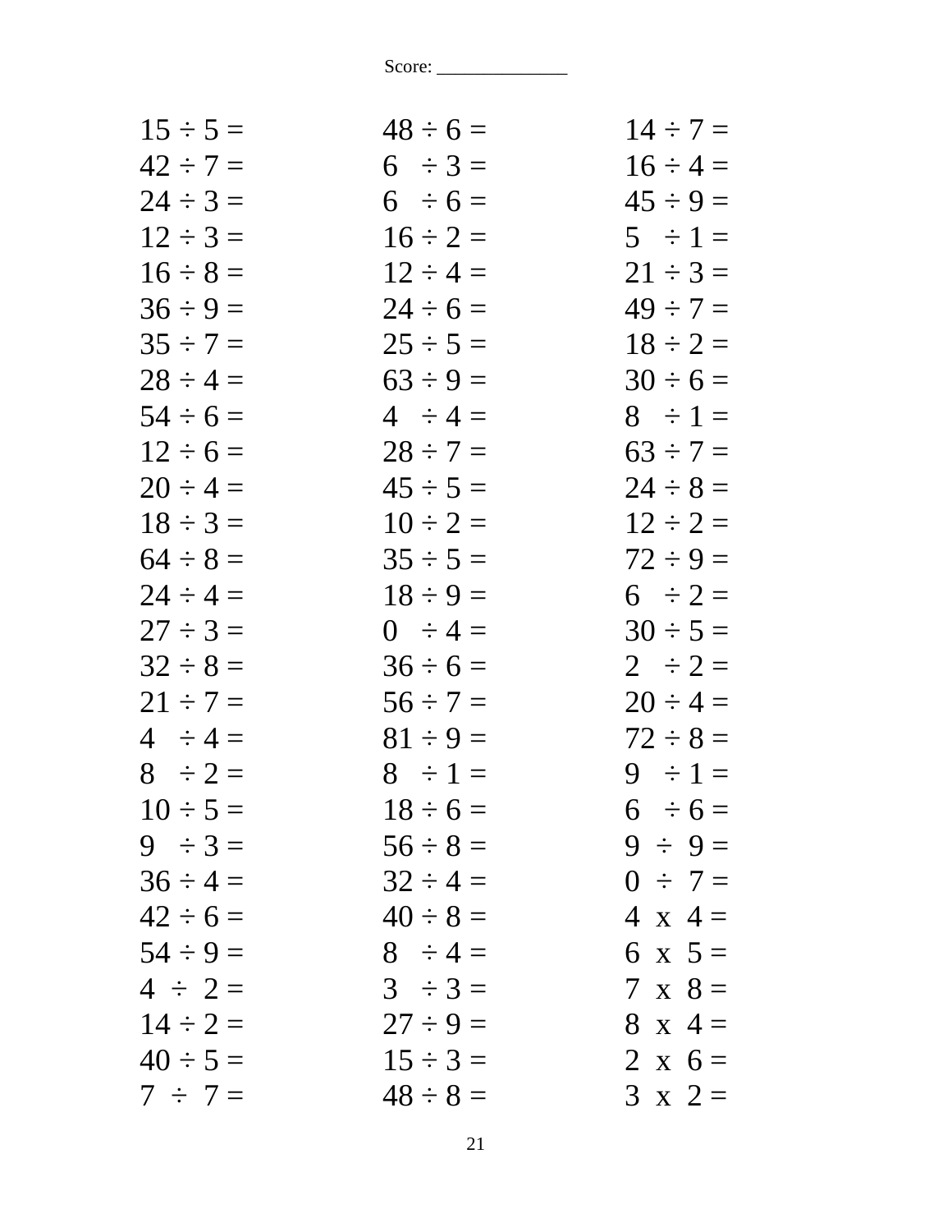Score: ______________

| | | |
|---|---|---|
| 15 ÷ 5 = | 48 ÷ 6 = | 14 ÷ 7 = |
| 42 ÷ 7 = | 6 ÷ 3 = | 16 ÷ 4 = |
| 24 ÷ 3 = | 6 ÷ 6 = | 45 ÷ 9 = |
| 12 ÷ 3 = | 16 ÷ 2 = | 5 ÷ 1 = |
| 16 ÷ 8 = | 12 ÷ 4 = | 21 ÷ 3 = |
| 36 ÷ 9 = | 24 ÷ 6 = | 49 ÷ 7 = |
| 35 ÷ 7 = | 25 ÷ 5 = | 18 ÷ 2 = |
| 28 ÷ 4 = | 63 ÷ 9 = | 30 ÷ 6 = |
| 54 ÷ 6 = | 4 ÷ 4 = | 8 ÷ 1 = |
| 12 ÷ 6 = | 28 ÷ 7 = | 63 ÷ 7 = |
| 20 ÷ 4 = | 45 ÷ 5 = | 24 ÷ 8 = |
| 18 ÷ 3 = | 10 ÷ 2 = | 12 ÷ 2 = |
| 64 ÷ 8 = | 35 ÷ 5 = | 72 ÷ 9 = |
| 24 ÷ 4 = | 18 ÷ 9 = | 6 ÷ 2 = |
| 27 ÷ 3 = | 0 ÷ 4 = | 30 ÷ 5 = |
| 32 ÷ 8 = | 36 ÷ 6 = | 2 ÷ 2 = |
| 21 ÷ 7 = | 56 ÷ 7 = | 20 ÷ 4 = |
| 4 ÷ 4 = | 81 ÷ 9 = | 72 ÷ 8 = |
| 8 ÷ 2 = | 8 ÷ 1 = | 9 ÷ 1 = |
| 10 ÷ 5 = | 18 ÷ 6 = | 6 ÷ 6 = |
| 9 ÷ 3 = | 56 ÷ 8 = | 9 ÷ 9 = |
| 36 ÷ 4 = | 32 ÷ 4 = | 0 ÷ 7 = |
| 42 ÷ 6 = | 40 ÷ 8 = | 4 x 4 = |
| 54 ÷ 9 = | 8 ÷ 4 = | 6 x 5 = |
| 4 ÷ 2 = | 3 ÷ 3 = | 7 x 8 = |
| 14 ÷ 2 = | 27 ÷ 9 = | 8 x 4 = |
| 40 ÷ 5 = | 15 ÷ 3 = | 2 x 6 = |
| 7 ÷ 7 = | 48 ÷ 8 = | 3 x 2 = |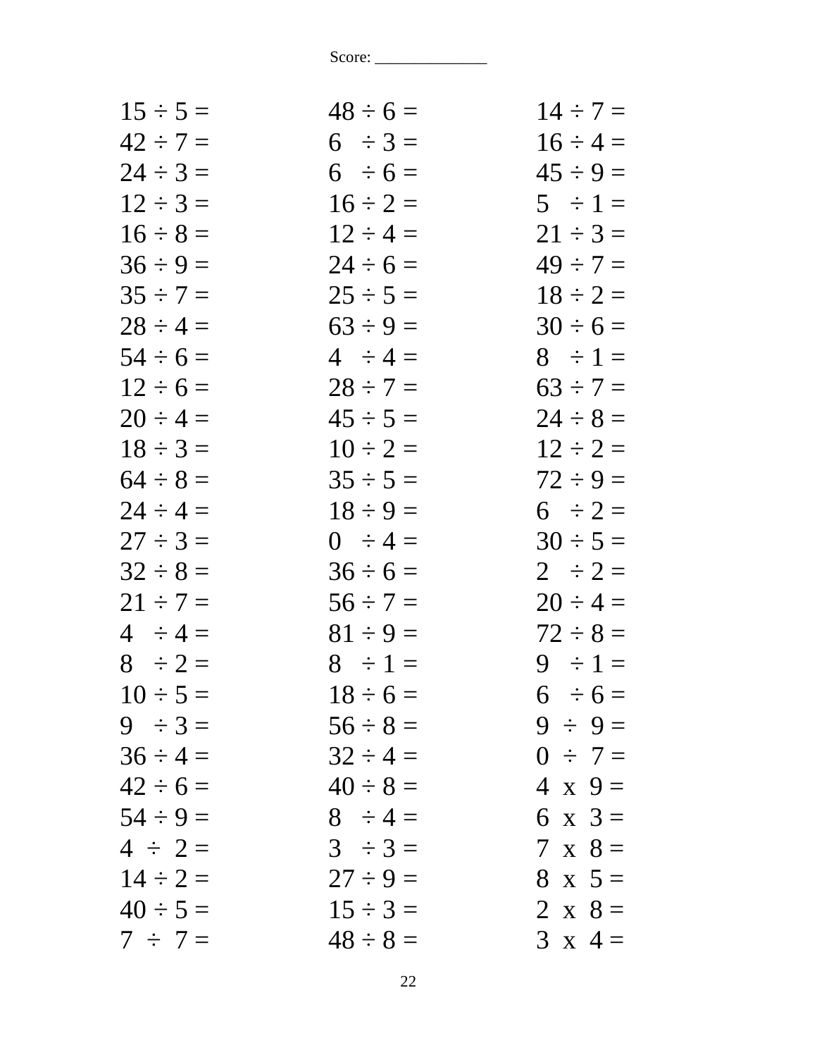Score: _____________

| | | |
|---|---|---|
| 15 ÷ 5 = | 48 ÷ 6 = | 14 ÷ 7 = |
| 42 ÷ 7 = | 6 ÷ 3 = | 16 ÷ 4 = |
| 24 ÷ 3 = | 6 ÷ 6 = | 45 ÷ 9 = |
| 12 ÷ 3 = | 16 ÷ 2 = | 5 ÷ 1 = |
| 16 ÷ 8 = | 12 ÷ 4 = | 21 ÷ 3 = |
| 36 ÷ 9 = | 24 ÷ 6 = | 49 ÷ 7 = |
| 35 ÷ 7 = | 25 ÷ 5 = | 18 ÷ 2 = |
| 28 ÷ 4 = | 63 ÷ 9 = | 30 ÷ 6 = |
| 54 ÷ 6 = | 4 ÷ 4 = | 8 ÷ 1 = |
| 12 ÷ 6 = | 28 ÷ 7 = | 63 ÷ 7 = |
| 20 ÷ 4 = | 45 ÷ 5 = | 24 ÷ 8 = |
| 18 ÷ 3 = | 10 ÷ 2 = | 12 ÷ 2 = |
| 64 ÷ 8 = | 35 ÷ 5 = | 72 ÷ 9 = |
| 24 ÷ 4 = | 18 ÷ 9 = | 6 ÷ 2 = |
| 27 ÷ 3 = | 0 ÷ 4 = | 30 ÷ 5 = |
| 32 ÷ 8 = | 36 ÷ 6 = | 2 ÷ 2 = |
| 21 ÷ 7 = | 56 ÷ 7 = | 20 ÷ 4 = |
| 4 ÷ 4 = | 81 ÷ 9 = | 72 ÷ 8 = |
| 8 ÷ 2 = | 8 ÷ 1 = | 9 ÷ 1 = |
| 10 ÷ 5 = | 18 ÷ 6 = | 6 ÷ 6 = |
| 9 ÷ 3 = | 56 ÷ 8 = | 9 ÷ 9 = |
| 36 ÷ 4 = | 32 ÷ 4 = | 0 ÷ 7 = |
| 42 ÷ 6 = | 40 ÷ 8 = | 4 x 9 = |
| 54 ÷ 9 = | 8 ÷ 4 = | 6 x 3 = |
| 4 ÷ 2 = | 3 ÷ 3 = | 7 x 8 = |
| 14 ÷ 2 = | 27 ÷ 9 = | 8 x 5 = |
| 40 ÷ 5 = | 15 ÷ 3 = | 2 x 8 = |
| 7 ÷ 7 = | 48 ÷ 8 = | 3 x 4 = |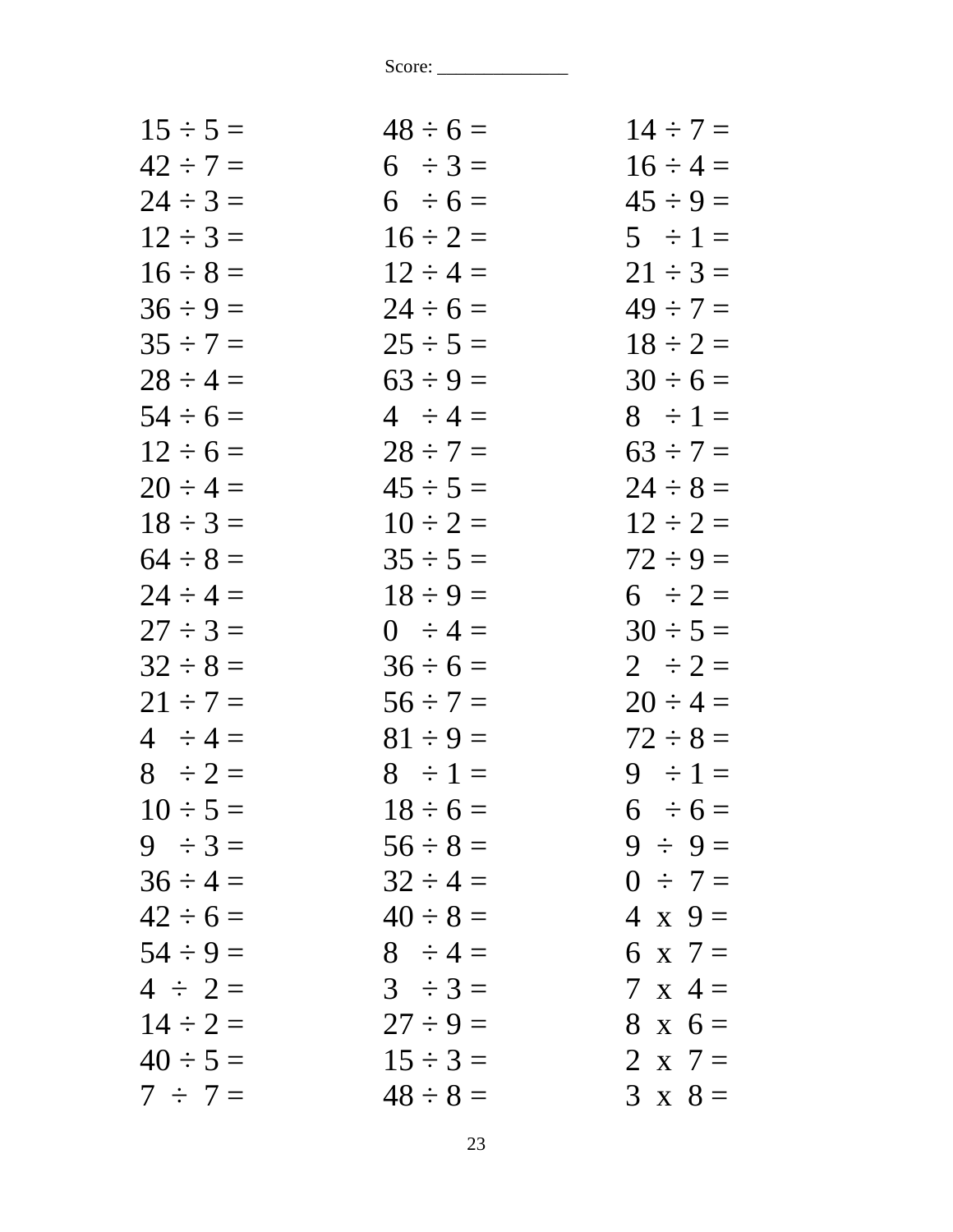Score: ______________

| | | |
|---|---|---|
| $15 \div 5 =$ | $48 \div 6 =$ | $14 \div 7 =$ |
| $42 \div 7 =$ | $6 \div 3 =$ | $16 \div 4 =$ |
| $24 \div 3 =$ | $6 \div 6 =$ | $45 \div 9 =$ |
| $12 \div 3 =$ | $16 \div 2 =$ | $5 \div 1 =$ |
| $16 \div 8 =$ | $12 \div 4 =$ | $21 \div 3 =$ |
| $36 \div 9 =$ | $24 \div 6 =$ | $49 \div 7 =$ |
| $35 \div 7 =$ | $25 \div 5 =$ | $18 \div 2 =$ |
| $28 \div 4 =$ | $63 \div 9 =$ | $30 \div 6 =$ |
| $54 \div 6 =$ | $4 \div 4 =$ | $8 \div 1 =$ |
| $12 \div 6 =$ | $28 \div 7 =$ | $63 \div 7 =$ |
| $20 \div 4 =$ | $45 \div 5 =$ | $24 \div 8 =$ |
| $18 \div 3 =$ | $10 \div 2 =$ | $12 \div 2 =$ |
| $64 \div 8 =$ | $35 \div 5 =$ | $72 \div 9 =$ |
| $24 \div 4 =$ | $18 \div 9 =$ | $6 \div 2 =$ |
| $27 \div 3 =$ | $0 \div 4 =$ | $30 \div 5 =$ |
| $32 \div 8 =$ | $36 \div 6 =$ | $2 \div 2 =$ |
| $21 \div 7 =$ | $56 \div 7 =$ | $20 \div 4 =$ |
| $4 \div 4 =$ | $81 \div 9 =$ | $72 \div 8 =$ |
| $8 \div 2 =$ | $8 \div 1 =$ | $9 \div 1 =$ |
| $10 \div 5 =$ | $18 \div 6 =$ | $6 \div 6 =$ |
| $9 \div 3 =$ | $56 \div 8 =$ | $9 \div 9 =$ |
| $36 \div 4 =$ | $32 \div 4 =$ | $0 \div 7 =$ |
| $42 \div 6 =$ | $40 \div 8 =$ | $4 \times 9 =$ |
| $54 \div 9 =$ | $8 \div 4 =$ | $6 \times 7 =$ |
| $4 \div 2 =$ | $3 \div 3 =$ | $7 \times 4 =$ |
| $14 \div 2 =$ | $27 \div 9 =$ | $8 \times 6 =$ |
| $40 \div 5 =$ | $15 \div 3 =$ | $2 \times 7 =$ |
| $7 \div 7 =$ | $48 \div 8 =$ | $3 \times 8 =$ |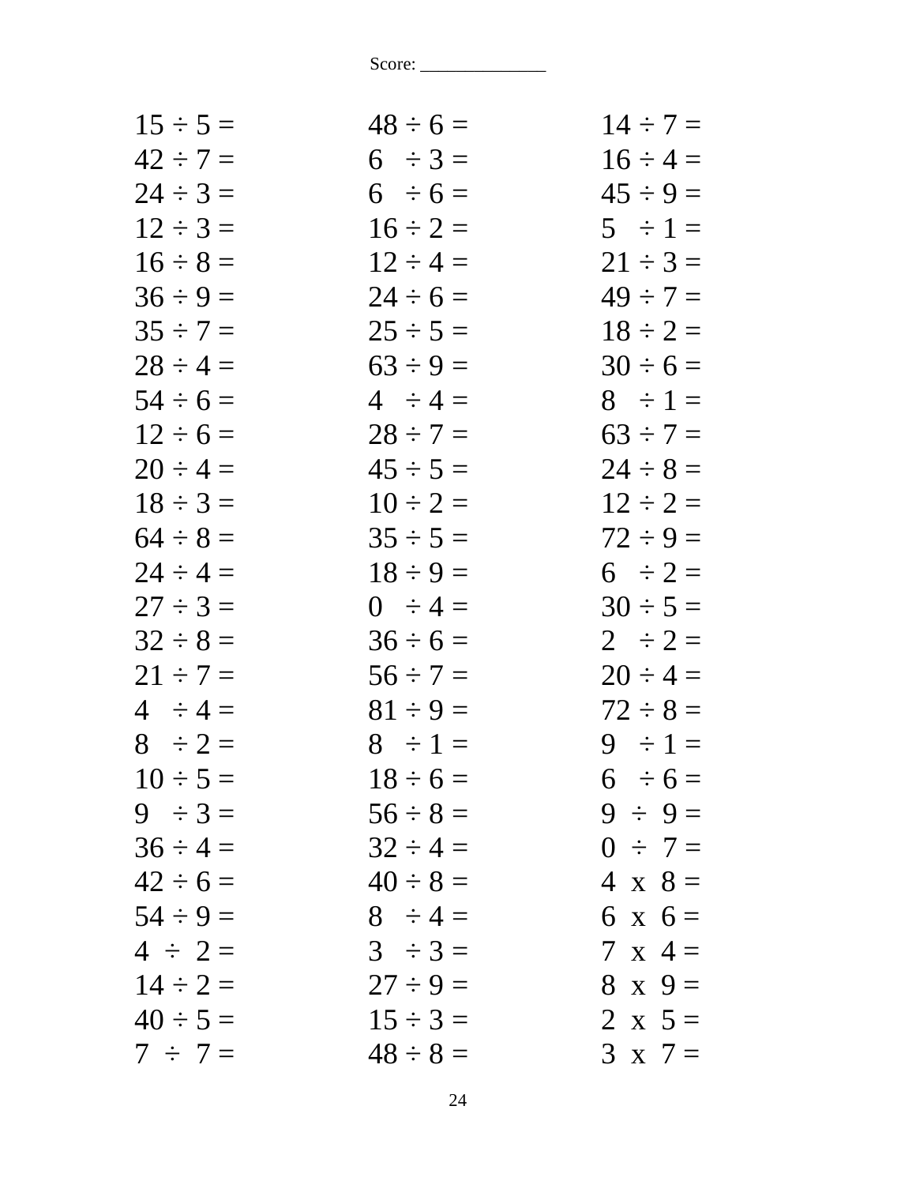Score: ______________

| | | |
|---|---|---|
| $15 \div 5 =$ | $48 \div 6 =$ | $14 \div 7 =$ |
| $42 \div 7 =$ | $6 \div 3 =$ | $16 \div 4 =$ |
| $24 \div 3 =$ | $6 \div 6 =$ | $45 \div 9 =$ |
| $12 \div 3 =$ | $16 \div 2 =$ | $5 \div 1 =$ |
| $16 \div 8 =$ | $12 \div 4 =$ | $21 \div 3 =$ |
| $36 \div 9 =$ | $24 \div 6 =$ | $49 \div 7 =$ |
| $35 \div 7 =$ | $25 \div 5 =$ | $18 \div 2 =$ |
| $28 \div 4 =$ | $63 \div 9 =$ | $30 \div 6 =$ |
| $54 \div 6 =$ | $4 \div 4 =$ | $8 \div 1 =$ |
| $12 \div 6 =$ | $28 \div 7 =$ | $63 \div 7 =$ |
| $20 \div 4 =$ | $45 \div 5 =$ | $24 \div 8 =$ |
| $18 \div 3 =$ | $10 \div 2 =$ | $12 \div 2 =$ |
| $64 \div 8 =$ | $35 \div 5 =$ | $72 \div 9 =$ |
| $24 \div 4 =$ | $18 \div 9 =$ | $6 \div 2 =$ |
| $27 \div 3 =$ | $0 \div 4 =$ | $30 \div 5 =$ |
| $32 \div 8 =$ | $36 \div 6 =$ | $2 \div 2 =$ |
| $21 \div 7 =$ | $56 \div 7 =$ | $20 \div 4 =$ |
| $4 \div 4 =$ | $81 \div 9 =$ | $72 \div 8 =$ |
| $8 \div 2 =$ | $8 \div 1 =$ | $9 \div 1 =$ |
| $10 \div 5 =$ | $18 \div 6 =$ | $6 \div 6 =$ |
| $9 \div 3 =$ | $56 \div 8 =$ | $9 \div 9 =$ |
| $36 \div 4 =$ | $32 \div 4 =$ | $0 \div 7 =$ |
| $42 \div 6 =$ | $40 \div 8 =$ | $4 \times 8 =$ |
| $54 \div 9 =$ | $8 \div 4 =$ | $6 \times 6 =$ |
| $4 \div 2 =$ | $3 \div 3 =$ | $7 \times 4 =$ |
| $14 \div 2 =$ | $27 \div 9 =$ | $8 \times 9 =$ |
| $40 \div 5 =$ | $15 \div 3 =$ | $2 \times 5 =$ |
| $7 \div 7 =$ | $48 \div 8 =$ | $3 \times 7 =$ |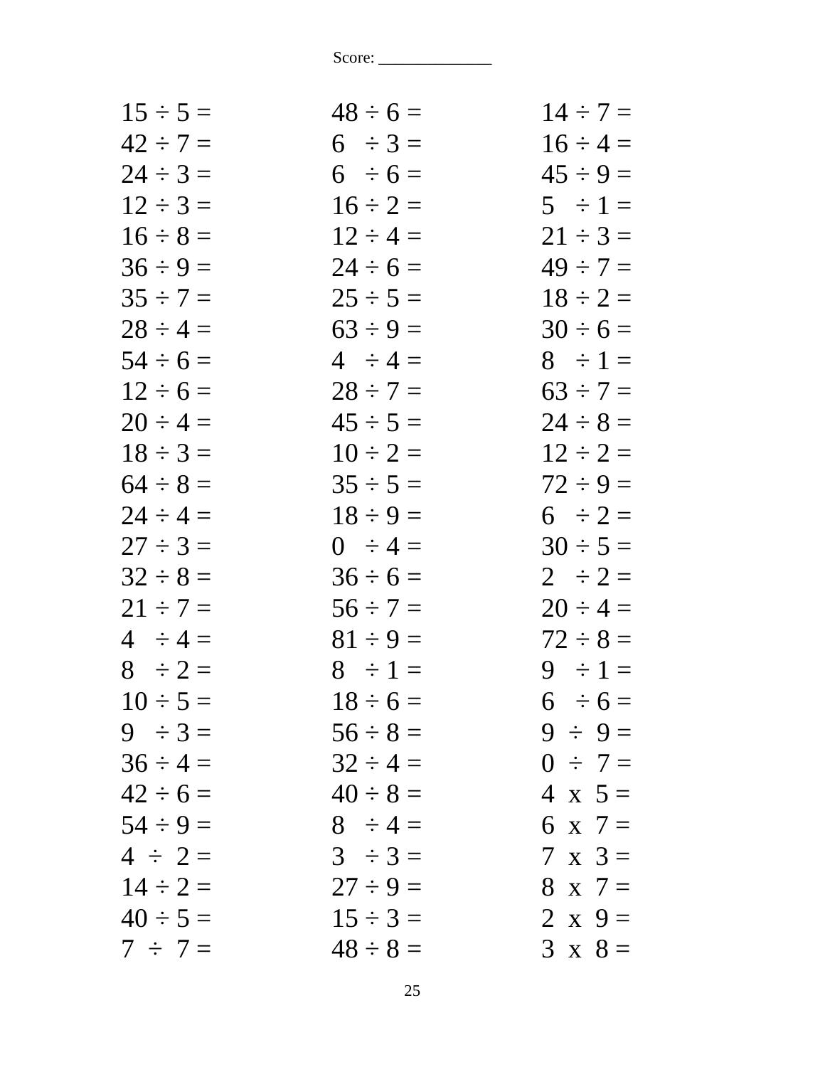Score: ______________

| | | |
|---|---|---|
| $15 \div 5 =$ | $48 \div 6 =$ | $14 \div 7 =$ |
| $42 \div 7 =$ | $6 \div 3 =$ | $16 \div 4 =$ |
| $24 \div 3 =$ | $6 \div 6 =$ | $45 \div 9 =$ |
| $12 \div 3 =$ | $16 \div 2 =$ | $5 \div 1 =$ |
| $16 \div 8 =$ | $12 \div 4 =$ | $21 \div 3 =$ |
| $36 \div 9 =$ | $24 \div 6 =$ | $49 \div 7 =$ |
| $35 \div 7 =$ | $25 \div 5 =$ | $18 \div 2 =$ |
| $28 \div 4 =$ | $63 \div 9 =$ | $30 \div 6 =$ |
| $54 \div 6 =$ | $4 \div 4 =$ | $8 \div 1 =$ |
| $12 \div 6 =$ | $28 \div 7 =$ | $63 \div 7 =$ |
| $20 \div 4 =$ | $45 \div 5 =$ | $24 \div 8 =$ |
| $18 \div 3 =$ | $10 \div 2 =$ | $12 \div 2 =$ |
| $64 \div 8 =$ | $35 \div 5 =$ | $72 \div 9 =$ |
| $24 \div 4 =$ | $18 \div 9 =$ | $6 \div 2 =$ |
| $27 \div 3 =$ | $0 \div 4 =$ | $30 \div 5 =$ |
| $32 \div 8 =$ | $36 \div 6 =$ | $2 \div 2 =$ |
| $21 \div 7 =$ | $56 \div 7 =$ | $20 \div 4 =$ |
| $4 \div 4 =$ | $81 \div 9 =$ | $72 \div 8 =$ |
| $8 \div 2 =$ | $8 \div 1 =$ | $9 \div 1 =$ |
| $10 \div 5 =$ | $18 \div 6 =$ | $6 \div 6 =$ |
| $9 \div 3 =$ | $56 \div 8 =$ | $9 \div 9 =$ |
| $36 \div 4 =$ | $32 \div 4 =$ | $0 \div 7 =$ |
| $42 \div 6 =$ | $40 \div 8 =$ | $4 \times 5 =$ |
| $54 \div 9 =$ | $8 \div 4 =$ | $6 \times 7 =$ |
| $4 \div 2 =$ | $3 \div 3 =$ | $7 \times 3 =$ |
| $14 \div 2 =$ | $27 \div 9 =$ | $8 \times 7 =$ |
| $40 \div 5 =$ | $15 \div 3 =$ | $2 \times 9 =$ |
| $7 \div 7 =$ | $48 \div 8 =$ | $3 \times 8 =$ |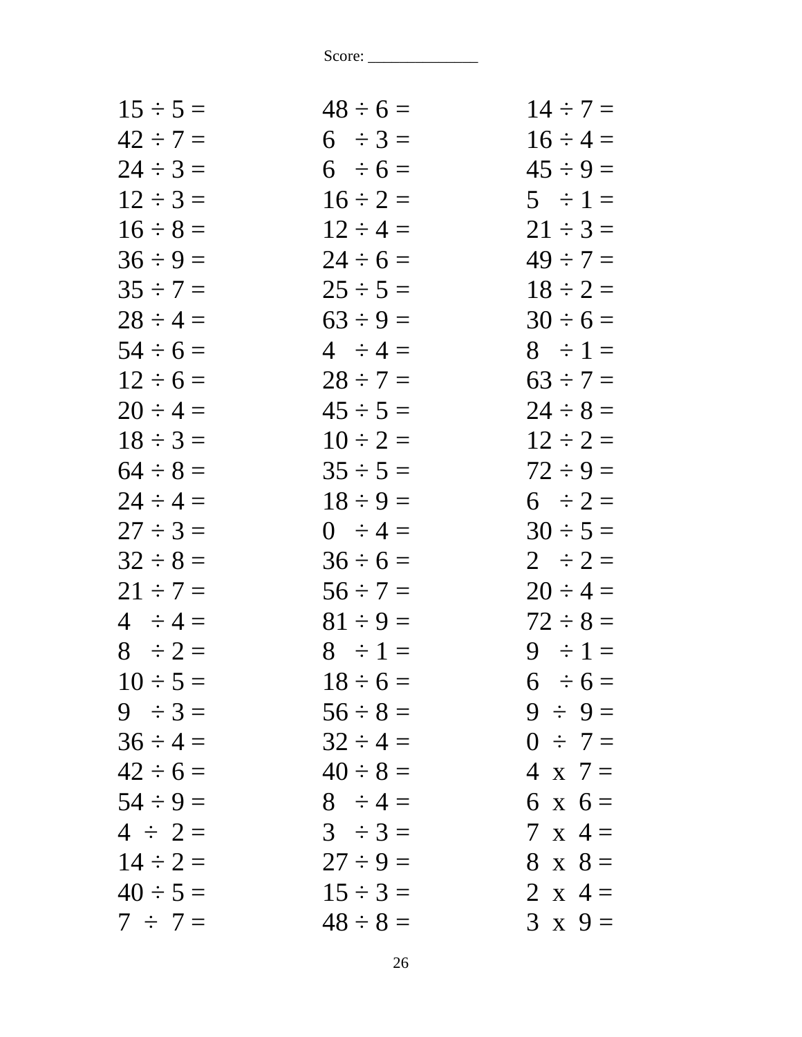Score: ______________

| | | |
|---|---|---|
| $15 \div 5 =$ | $48 \div 6 =$ | $14 \div 7 =$ |
| $42 \div 7 =$ | $6 \div 3 =$ | $16 \div 4 =$ |
| $24 \div 3 =$ | $6 \div 6 =$ | $45 \div 9 =$ |
| $12 \div 3 =$ | $16 \div 2 =$ | $5 \div 1 =$ |
| $16 \div 8 =$ | $12 \div 4 =$ | $21 \div 3 =$ |
| $36 \div 9 =$ | $24 \div 6 =$ | $49 \div 7 =$ |
| $35 \div 7 =$ | $25 \div 5 =$ | $18 \div 2 =$ |
| $28 \div 4 =$ | $63 \div 9 =$ | $30 \div 6 =$ |
| $54 \div 6 =$ | $4 \div 4 =$ | $8 \div 1 =$ |
| $12 \div 6 =$ | $28 \div 7 =$ | $63 \div 7 =$ |
| $20 \div 4 =$ | $45 \div 5 =$ | $24 \div 8 =$ |
| $18 \div 3 =$ | $10 \div 2 =$ | $12 \div 2 =$ |
| $64 \div 8 =$ | $35 \div 5 =$ | $72 \div 9 =$ |
| $24 \div 4 =$ | $18 \div 9 =$ | $6 \div 2 =$ |
| $27 \div 3 =$ | $0 \div 4 =$ | $30 \div 5 =$ |
| $32 \div 8 =$ | $36 \div 6 =$ | $2 \div 2 =$ |
| $21 \div 7 =$ | $56 \div 7 =$ | $20 \div 4 =$ |
| $4 \div 4 =$ | $81 \div 9 =$ | $72 \div 8 =$ |
| $8 \div 2 =$ | $8 \div 1 =$ | $9 \div 1 =$ |
| $10 \div 5 =$ | $18 \div 6 =$ | $6 \div 6 =$ |
| $9 \div 3 =$ | $56 \div 8 =$ | $9 \div 9 =$ |
| $36 \div 4 =$ | $32 \div 4 =$ | $0 \div 7 =$ |
| $42 \div 6 =$ | $40 \div 8 =$ | $4 \times 7 =$ |
| $54 \div 9 =$ | $8 \div 4 =$ | $6 \times 6 =$ |
| $4 \div 2 =$ | $3 \div 3 =$ | $7 \times 4 =$ |
| $14 \div 2 =$ | $27 \div 9 =$ | $8 \times 8 =$ |
| $40 \div 5 =$ | $15 \div 3 =$ | $2 \times 4 =$ |
| $7 \div 7 =$ | $48 \div 8 =$ | $3 \times 9 =$ |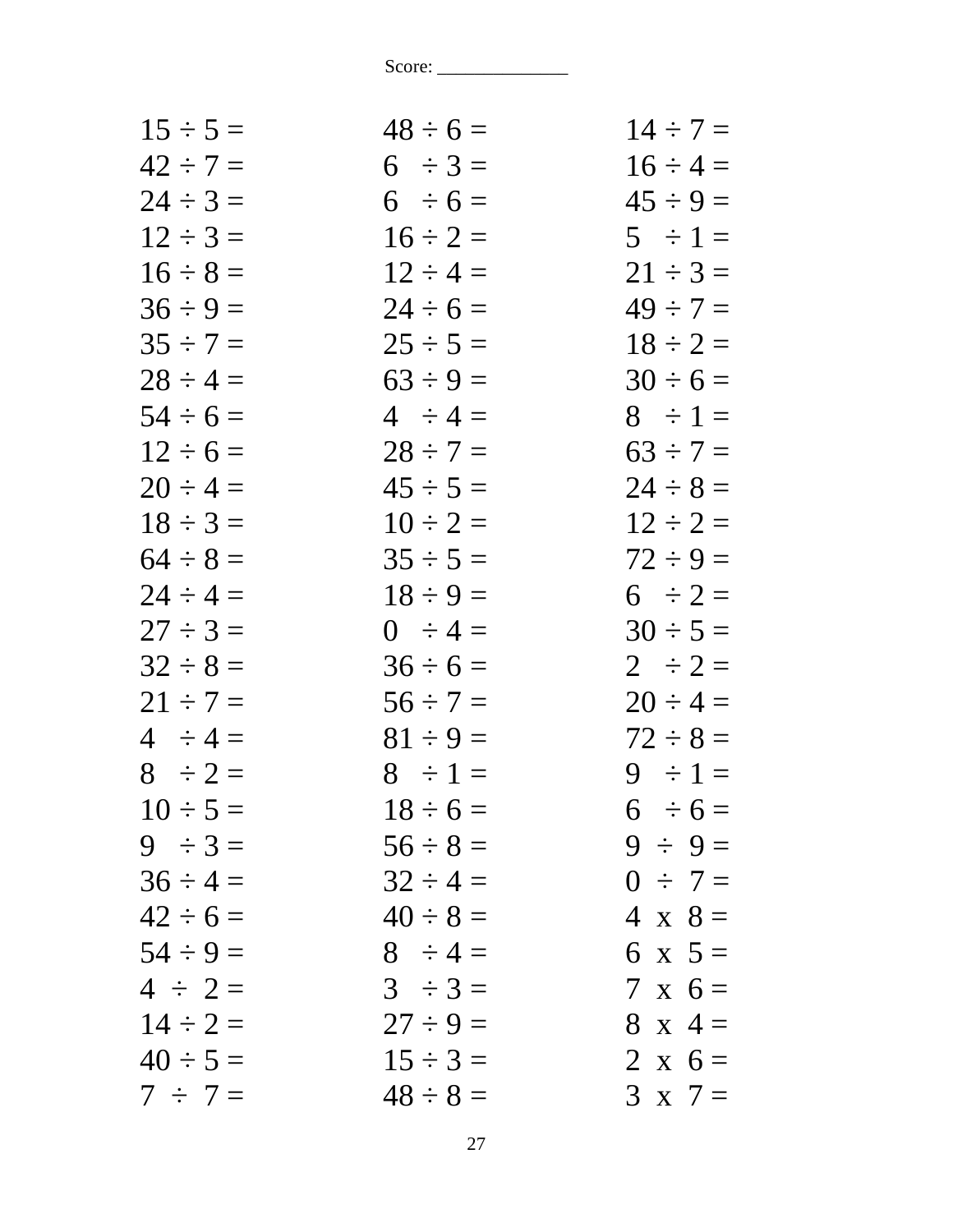Score: _____________

| | | |
|---|---|---|
| 15 ÷ 5 = | 48 ÷ 6 = | 14 ÷ 7 = |
| 42 ÷ 7 = | 6 ÷ 3 = | 16 ÷ 4 = |
| 24 ÷ 3 = | 6 ÷ 6 = | 45 ÷ 9 = |
| 12 ÷ 3 = | 16 ÷ 2 = | 5 ÷ 1 = |
| 16 ÷ 8 = | 12 ÷ 4 = | 21 ÷ 3 = |
| 36 ÷ 9 = | 24 ÷ 6 = | 49 ÷ 7 = |
| 35 ÷ 7 = | 25 ÷ 5 = | 18 ÷ 2 = |
| 28 ÷ 4 = | 63 ÷ 9 = | 30 ÷ 6 = |
| 54 ÷ 6 = | 4 ÷ 4 = | 8 ÷ 1 = |
| 12 ÷ 6 = | 28 ÷ 7 = | 63 ÷ 7 = |
| 20 ÷ 4 = | 45 ÷ 5 = | 24 ÷ 8 = |
| 18 ÷ 3 = | 10 ÷ 2 = | 12 ÷ 2 = |
| 64 ÷ 8 = | 35 ÷ 5 = | 72 ÷ 9 = |
| 24 ÷ 4 = | 18 ÷ 9 = | 6 ÷ 2 = |
| 27 ÷ 3 = | 0 ÷ 4 = | 30 ÷ 5 = |
| 32 ÷ 8 = | 36 ÷ 6 = | 2 ÷ 2 = |
| 21 ÷ 7 = | 56 ÷ 7 = | 20 ÷ 4 = |
| 4 ÷ 4 = | 81 ÷ 9 = | 72 ÷ 8 = |
| 8 ÷ 2 = | 8 ÷ 1 = | 9 ÷ 1 = |
| 10 ÷ 5 = | 18 ÷ 6 = | 6 ÷ 6 = |
| 9 ÷ 3 = | 56 ÷ 8 = | 9 ÷ 9 = |
| 36 ÷ 4 = | 32 ÷ 4 = | 0 ÷ 7 = |
| 42 ÷ 6 = | 40 ÷ 8 = | 4 x 8 = |
| 54 ÷ 9 = | 8 ÷ 4 = | 6 x 5 = |
| 4 ÷ 2 = | 3 ÷ 3 = | 7 x 6 = |
| 14 ÷ 2 = | 27 ÷ 9 = | 8 x 4 = |
| 40 ÷ 5 = | 15 ÷ 3 = | 2 x 6 = |
| 7 ÷ 7 = | 48 ÷ 8 = | 3 x 7 = |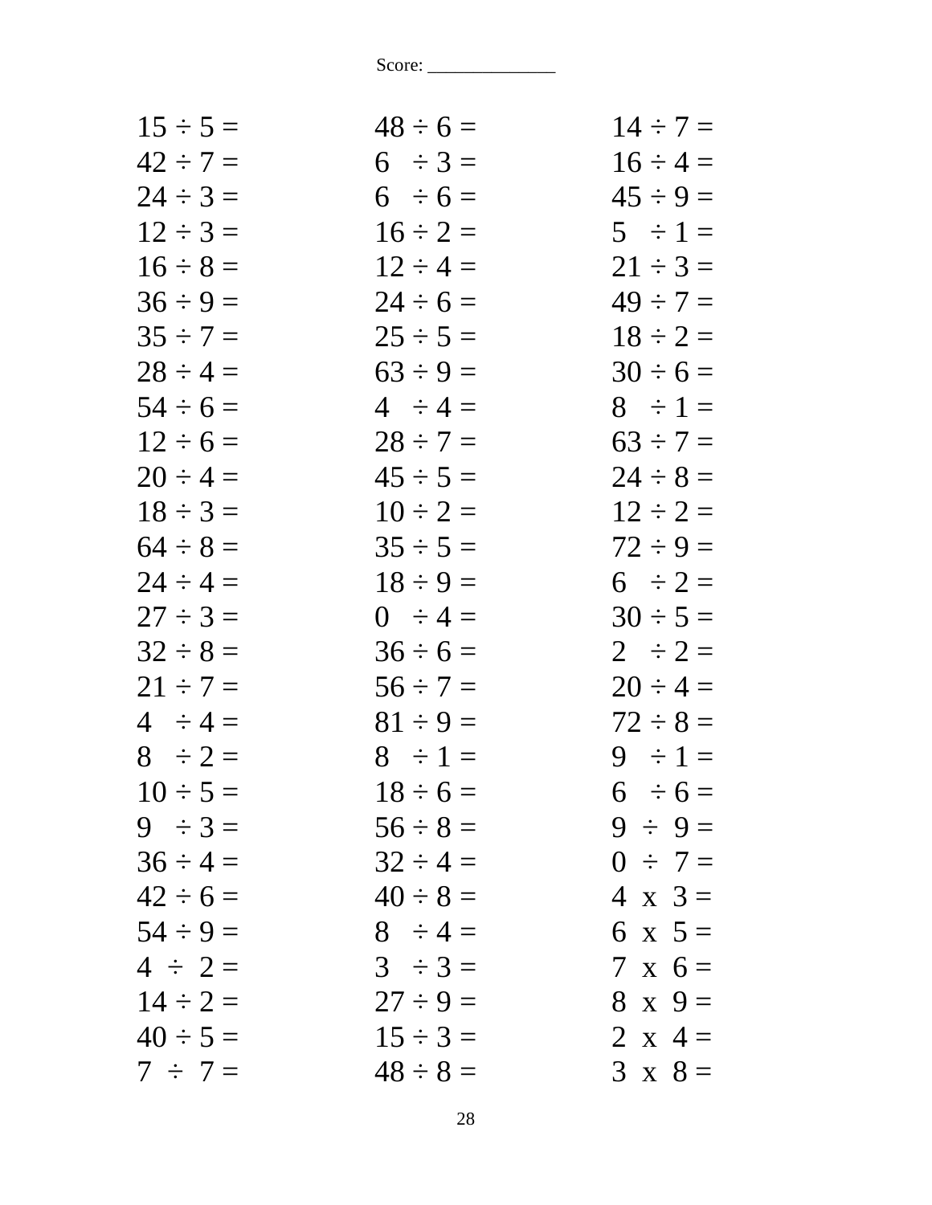Score: ______________

| | | |
|---|---|---|
| $15 \div 5 =$ | $48 \div 6 =$ | $14 \div 7 =$ |
| $42 \div 7 =$ | $6 \div 3 =$ | $16 \div 4 =$ |
| $24 \div 3 =$ | $6 \div 6 =$ | $45 \div 9 =$ |
| $12 \div 3 =$ | $16 \div 2 =$ | $5 \div 1 =$ |
| $16 \div 8 =$ | $12 \div 4 =$ | $21 \div 3 =$ |
| $36 \div 9 =$ | $24 \div 6 =$ | $49 \div 7 =$ |
| $35 \div 7 =$ | $25 \div 5 =$ | $18 \div 2 =$ |
| $28 \div 4 =$ | $63 \div 9 =$ | $30 \div 6 =$ |
| $54 \div 6 =$ | $4 \div 4 =$ | $8 \div 1 =$ |
| $12 \div 6 =$ | $28 \div 7 =$ | $63 \div 7 =$ |
| $20 \div 4 =$ | $45 \div 5 =$ | $24 \div 8 =$ |
| $18 \div 3 =$ | $10 \div 2 =$ | $12 \div 2 =$ |
| $64 \div 8 =$ | $35 \div 5 =$ | $72 \div 9 =$ |
| $24 \div 4 =$ | $18 \div 9 =$ | $6 \div 2 =$ |
| $27 \div 3 =$ | $0 \div 4 =$ | $30 \div 5 =$ |
| $32 \div 8 =$ | $36 \div 6 =$ | $2 \div 2 =$ |
| $21 \div 7 =$ | $56 \div 7 =$ | $20 \div 4 =$ |
| $4 \div 4 =$ | $81 \div 9 =$ | $72 \div 8 =$ |
| $8 \div 2 =$ | $8 \div 1 =$ | $9 \div 1 =$ |
| $10 \div 5 =$ | $18 \div 6 =$ | $6 \div 6 =$ |
| $9 \div 3 =$ | $56 \div 8 =$ | $9 \div 9 =$ |
| $36 \div 4 =$ | $32 \div 4 =$ | $0 \div 7 =$ |
| $42 \div 6 =$ | $40 \div 8 =$ | $4 \times 3 =$ |
| $54 \div 9 =$ | $8 \div 4 =$ | $6 \times 5 =$ |
| $4 \div 2 =$ | $3 \div 3 =$ | $7 \times 6 =$ |
| $14 \div 2 =$ | $27 \div 9 =$ | $8 \times 9 =$ |
| $40 \div 5 =$ | $15 \div 3 =$ | $2 \times 4 =$ |
| $7 \div 7 =$ | $48 \div 8 =$ | $3 \times 8 =$ |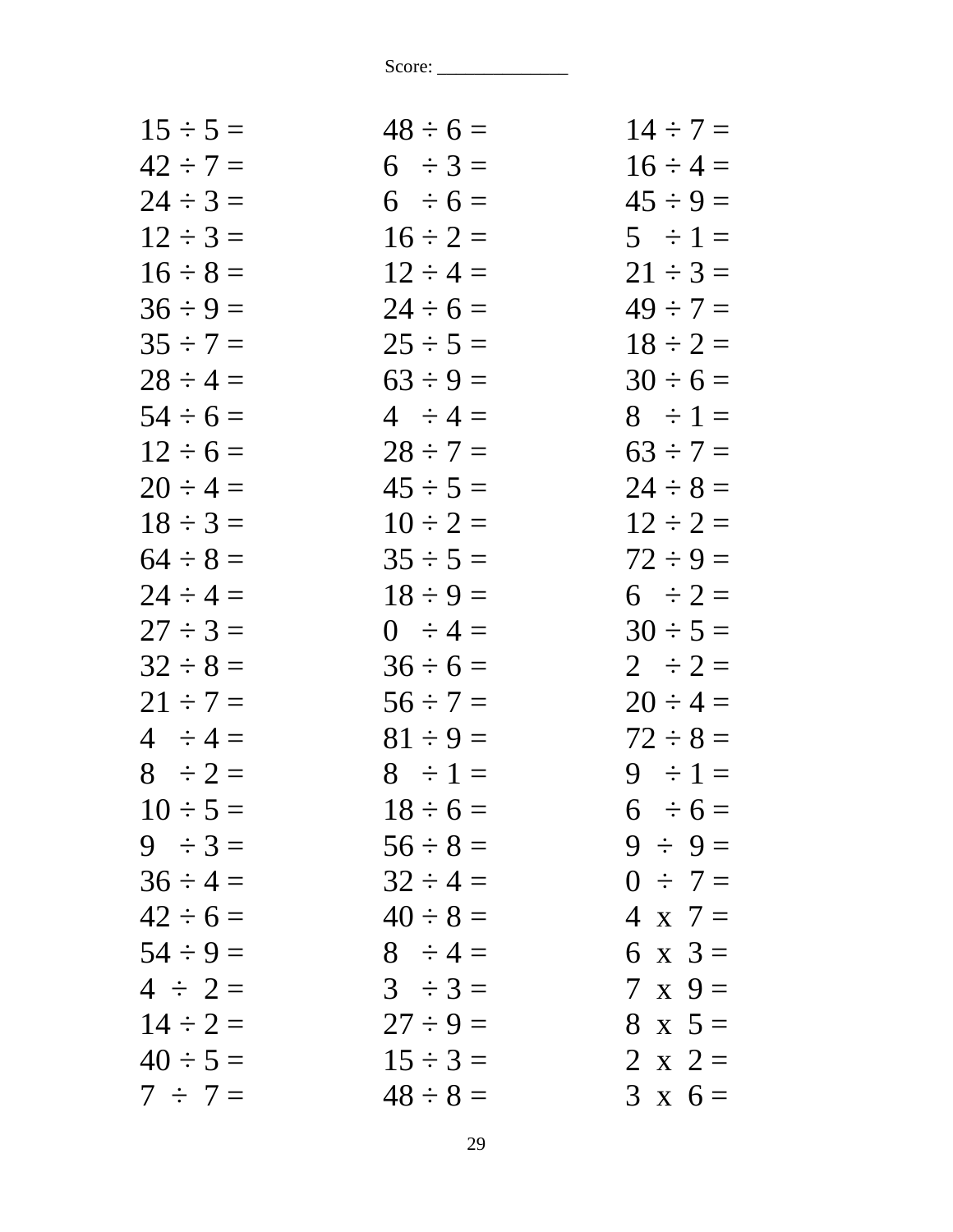Score: _____________

| | | |
|---|---|---|
| $15 \div 5 =$ | $48 \div 6 =$ | $14 \div 7 =$ |
| $42 \div 7 =$ | $6 \div 3 =$ | $16 \div 4 =$ |
| $24 \div 3 =$ | $6 \div 6 =$ | $45 \div 9 =$ |
| $12 \div 3 =$ | $16 \div 2 =$ | $5 \div 1 =$ |
| $16 \div 8 =$ | $12 \div 4 =$ | $21 \div 3 =$ |
| $36 \div 9 =$ | $24 \div 6 =$ | $49 \div 7 =$ |
| $35 \div 7 =$ | $25 \div 5 =$ | $18 \div 2 =$ |
| $28 \div 4 =$ | $63 \div 9 =$ | $30 \div 6 =$ |
| $54 \div 6 =$ | $4 \div 4 =$ | $8 \div 1 =$ |
| $12 \div 6 =$ | $28 \div 7 =$ | $63 \div 7 =$ |
| $20 \div 4 =$ | $45 \div 5 =$ | $24 \div 8 =$ |
| $18 \div 3 =$ | $10 \div 2 =$ | $12 \div 2 =$ |
| $64 \div 8 =$ | $35 \div 5 =$ | $72 \div 9 =$ |
| $24 \div 4 =$ | $18 \div 9 =$ | $6 \div 2 =$ |
| $27 \div 3 =$ | $0 \div 4 =$ | $30 \div 5 =$ |
| $32 \div 8 =$ | $36 \div 6 =$ | $2 \div 2 =$ |
| $21 \div 7 =$ | $56 \div 7 =$ | $20 \div 4 =$ |
| $4 \div 4 =$ | $81 \div 9 =$ | $72 \div 8 =$ |
| $8 \div 2 =$ | $8 \div 1 =$ | $9 \div 1 =$ |
| $10 \div 5 =$ | $18 \div 6 =$ | $6 \div 6 =$ |
| $9 \div 3 =$ | $56 \div 8 =$ | $9 \div 9 =$ |
| $36 \div 4 =$ | $32 \div 4 =$ | $0 \div 7 =$ |
| $42 \div 6 =$ | $40 \div 8 =$ | $4 \times 7 =$ |
| $54 \div 9 =$ | $8 \div 4 =$ | $6 \times 3 =$ |
| $4 \div 2 =$ | $3 \div 3 =$ | $7 \times 9 =$ |
| $14 \div 2 =$ | $27 \div 9 =$ | $8 \times 5 =$ |
| $40 \div 5 =$ | $15 \div 3 =$ | $2 \times 2 =$ |
| $7 \div 7 =$ | $48 \div 8 =$ | $3 \times 6 =$ |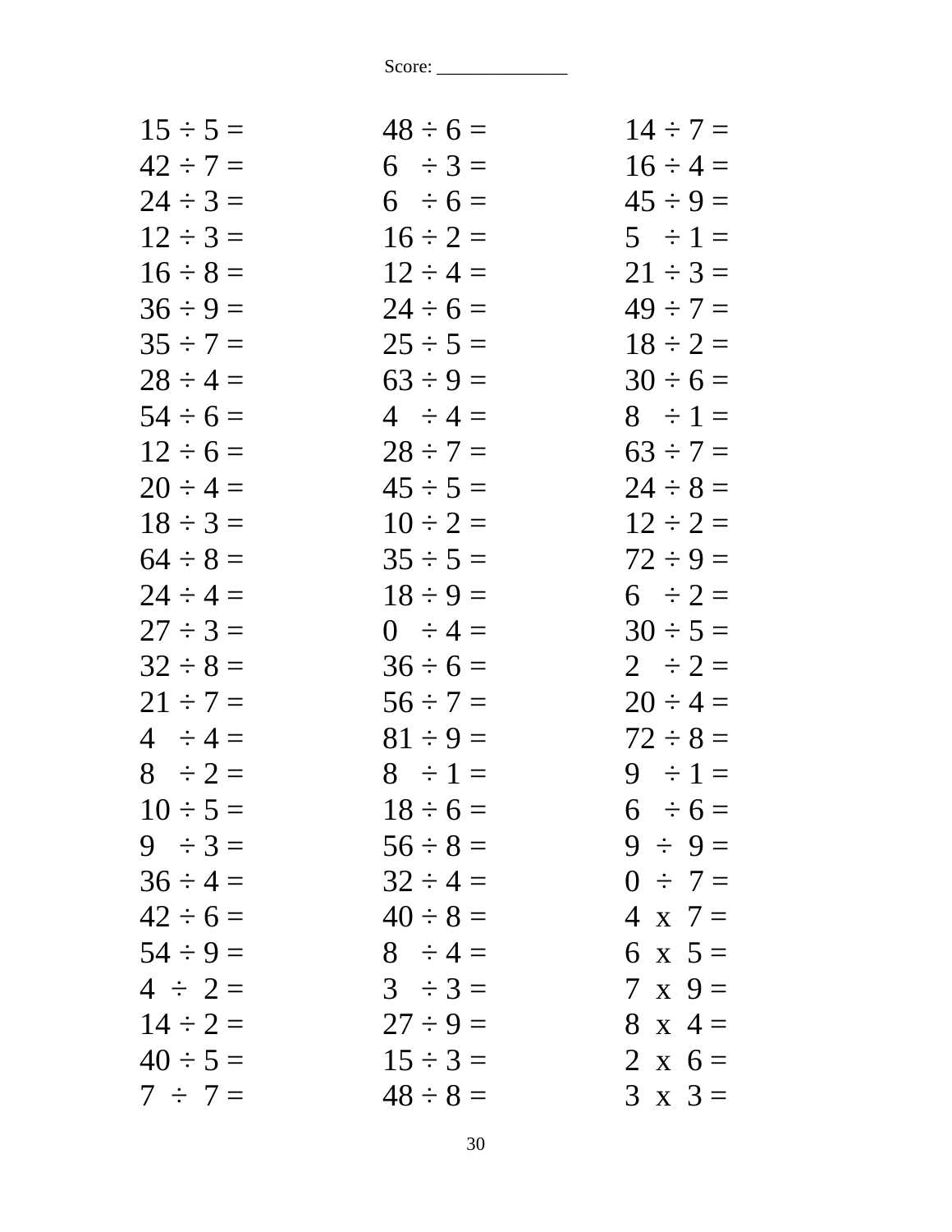Score: _____________

| | | |
|---|---|---|
| 15 ÷ 5 = | 48 ÷ 6 = | 14 ÷ 7 = |
| 42 ÷ 7 = | 6 ÷ 3 = | 16 ÷ 4 = |
| 24 ÷ 3 = | 6 ÷ 6 = | 45 ÷ 9 = |
| 12 ÷ 3 = | 16 ÷ 2 = | 5 ÷ 1 = |
| 16 ÷ 8 = | 12 ÷ 4 = | 21 ÷ 3 = |
| 36 ÷ 9 = | 24 ÷ 6 = | 49 ÷ 7 = |
| 35 ÷ 7 = | 25 ÷ 5 = | 18 ÷ 2 = |
| 28 ÷ 4 = | 63 ÷ 9 = | 30 ÷ 6 = |
| 54 ÷ 6 = | 4 ÷ 4 = | 8 ÷ 1 = |
| 12 ÷ 6 = | 28 ÷ 7 = | 63 ÷ 7 = |
| 20 ÷ 4 = | 45 ÷ 5 = | 24 ÷ 8 = |
| 18 ÷ 3 = | 10 ÷ 2 = | 12 ÷ 2 = |
| 64 ÷ 8 = | 35 ÷ 5 = | 72 ÷ 9 = |
| 24 ÷ 4 = | 18 ÷ 9 = | 6 ÷ 2 = |
| 27 ÷ 3 = | 0 ÷ 4 = | 30 ÷ 5 = |
| 32 ÷ 8 = | 36 ÷ 6 = | 2 ÷ 2 = |
| 21 ÷ 7 = | 56 ÷ 7 = | 20 ÷ 4 = |
| 4 ÷ 4 = | 81 ÷ 9 = | 72 ÷ 8 = |
| 8 ÷ 2 = | 8 ÷ 1 = | 9 ÷ 1 = |
| 10 ÷ 5 = | 18 ÷ 6 = | 6 ÷ 6 = |
| 9 ÷ 3 = | 56 ÷ 8 = | 9 ÷ 9 = |
| 36 ÷ 4 = | 32 ÷ 4 = | 0 ÷ 7 = |
| 42 ÷ 6 = | 40 ÷ 8 = | 4 x 7 = |
| 54 ÷ 9 = | 8 ÷ 4 = | 6 x 5 = |
| 4 ÷ 2 = | 3 ÷ 3 = | 7 x 9 = |
| 14 ÷ 2 = | 27 ÷ 9 = | 8 x 4 = |
| 40 ÷ 5 = | 15 ÷ 3 = | 2 x 6 = |
| 7 ÷ 7 = | 48 ÷ 8 = | 3 x 3 = |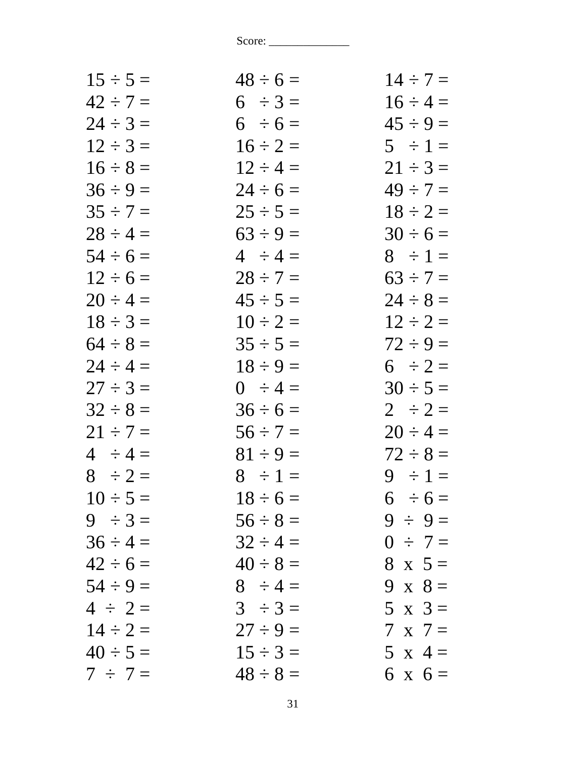Score: ______________

| | | |
|---|---|---|
| 15 ÷ 5 = | 48 ÷ 6 = | 14 ÷ 7 = |
| 42 ÷ 7 = | 6 ÷ 3 = | 16 ÷ 4 = |
| 24 ÷ 3 = | 6 ÷ 6 = | 45 ÷ 9 = |
| 12 ÷ 3 = | 16 ÷ 2 = | 5 ÷ 1 = |
| 16 ÷ 8 = | 12 ÷ 4 = | 21 ÷ 3 = |
| 36 ÷ 9 = | 24 ÷ 6 = | 49 ÷ 7 = |
| 35 ÷ 7 = | 25 ÷ 5 = | 18 ÷ 2 = |
| 28 ÷ 4 = | 63 ÷ 9 = | 30 ÷ 6 = |
| 54 ÷ 6 = | 4 ÷ 4 = | 8 ÷ 1 = |
| 12 ÷ 6 = | 28 ÷ 7 = | 63 ÷ 7 = |
| 20 ÷ 4 = | 45 ÷ 5 = | 24 ÷ 8 = |
| 18 ÷ 3 = | 10 ÷ 2 = | 12 ÷ 2 = |
| 64 ÷ 8 = | 35 ÷ 5 = | 72 ÷ 9 = |
| 24 ÷ 4 = | 18 ÷ 9 = | 6 ÷ 2 = |
| 27 ÷ 3 = | 0 ÷ 4 = | 30 ÷ 5 = |
| 32 ÷ 8 = | 36 ÷ 6 = | 2 ÷ 2 = |
| 21 ÷ 7 = | 56 ÷ 7 = | 20 ÷ 4 = |
| 4 ÷ 4 = | 81 ÷ 9 = | 72 ÷ 8 = |
| 8 ÷ 2 = | 8 ÷ 1 = | 9 ÷ 1 = |
| 10 ÷ 5 = | 18 ÷ 6 = | 6 ÷ 6 = |
| 9 ÷ 3 = | 56 ÷ 8 = | 9 ÷ 9 = |
| 36 ÷ 4 = | 32 ÷ 4 = | 0 ÷ 7 = |
| 42 ÷ 6 = | 40 ÷ 8 = | 8 x 5 = |
| 54 ÷ 9 = | 8 ÷ 4 = | 9 x 8 = |
| 4 ÷ 2 = | 3 ÷ 3 = | 5 x 3 = |
| 14 ÷ 2 = | 27 ÷ 9 = | 7 x 7 = |
| 40 ÷ 5 = | 15 ÷ 3 = | 5 x 4 = |
| 7 ÷ 7 = | 48 ÷ 8 = | 6 x 6 = |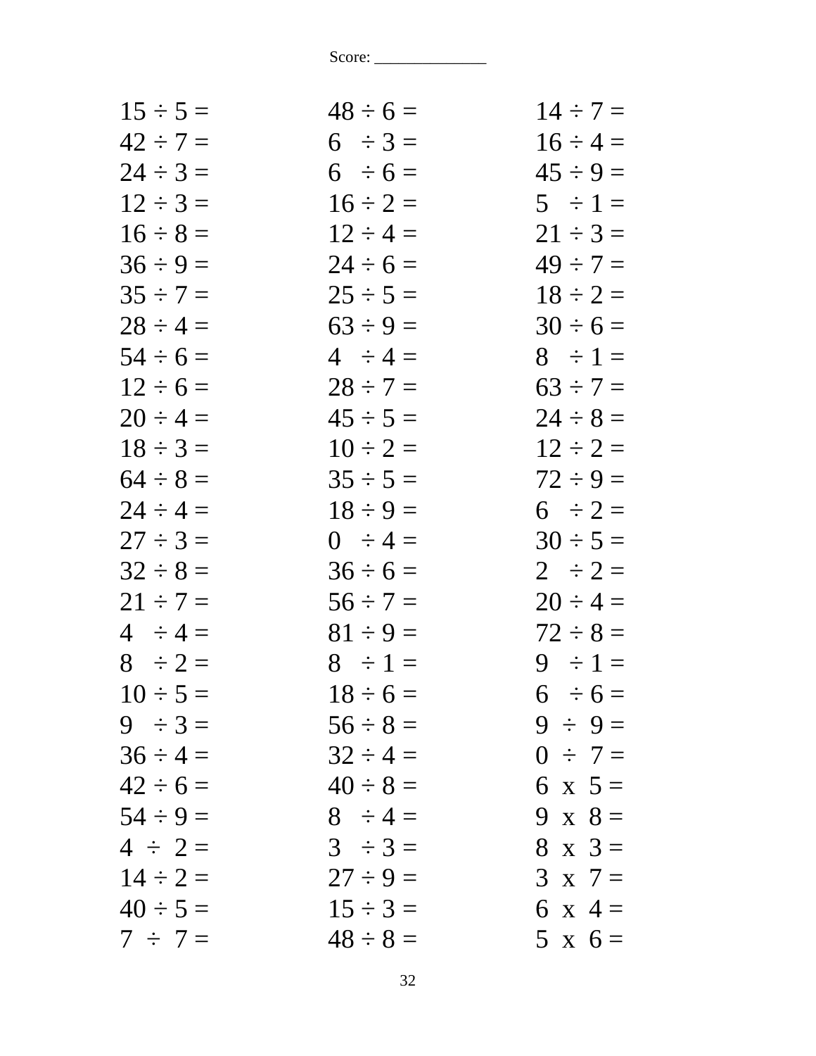Score: ______________

| | | |
|---|---|---|
| $15 \div 5 =$ | $48 \div 6 =$ | $14 \div 7 =$ |
| $42 \div 7 =$ | $6 \div 3 =$ | $16 \div 4 =$ |
| $24 \div 3 =$ | $6 \div 6 =$ | $45 \div 9 =$ |
| $12 \div 3 =$ | $16 \div 2 =$ | $5 \div 1 =$ |
| $16 \div 8 =$ | $12 \div 4 =$ | $21 \div 3 =$ |
| $36 \div 9 =$ | $24 \div 6 =$ | $49 \div 7 =$ |
| $35 \div 7 =$ | $25 \div 5 =$ | $18 \div 2 =$ |
| $28 \div 4 =$ | $63 \div 9 =$ | $30 \div 6 =$ |
| $54 \div 6 =$ | $4 \div 4 =$ | $8 \div 1 =$ |
| $12 \div 6 =$ | $28 \div 7 =$ | $63 \div 7 =$ |
| $20 \div 4 =$ | $45 \div 5 =$ | $24 \div 8 =$ |
| $18 \div 3 =$ | $10 \div 2 =$ | $12 \div 2 =$ |
| $64 \div 8 =$ | $35 \div 5 =$ | $72 \div 9 =$ |
| $24 \div 4 =$ | $18 \div 9 =$ | $6 \div 2 =$ |
| $27 \div 3 =$ | $0 \div 4 =$ | $30 \div 5 =$ |
| $32 \div 8 =$ | $36 \div 6 =$ | $2 \div 2 =$ |
| $21 \div 7 =$ | $56 \div 7 =$ | $20 \div 4 =$ |
| $4 \div 4 =$ | $81 \div 9 =$ | $72 \div 8 =$ |
| $8 \div 2 =$ | $8 \div 1 =$ | $9 \div 1 =$ |
| $10 \div 5 =$ | $18 \div 6 =$ | $6 \div 6 =$ |
| $9 \div 3 =$ | $56 \div 8 =$ | $9 \div 9 =$ |
| $36 \div 4 =$ | $32 \div 4 =$ | $0 \div 7 =$ |
| $42 \div 6 =$ | $40 \div 8 =$ | $6 \times 5 =$ |
| $54 \div 9 =$ | $8 \div 4 =$ | $9 \times 8 =$ |
| $4 \div 2 =$ | $3 \div 3 =$ | $8 \times 3 =$ |
| $14 \div 2 =$ | $27 \div 9 =$ | $3 \times 7 =$ |
| $40 \div 5 =$ | $15 \div 3 =$ | $6 \times 4 =$ |
| $7 \div 7 =$ | $48 \div 8 =$ | $5 \times 6 =$ |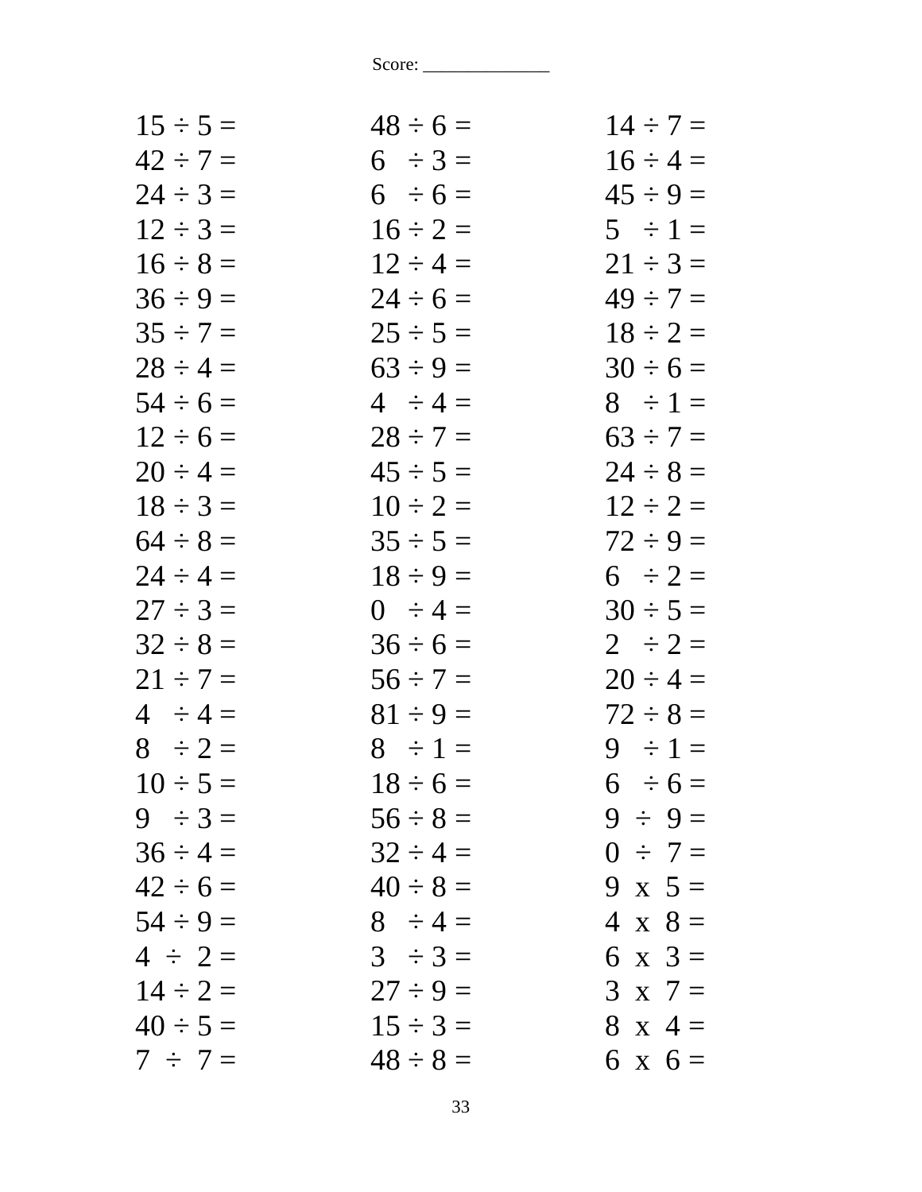Score: ______________

| | | |
|---|---|---|
| $15 \div 5 =$ | $48 \div 6 =$ | $14 \div 7 =$ |
| $42 \div 7 =$ | $6 \div 3 =$ | $16 \div 4 =$ |
| $24 \div 3 =$ | $6 \div 6 =$ | $45 \div 9 =$ |
| $12 \div 3 =$ | $16 \div 2 =$ | $5 \div 1 =$ |
| $16 \div 8 =$ | $12 \div 4 =$ | $21 \div 3 =$ |
| $36 \div 9 =$ | $24 \div 6 =$ | $49 \div 7 =$ |
| $35 \div 7 =$ | $25 \div 5 =$ | $18 \div 2 =$ |
| $28 \div 4 =$ | $63 \div 9 =$ | $30 \div 6 =$ |
| $54 \div 6 =$ | $4 \div 4 =$ | $8 \div 1 =$ |
| $12 \div 6 =$ | $28 \div 7 =$ | $63 \div 7 =$ |
| $20 \div 4 =$ | $45 \div 5 =$ | $24 \div 8 =$ |
| $18 \div 3 =$ | $10 \div 2 =$ | $12 \div 2 =$ |
| $64 \div 8 =$ | $35 \div 5 =$ | $72 \div 9 =$ |
| $24 \div 4 =$ | $18 \div 9 =$ | $6 \div 2 =$ |
| $27 \div 3 =$ | $0 \div 4 =$ | $30 \div 5 =$ |
| $32 \div 8 =$ | $36 \div 6 =$ | $2 \div 2 =$ |
| $21 \div 7 =$ | $56 \div 7 =$ | $20 \div 4 =$ |
| $4 \div 4 =$ | $81 \div 9 =$ | $72 \div 8 =$ |
| $8 \div 2 =$ | $8 \div 1 =$ | $9 \div 1 =$ |
| $10 \div 5 =$ | $18 \div 6 =$ | $6 \div 6 =$ |
| $9 \div 3 =$ | $56 \div 8 =$ | $9 \div 9 =$ |
| $36 \div 4 =$ | $32 \div 4 =$ | $0 \div 7 =$ |
| $42 \div 6 =$ | $40 \div 8 =$ | $9 \times 5 =$ |
| $54 \div 9 =$ | $8 \div 4 =$ | $4 \times 8 =$ |
| $4 \div 2 =$ | $3 \div 3 =$ | $6 \times 3 =$ |
| $14 \div 2 =$ | $27 \div 9 =$ | $3 \times 7 =$ |
| $40 \div 5 =$ | $15 \div 3 =$ | $8 \times 4 =$ |
| $7 \div 7 =$ | $48 \div 8 =$ | $6 \times 6 =$ |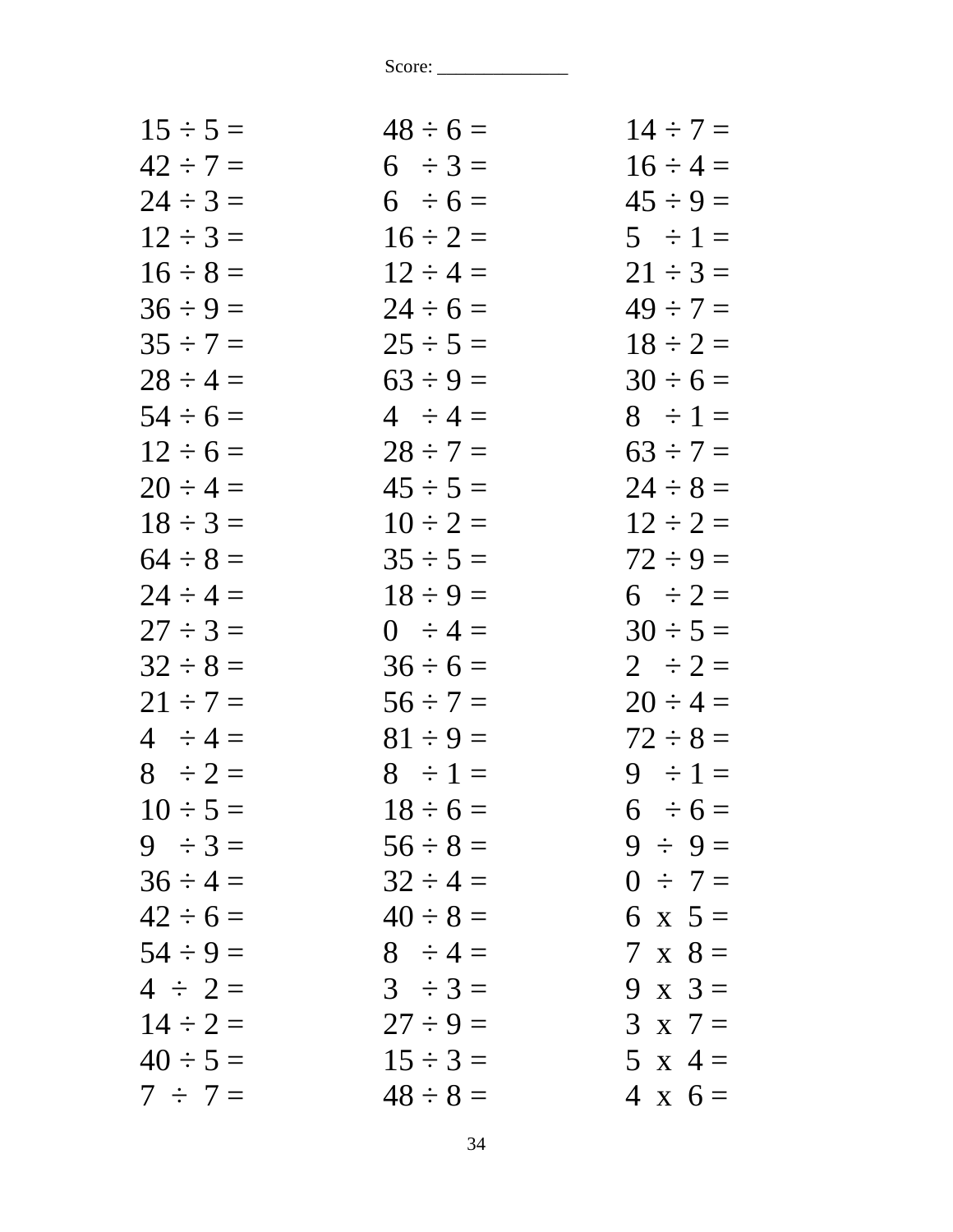Score: _____________

| | | |
|---|---|---|
| $15 \div 5 =$ | $48 \div 6 =$ | $14 \div 7 =$ |
| $42 \div 7 =$ | $6 \div 3 =$ | $16 \div 4 =$ |
| $24 \div 3 =$ | $6 \div 6 =$ | $45 \div 9 =$ |
| $12 \div 3 =$ | $16 \div 2 =$ | $5 \div 1 =$ |
| $16 \div 8 =$ | $12 \div 4 =$ | $21 \div 3 =$ |
| $36 \div 9 =$ | $24 \div 6 =$ | $49 \div 7 =$ |
| $35 \div 7 =$ | $25 \div 5 =$ | $18 \div 2 =$ |
| $28 \div 4 =$ | $63 \div 9 =$ | $30 \div 6 =$ |
| $54 \div 6 =$ | $4 \div 4 =$ | $8 \div 1 =$ |
| $12 \div 6 =$ | $28 \div 7 =$ | $63 \div 7 =$ |
| $20 \div 4 =$ | $45 \div 5 =$ | $24 \div 8 =$ |
| $18 \div 3 =$ | $10 \div 2 =$ | $12 \div 2 =$ |
| $64 \div 8 =$ | $35 \div 5 =$ | $72 \div 9 =$ |
| $24 \div 4 =$ | $18 \div 9 =$ | $6 \div 2 =$ |
| $27 \div 3 =$ | $0 \div 4 =$ | $30 \div 5 =$ |
| $32 \div 8 =$ | $36 \div 6 =$ | $2 \div 2 =$ |
| $21 \div 7 =$ | $56 \div 7 =$ | $20 \div 4 =$ |
| $4 \div 4 =$ | $81 \div 9 =$ | $72 \div 8 =$ |
| $8 \div 2 =$ | $8 \div 1 =$ | $9 \div 1 =$ |
| $10 \div 5 =$ | $18 \div 6 =$ | $6 \div 6 =$ |
| $9 \div 3 =$ | $56 \div 8 =$ | $9 \div 9 =$ |
| $36 \div 4 =$ | $32 \div 4 =$ | $0 \div 7 =$ |
| $42 \div 6 =$ | $40 \div 8 =$ | $6 \times 5 =$ |
| $54 \div 9 =$ | $8 \div 4 =$ | $7 \times 8 =$ |
| $4 \div 2 =$ | $3 \div 3 =$ | $9 \times 3 =$ |
| $14 \div 2 =$ | $27 \div 9 =$ | $3 \times 7 =$ |
| $40 \div 5 =$ | $15 \div 3 =$ | $5 \times 4 =$ |
| $7 \div 7 =$ | $48 \div 8 =$ | $4 \times 6 =$ |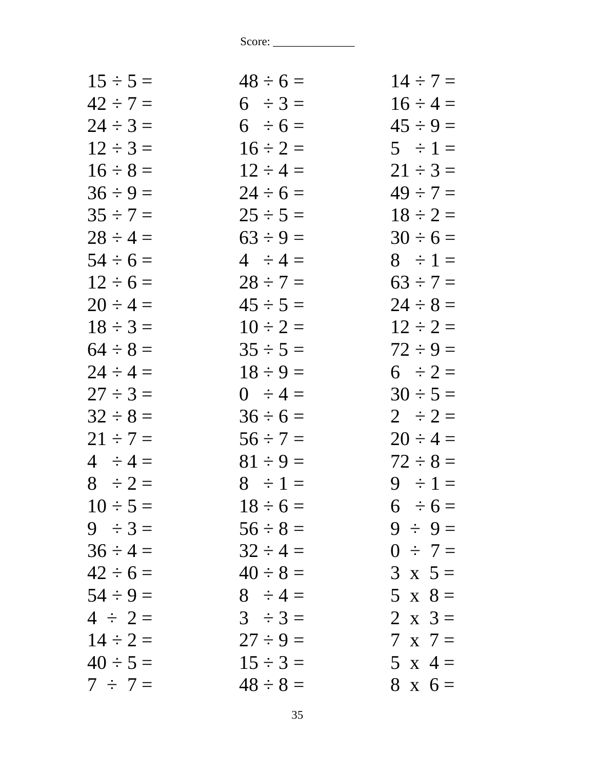Score: ______________

| | | |
|---|---|---|
| 15 ÷ 5 = | 48 ÷ 6 = | 14 ÷ 7 = |
| 42 ÷ 7 = | 6 ÷ 3 = | 16 ÷ 4 = |
| 24 ÷ 3 = | 6 ÷ 6 = | 45 ÷ 9 = |
| 12 ÷ 3 = | 16 ÷ 2 = | 5 ÷ 1 = |
| 16 ÷ 8 = | 12 ÷ 4 = | 21 ÷ 3 = |
| 36 ÷ 9 = | 24 ÷ 6 = | 49 ÷ 7 = |
| 35 ÷ 7 = | 25 ÷ 5 = | 18 ÷ 2 = |
| 28 ÷ 4 = | 63 ÷ 9 = | 30 ÷ 6 = |
| 54 ÷ 6 = | 4 ÷ 4 = | 8 ÷ 1 = |
| 12 ÷ 6 = | 28 ÷ 7 = | 63 ÷ 7 = |
| 20 ÷ 4 = | 45 ÷ 5 = | 24 ÷ 8 = |
| 18 ÷ 3 = | 10 ÷ 2 = | 12 ÷ 2 = |
| 64 ÷ 8 = | 35 ÷ 5 = | 72 ÷ 9 = |
| 24 ÷ 4 = | 18 ÷ 9 = | 6 ÷ 2 = |
| 27 ÷ 3 = | 0 ÷ 4 = | 30 ÷ 5 = |
| 32 ÷ 8 = | 36 ÷ 6 = | 2 ÷ 2 = |
| 21 ÷ 7 = | 56 ÷ 7 = | 20 ÷ 4 = |
| 4 ÷ 4 = | 81 ÷ 9 = | 72 ÷ 8 = |
| 8 ÷ 2 = | 8 ÷ 1 = | 9 ÷ 1 = |
| 10 ÷ 5 = | 18 ÷ 6 = | 6 ÷ 6 = |
| 9 ÷ 3 = | 56 ÷ 8 = | 9 ÷ 9 = |
| 36 ÷ 4 = | 32 ÷ 4 = | 0 ÷ 7 = |
| 42 ÷ 6 = | 40 ÷ 8 = | 3 x 5 = |
| 54 ÷ 9 = | 8 ÷ 4 = | 5 x 8 = |
| 4 ÷ 2 = | 3 ÷ 3 = | 2 x 3 = |
| 14 ÷ 2 = | 27 ÷ 9 = | 7 x 7 = |
| 40 ÷ 5 = | 15 ÷ 3 = | 5 x 4 = |
| 7 ÷ 7 = | 48 ÷ 8 = | 8 x 6 = |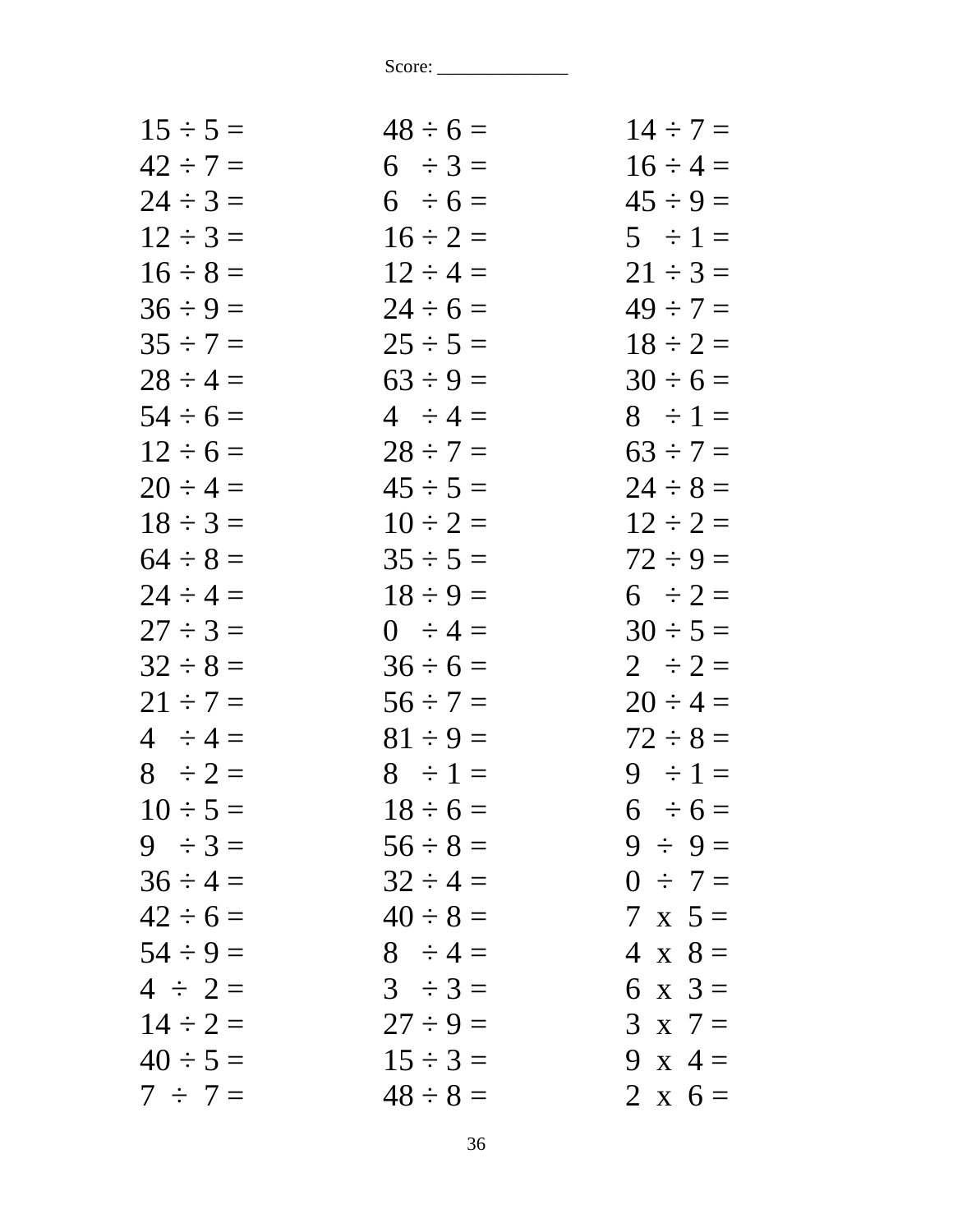Score: ______________

| | | |
|---|---|---|
| $15 \div 5 =$ | $48 \div 6 =$ | $14 \div 7 =$ |
| $42 \div 7 =$ | $6 \div 3 =$ | $16 \div 4 =$ |
| $24 \div 3 =$ | $6 \div 6 =$ | $45 \div 9 =$ |
| $12 \div 3 =$ | $16 \div 2 =$ | $5 \div 1 =$ |
| $16 \div 8 =$ | $12 \div 4 =$ | $21 \div 3 =$ |
| $36 \div 9 =$ | $24 \div 6 =$ | $49 \div 7 =$ |
| $35 \div 7 =$ | $25 \div 5 =$ | $18 \div 2 =$ |
| $28 \div 4 =$ | $63 \div 9 =$ | $30 \div 6 =$ |
| $54 \div 6 =$ | $4 \div 4 =$ | $8 \div 1 =$ |
| $12 \div 6 =$ | $28 \div 7 =$ | $63 \div 7 =$ |
| $20 \div 4 =$ | $45 \div 5 =$ | $24 \div 8 =$ |
| $18 \div 3 =$ | $10 \div 2 =$ | $12 \div 2 =$ |
| $64 \div 8 =$ | $35 \div 5 =$ | $72 \div 9 =$ |
| $24 \div 4 =$ | $18 \div 9 =$ | $6 \div 2 =$ |
| $27 \div 3 =$ | $0 \div 4 =$ | $30 \div 5 =$ |
| $32 \div 8 =$ | $36 \div 6 =$ | $2 \div 2 =$ |
| $21 \div 7 =$ | $56 \div 7 =$ | $20 \div 4 =$ |
| $4 \div 4 =$ | $81 \div 9 =$ | $72 \div 8 =$ |
| $8 \div 2 =$ | $8 \div 1 =$ | $9 \div 1 =$ |
| $10 \div 5 =$ | $18 \div 6 =$ | $6 \div 6 =$ |
| $9 \div 3 =$ | $56 \div 8 =$ | $9 \div 9 =$ |
| $36 \div 4 =$ | $32 \div 4 =$ | $0 \div 7 =$ |
| $42 \div 6 =$ | $40 \div 8 =$ | $7 \times 5 =$ |
| $54 \div 9 =$ | $8 \div 4 =$ | $4 \times 8 =$ |
| $4 \div 2 =$ | $3 \div 3 =$ | $6 \times 3 =$ |
| $14 \div 2 =$ | $27 \div 9 =$ | $3 \times 7 =$ |
| $40 \div 5 =$ | $15 \div 3 =$ | $9 \times 4 =$ |
| $7 \div 7 =$ | $48 \div 8 =$ | $2 \times 6 =$ |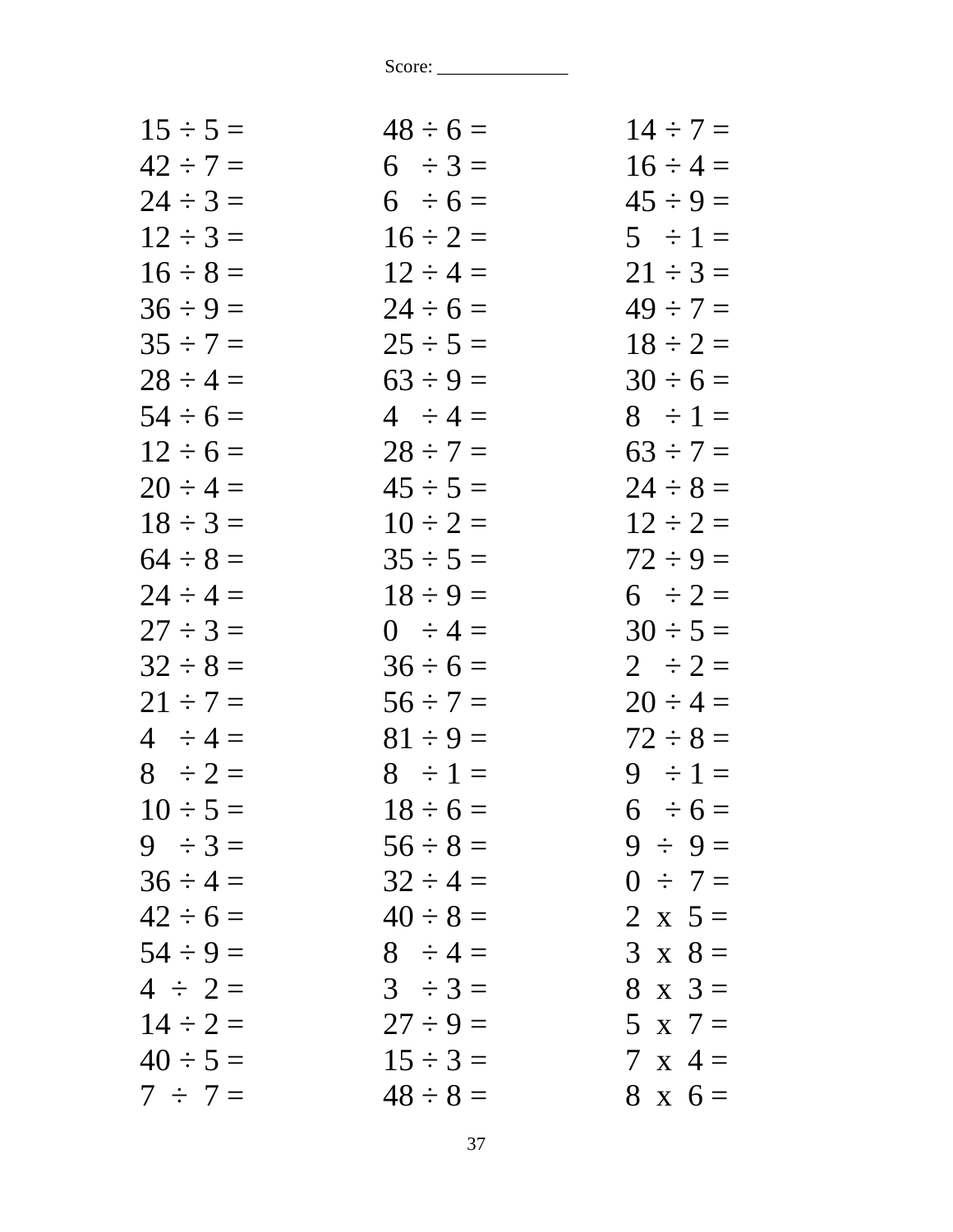Score: _____________

| | | |
|---|---|---|
| $15 \div 5 =$ | $48 \div 6 =$ | $14 \div 7 =$ |
| $42 \div 7 =$ | $6 \div 3 =$ | $16 \div 4 =$ |
| $24 \div 3 =$ | $6 \div 6 =$ | $45 \div 9 =$ |
| $12 \div 3 =$ | $16 \div 2 =$ | $5 \div 1 =$ |
| $16 \div 8 =$ | $12 \div 4 =$ | $21 \div 3 =$ |
| $36 \div 9 =$ | $24 \div 6 =$ | $49 \div 7 =$ |
| $35 \div 7 =$ | $25 \div 5 =$ | $18 \div 2 =$ |
| $28 \div 4 =$ | $63 \div 9 =$ | $30 \div 6 =$ |
| $54 \div 6 =$ | $4 \div 4 =$ | $8 \div 1 =$ |
| $12 \div 6 =$ | $28 \div 7 =$ | $63 \div 7 =$ |
| $20 \div 4 =$ | $45 \div 5 =$ | $24 \div 8 =$ |
| $18 \div 3 =$ | $10 \div 2 =$ | $12 \div 2 =$ |
| $64 \div 8 =$ | $35 \div 5 =$ | $72 \div 9 =$ |
| $24 \div 4 =$ | $18 \div 9 =$ | $6 \div 2 =$ |
| $27 \div 3 =$ | $0 \div 4 =$ | $30 \div 5 =$ |
| $32 \div 8 =$ | $36 \div 6 =$ | $2 \div 2 =$ |
| $21 \div 7 =$ | $56 \div 7 =$ | $20 \div 4 =$ |
| $4 \div 4 =$ | $81 \div 9 =$ | $72 \div 8 =$ |
| $8 \div 2 =$ | $8 \div 1 =$ | $9 \div 1 =$ |
| $10 \div 5 =$ | $18 \div 6 =$ | $6 \div 6 =$ |
| $9 \div 3 =$ | $56 \div 8 =$ | $9 \div 9 =$ |
| $36 \div 4 =$ | $32 \div 4 =$ | $0 \div 7 =$ |
| $42 \div 6 =$ | $40 \div 8 =$ | $2 \times 5 =$ |
| $54 \div 9 =$ | $8 \div 4 =$ | $3 \times 8 =$ |
| $4 \div 2 =$ | $3 \div 3 =$ | $8 \times 3 =$ |
| $14 \div 2 =$ | $27 \div 9 =$ | $5 \times 7 =$ |
| $40 \div 5 =$ | $15 \div 3 =$ | $7 \times 4 =$ |
| $7 \div 7 =$ | $48 \div 8 =$ | $8 \times 6 =$ |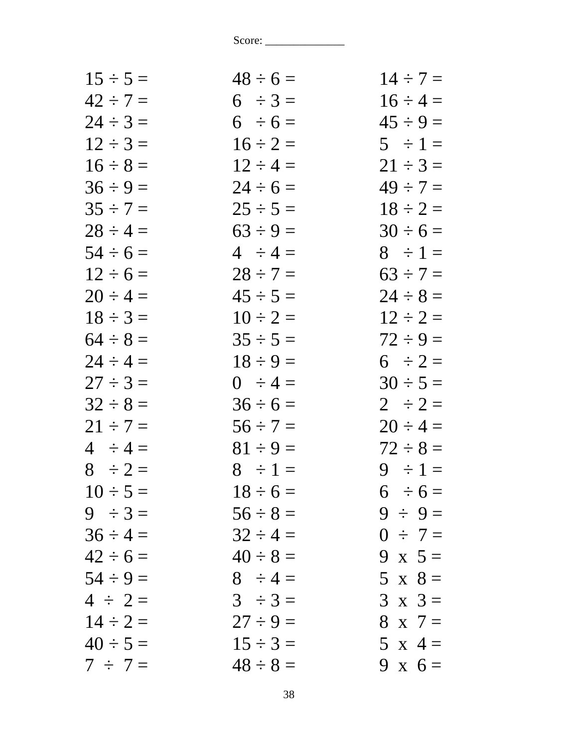Score: ______________

| | | |
|---|---|---|
| 15 ÷ 5 = | 48 ÷ 6 = | 14 ÷ 7 = |
| 42 ÷ 7 = | 6 ÷ 3 = | 16 ÷ 4 = |
| 24 ÷ 3 = | 6 ÷ 6 = | 45 ÷ 9 = |
| 12 ÷ 3 = | 16 ÷ 2 = | 5 ÷ 1 = |
| 16 ÷ 8 = | 12 ÷ 4 = | 21 ÷ 3 = |
| 36 ÷ 9 = | 24 ÷ 6 = | 49 ÷ 7 = |
| 35 ÷ 7 = | 25 ÷ 5 = | 18 ÷ 2 = |
| 28 ÷ 4 = | 63 ÷ 9 = | 30 ÷ 6 = |
| 54 ÷ 6 = | 4 ÷ 4 = | 8 ÷ 1 = |
| 12 ÷ 6 = | 28 ÷ 7 = | 63 ÷ 7 = |
| 20 ÷ 4 = | 45 ÷ 5 = | 24 ÷ 8 = |
| 18 ÷ 3 = | 10 ÷ 2 = | 12 ÷ 2 = |
| 64 ÷ 8 = | 35 ÷ 5 = | 72 ÷ 9 = |
| 24 ÷ 4 = | 18 ÷ 9 = | 6 ÷ 2 = |
| 27 ÷ 3 = | 0 ÷ 4 = | 30 ÷ 5 = |
| 32 ÷ 8 = | 36 ÷ 6 = | 2 ÷ 2 = |
| 21 ÷ 7 = | 56 ÷ 7 = | 20 ÷ 4 = |
| 4 ÷ 4 = | 81 ÷ 9 = | 72 ÷ 8 = |
| 8 ÷ 2 = | 8 ÷ 1 = | 9 ÷ 1 = |
| 10 ÷ 5 = | 18 ÷ 6 = | 6 ÷ 6 = |
| 9 ÷ 3 = | 56 ÷ 8 = | 9 ÷ 9 = |
| 36 ÷ 4 = | 32 ÷ 4 = | 0 ÷ 7 = |
| 42 ÷ 6 = | 40 ÷ 8 = | 9 x 5 = |
| 54 ÷ 9 = | 8 ÷ 4 = | 5 x 8 = |
| 4 ÷ 2 = | 3 ÷ 3 = | 3 x 3 = |
| 14 ÷ 2 = | 27 ÷ 9 = | 8 x 7 = |
| 40 ÷ 5 = | 15 ÷ 3 = | 5 x 4 = |
| 7 ÷ 7 = | 48 ÷ 8 = | 9 x 6 = |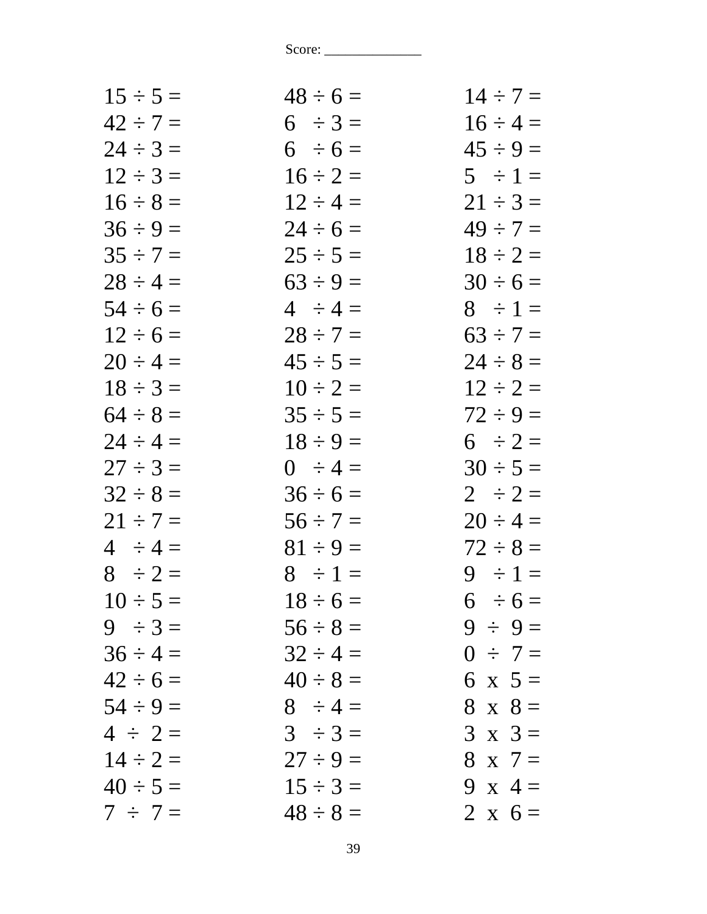Score: _____________

| | | |
|---|---|---|
| $15 \div 5 =$ | $48 \div 6 =$ | $14 \div 7 =$ |
| $42 \div 7 =$ | $6 \div 3 =$ | $16 \div 4 =$ |
| $24 \div 3 =$ | $6 \div 6 =$ | $45 \div 9 =$ |
| $12 \div 3 =$ | $16 \div 2 =$ | $5 \div 1 =$ |
| $16 \div 8 =$ | $12 \div 4 =$ | $21 \div 3 =$ |
| $36 \div 9 =$ | $24 \div 6 =$ | $49 \div 7 =$ |
| $35 \div 7 =$ | $25 \div 5 =$ | $18 \div 2 =$ |
| $28 \div 4 =$ | $63 \div 9 =$ | $30 \div 6 =$ |
| $54 \div 6 =$ | $4 \div 4 =$ | $8 \div 1 =$ |
| $12 \div 6 =$ | $28 \div 7 =$ | $63 \div 7 =$ |
| $20 \div 4 =$ | $45 \div 5 =$ | $24 \div 8 =$ |
| $18 \div 3 =$ | $10 \div 2 =$ | $12 \div 2 =$ |
| $64 \div 8 =$ | $35 \div 5 =$ | $72 \div 9 =$ |
| $24 \div 4 =$ | $18 \div 9 =$ | $6 \div 2 =$ |
| $27 \div 3 =$ | $0 \div 4 =$ | $30 \div 5 =$ |
| $32 \div 8 =$ | $36 \div 6 =$ | $2 \div 2 =$ |
| $21 \div 7 =$ | $56 \div 7 =$ | $20 \div 4 =$ |
| $4 \div 4 =$ | $81 \div 9 =$ | $72 \div 8 =$ |
| $8 \div 2 =$ | $8 \div 1 =$ | $9 \div 1 =$ |
| $10 \div 5 =$ | $18 \div 6 =$ | $6 \div 6 =$ |
| $9 \div 3 =$ | $56 \div 8 =$ | $9 \div 9 =$ |
| $36 \div 4 =$ | $32 \div 4 =$ | $0 \div 7 =$ |
| $42 \div 6 =$ | $40 \div 8 =$ | $6 \times 5 =$ |
| $54 \div 9 =$ | $8 \div 4 =$ | $8 \times 8 =$ |
| $4 \div 2 =$ | $3 \div 3 =$ | $3 \times 3 =$ |
| $14 \div 2 =$ | $27 \div 9 =$ | $8 \times 7 =$ |
| $40 \div 5 =$ | $15 \div 3 =$ | $9 \times 4 =$ |
| $7 \div 7 =$ | $48 \div 8 =$ | $2 \times 6 =$ |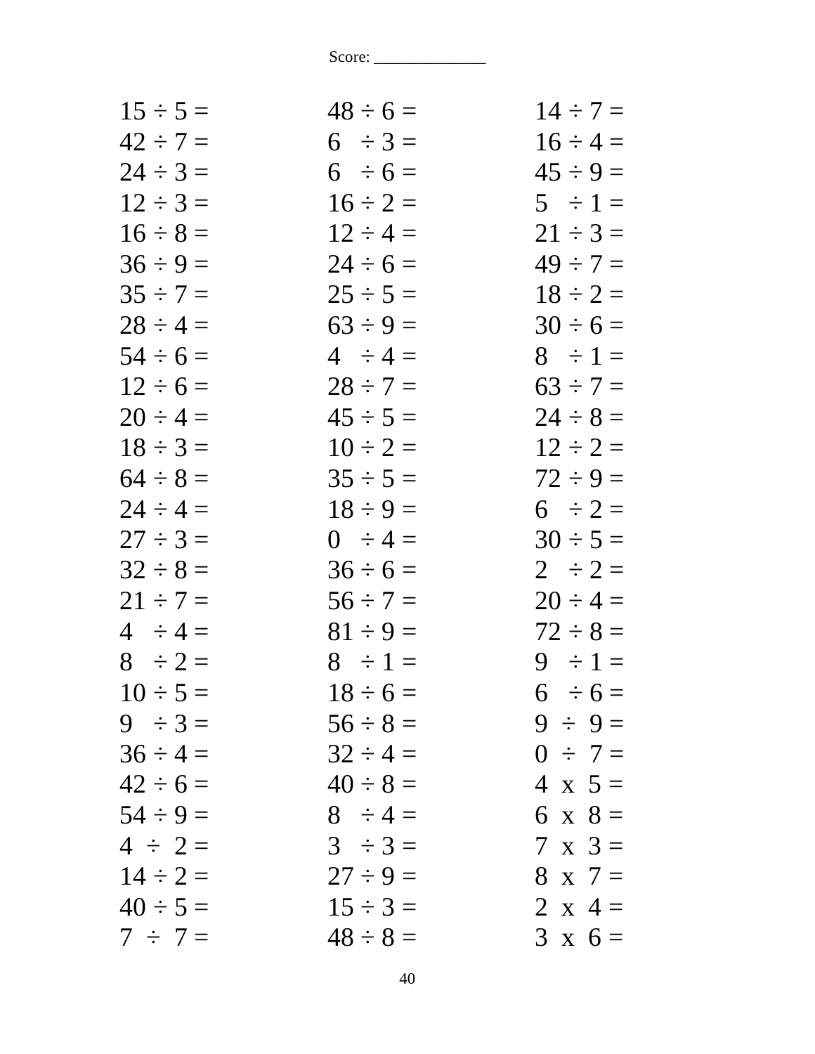Score: _____________

| | | |
|---|---|---|
| $15 \div 5 =$ | $48 \div 6 =$ | $14 \div 7 =$ |
| $42 \div 7 =$ | $6 \div 3 =$ | $16 \div 4 =$ |
| $24 \div 3 =$ | $6 \div 6 =$ | $45 \div 9 =$ |
| $12 \div 3 =$ | $16 \div 2 =$ | $5 \div 1 =$ |
| $16 \div 8 =$ | $12 \div 4 =$ | $21 \div 3 =$ |
| $36 \div 9 =$ | $24 \div 6 =$ | $49 \div 7 =$ |
| $35 \div 7 =$ | $25 \div 5 =$ | $18 \div 2 =$ |
| $28 \div 4 =$ | $63 \div 9 =$ | $30 \div 6 =$ |
| $54 \div 6 =$ | $4 \div 4 =$ | $8 \div 1 =$ |
| $12 \div 6 =$ | $28 \div 7 =$ | $63 \div 7 =$ |
| $20 \div 4 =$ | $45 \div 5 =$ | $24 \div 8 =$ |
| $18 \div 3 =$ | $10 \div 2 =$ | $12 \div 2 =$ |
| $64 \div 8 =$ | $35 \div 5 =$ | $72 \div 9 =$ |
| $24 \div 4 =$ | $18 \div 9 =$ | $6 \div 2 =$ |
| $27 \div 3 =$ | $0 \div 4 =$ | $30 \div 5 =$ |
| $32 \div 8 =$ | $36 \div 6 =$ | $2 \div 2 =$ |
| $21 \div 7 =$ | $56 \div 7 =$ | $20 \div 4 =$ |
| $4 \div 4 =$ | $81 \div 9 =$ | $72 \div 8 =$ |
| $8 \div 2 =$ | $8 \div 1 =$ | $9 \div 1 =$ |
| $10 \div 5 =$ | $18 \div 6 =$ | $6 \div 6 =$ |
| $9 \div 3 =$ | $56 \div 8 =$ | $9 \div 9 =$ |
| $36 \div 4 =$ | $32 \div 4 =$ | $0 \div 7 =$ |
| $42 \div 6 =$ | $40 \div 8 =$ | $4 \times 5 =$ |
| $54 \div 9 =$ | $8 \div 4 =$ | $6 \times 8 =$ |
| $4 \div 2 =$ | $3 \div 3 =$ | $7 \times 3 =$ |
| $14 \div 2 =$ | $27 \div 9 =$ | $8 \times 7 =$ |
| $40 \div 5 =$ | $15 \div 3 =$ | $2 \times 4 =$ |
| $7 \div 7 =$ | $48 \div 8 =$ | $3 \times 6 =$ |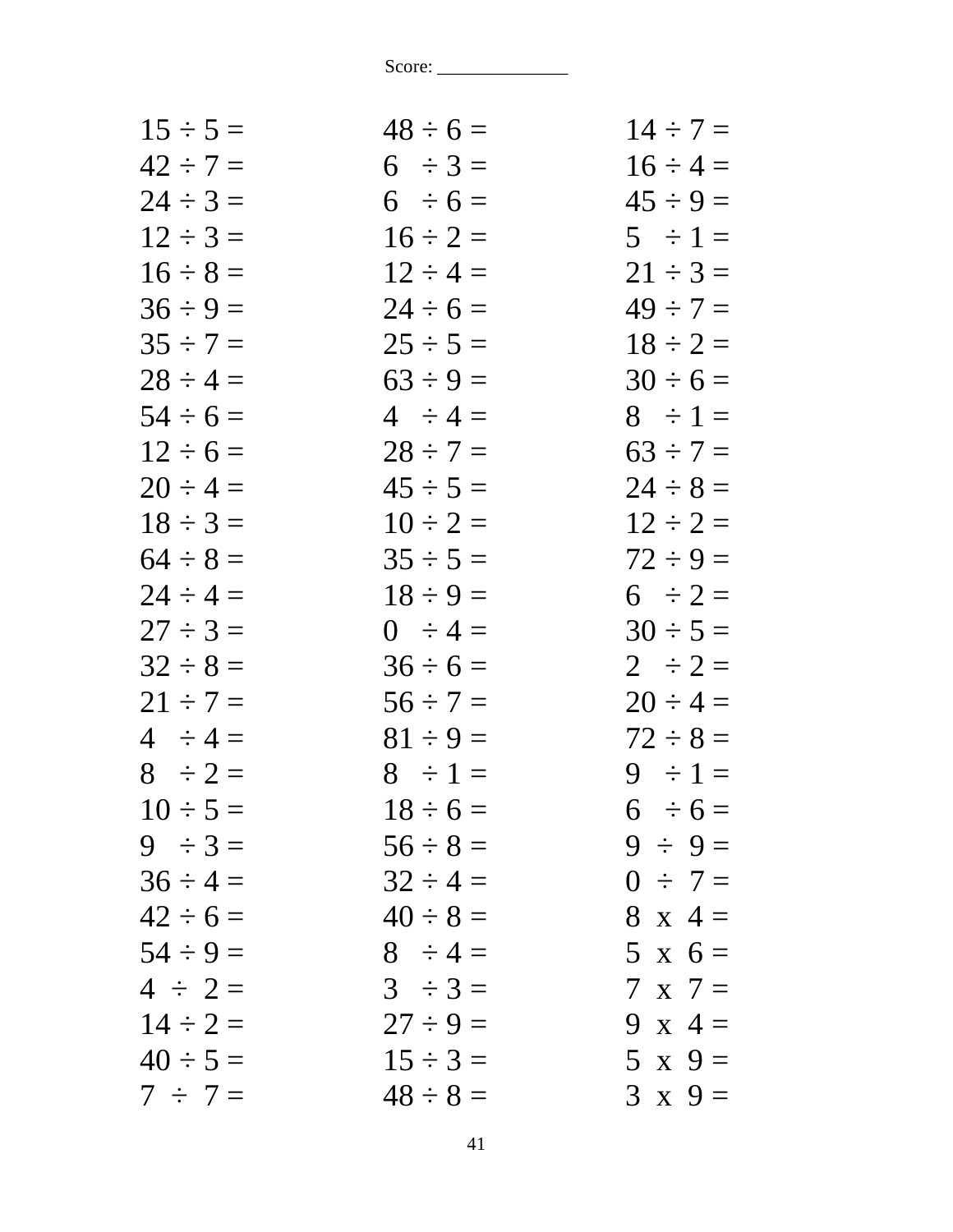Score: _____________

15 ÷ 5 =
42 ÷ 7 =
24 ÷ 3 =
12 ÷ 3 =
16 ÷ 8 =
36 ÷ 9 =
35 ÷ 7 =
28 ÷ 4 =
54 ÷ 6 =
12 ÷ 6 =
20 ÷ 4 =
18 ÷ 3 =
64 ÷ 8 =
24 ÷ 4 =
27 ÷ 3 =
32 ÷ 8 =
21 ÷ 7 =
4 ÷ 4 =
8 ÷ 2 =
10 ÷ 5 =
9 ÷ 3 =
36 ÷ 4 =
42 ÷ 6 =
54 ÷ 9 =
4 ÷ 2 =
14 ÷ 2 =
40 ÷ 5 =
7 ÷ 7 =

48 ÷ 6 =
6 ÷ 3 =
6 ÷ 6 =
16 ÷ 2 =
12 ÷ 4 =
24 ÷ 6 =
25 ÷ 5 =
63 ÷ 9 =
4 ÷ 4 =
28 ÷ 7 =
45 ÷ 5 =
10 ÷ 2 =
35 ÷ 5 =
18 ÷ 9 =
0 ÷ 4 =
36 ÷ 6 =
56 ÷ 7 =
81 ÷ 9 =
8 ÷ 1 =
18 ÷ 6 =
56 ÷ 8 =
32 ÷ 4 =
40 ÷ 8 =
8 ÷ 4 =
3 ÷ 3 =
27 ÷ 9 =
15 ÷ 3 =
48 ÷ 8 =

14 ÷ 7 =
16 ÷ 4 =
45 ÷ 9 =
5 ÷ 1 =
21 ÷ 3 =
49 ÷ 7 =
18 ÷ 2 =
30 ÷ 6 =
8 ÷ 1 =
63 ÷ 7 =
24 ÷ 8 =
12 ÷ 2 =
72 ÷ 9 =
6 ÷ 2 =
30 ÷ 5 =
2 ÷ 2 =
20 ÷ 4 =
72 ÷ 8 =
9 ÷ 1 =
6 ÷ 6 =
9 ÷ 9 =
0 ÷ 7 =
8 x 4 =
5 x 6 =
7 x 7 =
9 x 4 =
5 x 9 =
3 x 9 =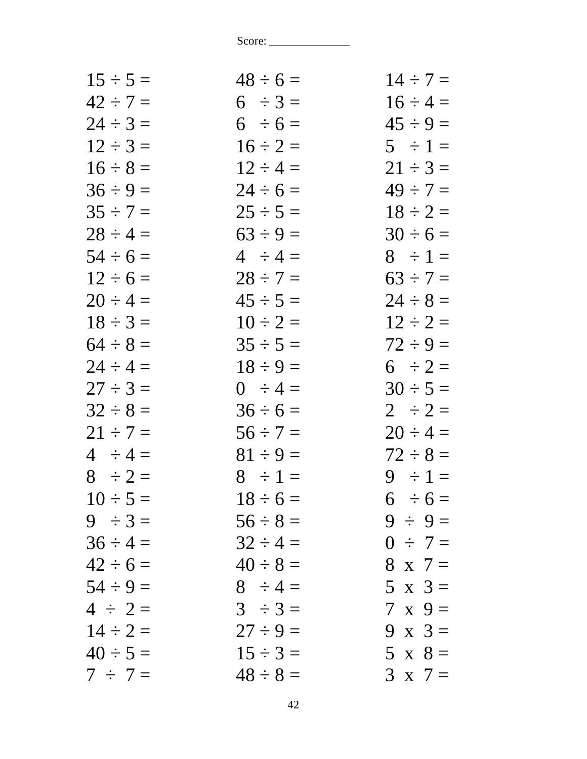Score: _____________

| | | |
|---|---|---|
| 15 ÷ 5 = | 48 ÷ 6 = | 14 ÷ 7 = |
| 42 ÷ 7 = | 6 ÷ 3 = | 16 ÷ 4 = |
| 24 ÷ 3 = | 6 ÷ 6 = | 45 ÷ 9 = |
| 12 ÷ 3 = | 16 ÷ 2 = | 5 ÷ 1 = |
| 16 ÷ 8 = | 12 ÷ 4 = | 21 ÷ 3 = |
| 36 ÷ 9 = | 24 ÷ 6 = | 49 ÷ 7 = |
| 35 ÷ 7 = | 25 ÷ 5 = | 18 ÷ 2 = |
| 28 ÷ 4 = | 63 ÷ 9 = | 30 ÷ 6 = |
| 54 ÷ 6 = | 4 ÷ 4 = | 8 ÷ 1 = |
| 12 ÷ 6 = | 28 ÷ 7 = | 63 ÷ 7 = |
| 20 ÷ 4 = | 45 ÷ 5 = | 24 ÷ 8 = |
| 18 ÷ 3 = | 10 ÷ 2 = | 12 ÷ 2 = |
| 64 ÷ 8 = | 35 ÷ 5 = | 72 ÷ 9 = |
| 24 ÷ 4 = | 18 ÷ 9 = | 6 ÷ 2 = |
| 27 ÷ 3 = | 0 ÷ 4 = | 30 ÷ 5 = |
| 32 ÷ 8 = | 36 ÷ 6 = | 2 ÷ 2 = |
| 21 ÷ 7 = | 56 ÷ 7 = | 20 ÷ 4 = |
| 4 ÷ 4 = | 81 ÷ 9 = | 72 ÷ 8 = |
| 8 ÷ 2 = | 8 ÷ 1 = | 9 ÷ 1 = |
| 10 ÷ 5 = | 18 ÷ 6 = | 6 ÷ 6 = |
| 9 ÷ 3 = | 56 ÷ 8 = | 9 ÷ 9 = |
| 36 ÷ 4 = | 32 ÷ 4 = | 0 ÷ 7 = |
| 42 ÷ 6 = | 40 ÷ 8 = | 8 x 7 = |
| 54 ÷ 9 = | 8 ÷ 4 = | 5 x 3 = |
| 4 ÷ 2 = | 3 ÷ 3 = | 7 x 9 = |
| 14 ÷ 2 = | 27 ÷ 9 = | 9 x 3 = |
| 40 ÷ 5 = | 15 ÷ 3 = | 5 x 8 = |
| 7 ÷ 7 = | 48 ÷ 8 = | 3 x 7 = |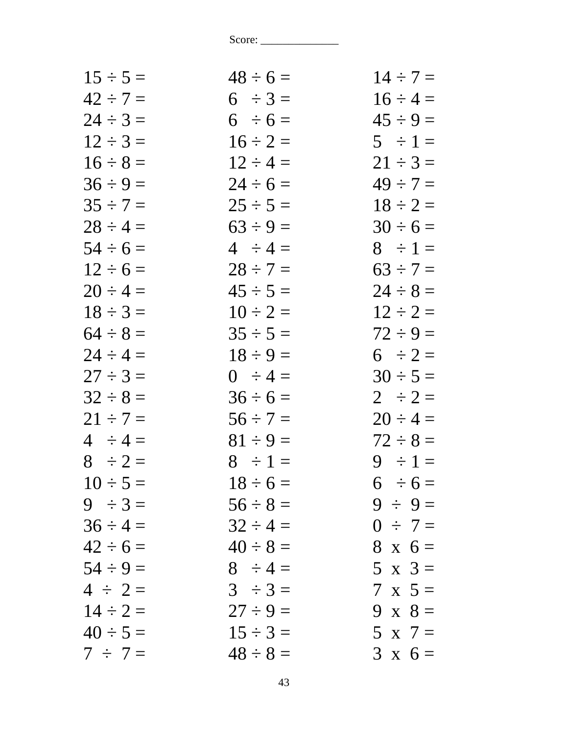Score: _____________

| | | |
|---|---|---|
| 15 ÷ 5 = | 48 ÷ 6 = | 14 ÷ 7 = |
| 42 ÷ 7 = | 6 ÷ 3 = | 16 ÷ 4 = |
| 24 ÷ 3 = | 6 ÷ 6 = | 45 ÷ 9 = |
| 12 ÷ 3 = | 16 ÷ 2 = | 5 ÷ 1 = |
| 16 ÷ 8 = | 12 ÷ 4 = | 21 ÷ 3 = |
| 36 ÷ 9 = | 24 ÷ 6 = | 49 ÷ 7 = |
| 35 ÷ 7 = | 25 ÷ 5 = | 18 ÷ 2 = |
| 28 ÷ 4 = | 63 ÷ 9 = | 30 ÷ 6 = |
| 54 ÷ 6 = | 4 ÷ 4 = | 8 ÷ 1 = |
| 12 ÷ 6 = | 28 ÷ 7 = | 63 ÷ 7 = |
| 20 ÷ 4 = | 45 ÷ 5 = | 24 ÷ 8 = |
| 18 ÷ 3 = | 10 ÷ 2 = | 12 ÷ 2 = |
| 64 ÷ 8 = | 35 ÷ 5 = | 72 ÷ 9 = |
| 24 ÷ 4 = | 18 ÷ 9 = | 6 ÷ 2 = |
| 27 ÷ 3 = | 0 ÷ 4 = | 30 ÷ 5 = |
| 32 ÷ 8 = | 36 ÷ 6 = | 2 ÷ 2 = |
| 21 ÷ 7 = | 56 ÷ 7 = | 20 ÷ 4 = |
| 4 ÷ 4 = | 81 ÷ 9 = | 72 ÷ 8 = |
| 8 ÷ 2 = | 8 ÷ 1 = | 9 ÷ 1 = |
| 10 ÷ 5 = | 18 ÷ 6 = | 6 ÷ 6 = |
| 9 ÷ 3 = | 56 ÷ 8 = | 9 ÷ 9 = |
| 36 ÷ 4 = | 32 ÷ 4 = | 0 ÷ 7 = |
| 42 ÷ 6 = | 40 ÷ 8 = | 8 x 6 = |
| 54 ÷ 9 = | 8 ÷ 4 = | 5 x 3 = |
| 4 ÷ 2 = | 3 ÷ 3 = | 7 x 5 = |
| 14 ÷ 2 = | 27 ÷ 9 = | 9 x 8 = |
| 40 ÷ 5 = | 15 ÷ 3 = | 5 x 7 = |
| 7 ÷ 7 = | 48 ÷ 8 = | 3 x 6 = |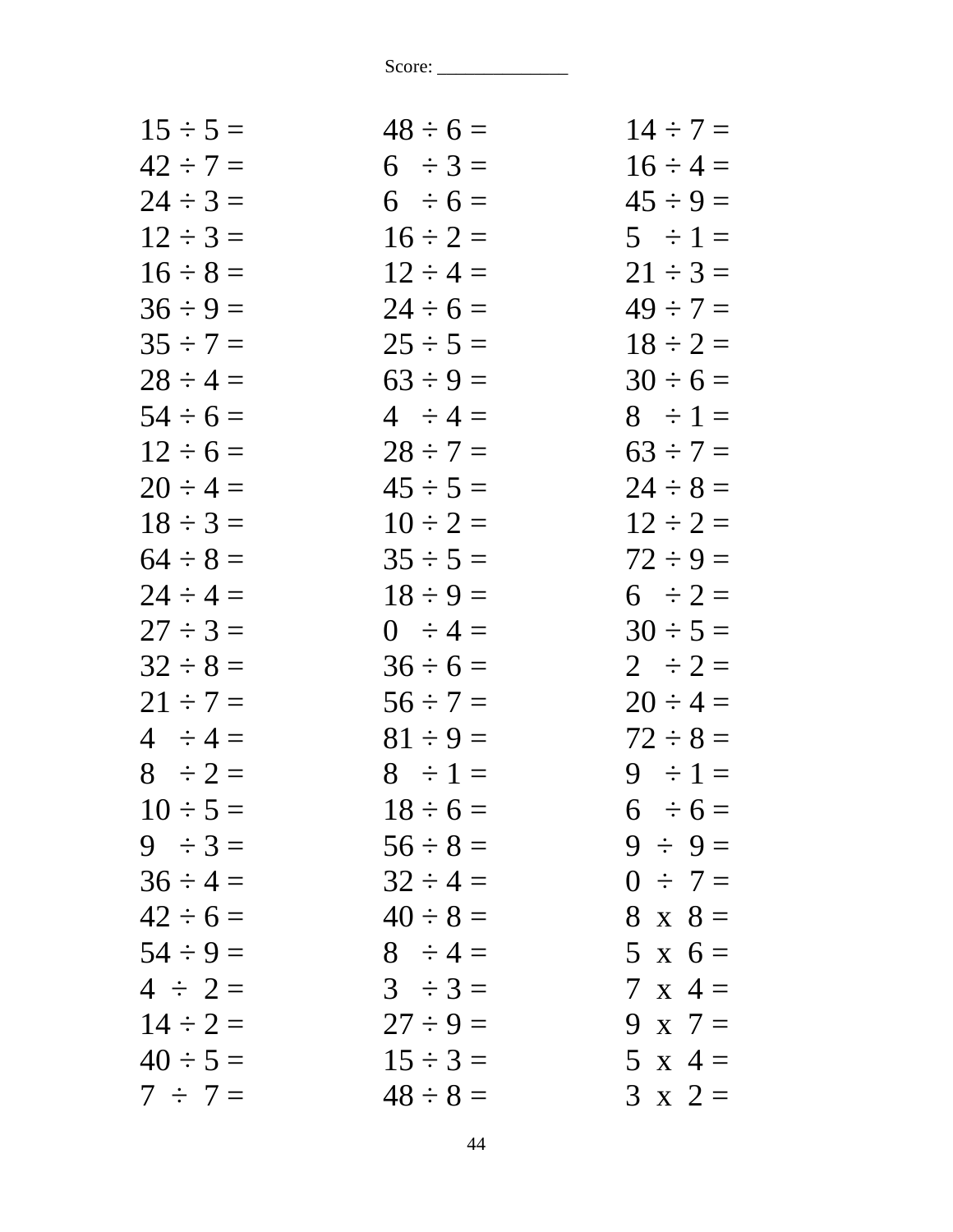Score: _____________

| | | |
|---|---|---|
| 15 ÷ 5 = | 48 ÷ 6 = | 14 ÷ 7 = |
| 42 ÷ 7 = | 6 ÷ 3 = | 16 ÷ 4 = |
| 24 ÷ 3 = | 6 ÷ 6 = | 45 ÷ 9 = |
| 12 ÷ 3 = | 16 ÷ 2 = | 5 ÷ 1 = |
| 16 ÷ 8 = | 12 ÷ 4 = | 21 ÷ 3 = |
| 36 ÷ 9 = | 24 ÷ 6 = | 49 ÷ 7 = |
| 35 ÷ 7 = | 25 ÷ 5 = | 18 ÷ 2 = |
| 28 ÷ 4 = | 63 ÷ 9 = | 30 ÷ 6 = |
| 54 ÷ 6 = | 4 ÷ 4 = | 8 ÷ 1 = |
| 12 ÷ 6 = | 28 ÷ 7 = | 63 ÷ 7 = |
| 20 ÷ 4 = | 45 ÷ 5 = | 24 ÷ 8 = |
| 18 ÷ 3 = | 10 ÷ 2 = | 12 ÷ 2 = |
| 64 ÷ 8 = | 35 ÷ 5 = | 72 ÷ 9 = |
| 24 ÷ 4 = | 18 ÷ 9 = | 6 ÷ 2 = |
| 27 ÷ 3 = | 0 ÷ 4 = | 30 ÷ 5 = |
| 32 ÷ 8 = | 36 ÷ 6 = | 2 ÷ 2 = |
| 21 ÷ 7 = | 56 ÷ 7 = | 20 ÷ 4 = |
| 4 ÷ 4 = | 81 ÷ 9 = | 72 ÷ 8 = |
| 8 ÷ 2 = | 8 ÷ 1 = | 9 ÷ 1 = |
| 10 ÷ 5 = | 18 ÷ 6 = | 6 ÷ 6 = |
| 9 ÷ 3 = | 56 ÷ 8 = | 9 ÷ 9 = |
| 36 ÷ 4 = | 32 ÷ 4 = | 0 ÷ 7 = |
| 42 ÷ 6 = | 40 ÷ 8 = | 8 x 8 = |
| 54 ÷ 9 = | 8 ÷ 4 = | 5 x 6 = |
| 4 ÷ 2 = | 3 ÷ 3 = | 7 x 4 = |
| 14 ÷ 2 = | 27 ÷ 9 = | 9 x 7 = |
| 40 ÷ 5 = | 15 ÷ 3 = | 5 x 4 = |
| 7 ÷ 7 = | 48 ÷ 8 = | 3 x 2 = |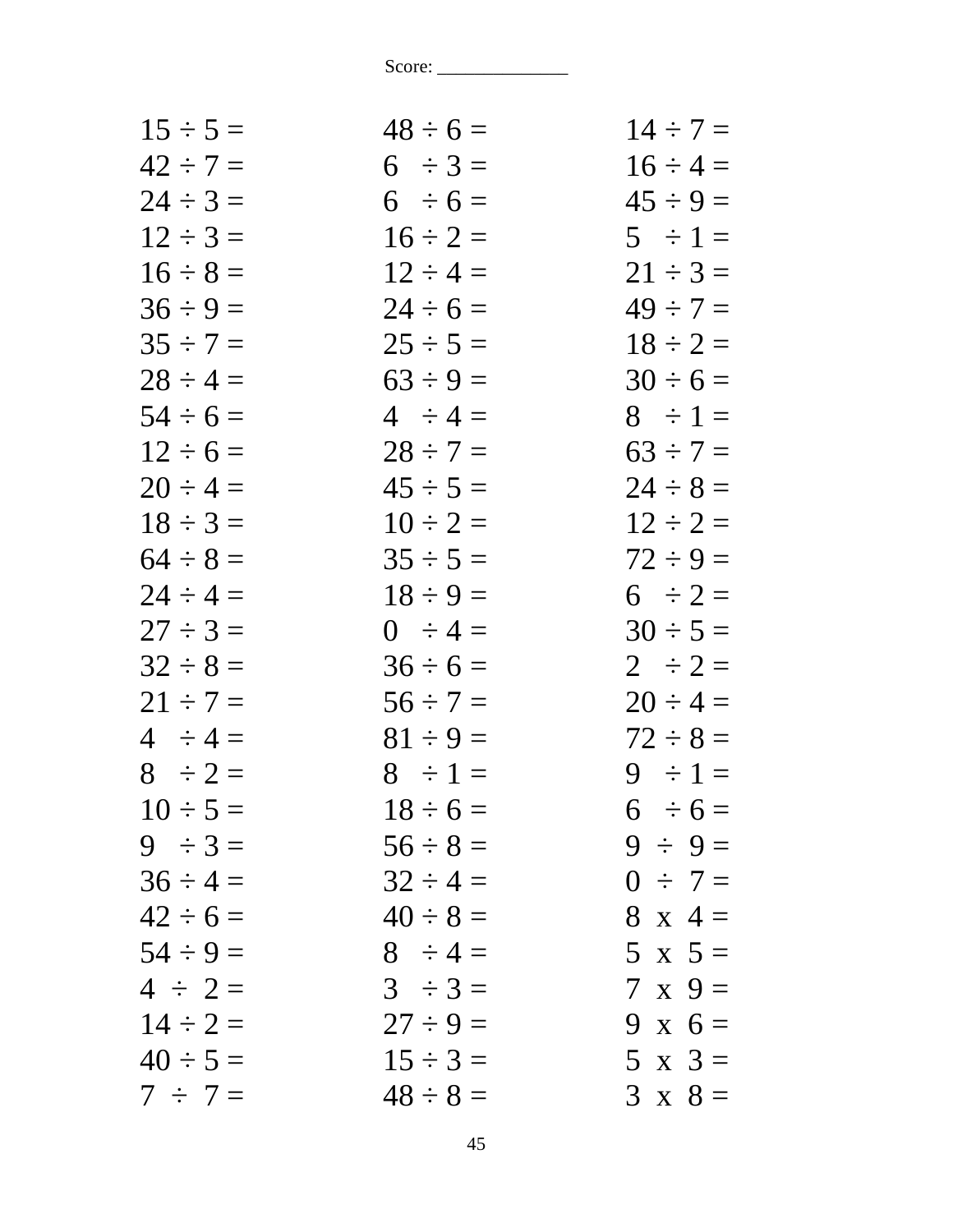Score: ______________

| | | |
|---|---|---|
| 15 ÷ 5 = | 48 ÷ 6 = | 14 ÷ 7 = |
| 42 ÷ 7 = | 6 ÷ 3 = | 16 ÷ 4 = |
| 24 ÷ 3 = | 6 ÷ 6 = | 45 ÷ 9 = |
| 12 ÷ 3 = | 16 ÷ 2 = | 5 ÷ 1 = |
| 16 ÷ 8 = | 12 ÷ 4 = | 21 ÷ 3 = |
| 36 ÷ 9 = | 24 ÷ 6 = | 49 ÷ 7 = |
| 35 ÷ 7 = | 25 ÷ 5 = | 18 ÷ 2 = |
| 28 ÷ 4 = | 63 ÷ 9 = | 30 ÷ 6 = |
| 54 ÷ 6 = | 4 ÷ 4 = | 8 ÷ 1 = |
| 12 ÷ 6 = | 28 ÷ 7 = | 63 ÷ 7 = |
| 20 ÷ 4 = | 45 ÷ 5 = | 24 ÷ 8 = |
| 18 ÷ 3 = | 10 ÷ 2 = | 12 ÷ 2 = |
| 64 ÷ 8 = | 35 ÷ 5 = | 72 ÷ 9 = |
| 24 ÷ 4 = | 18 ÷ 9 = | 6 ÷ 2 = |
| 27 ÷ 3 = | 0 ÷ 4 = | 30 ÷ 5 = |
| 32 ÷ 8 = | 36 ÷ 6 = | 2 ÷ 2 = |
| 21 ÷ 7 = | 56 ÷ 7 = | 20 ÷ 4 = |
| 4 ÷ 4 = | 81 ÷ 9 = | 72 ÷ 8 = |
| 8 ÷ 2 = | 8 ÷ 1 = | 9 ÷ 1 = |
| 10 ÷ 5 = | 18 ÷ 6 = | 6 ÷ 6 = |
| 9 ÷ 3 = | 56 ÷ 8 = | 9 ÷ 9 = |
| 36 ÷ 4 = | 32 ÷ 4 = | 0 ÷ 7 = |
| 42 ÷ 6 = | 40 ÷ 8 = | 8 x 4 = |
| 54 ÷ 9 = | 8 ÷ 4 = | 5 x 5 = |
| 4 ÷ 2 = | 3 ÷ 3 = | 7 x 9 = |
| 14 ÷ 2 = | 27 ÷ 9 = | 9 x 6 = |
| 40 ÷ 5 = | 15 ÷ 3 = | 5 x 3 = |
| 7 ÷ 7 = | 48 ÷ 8 = | 3 x 8 = |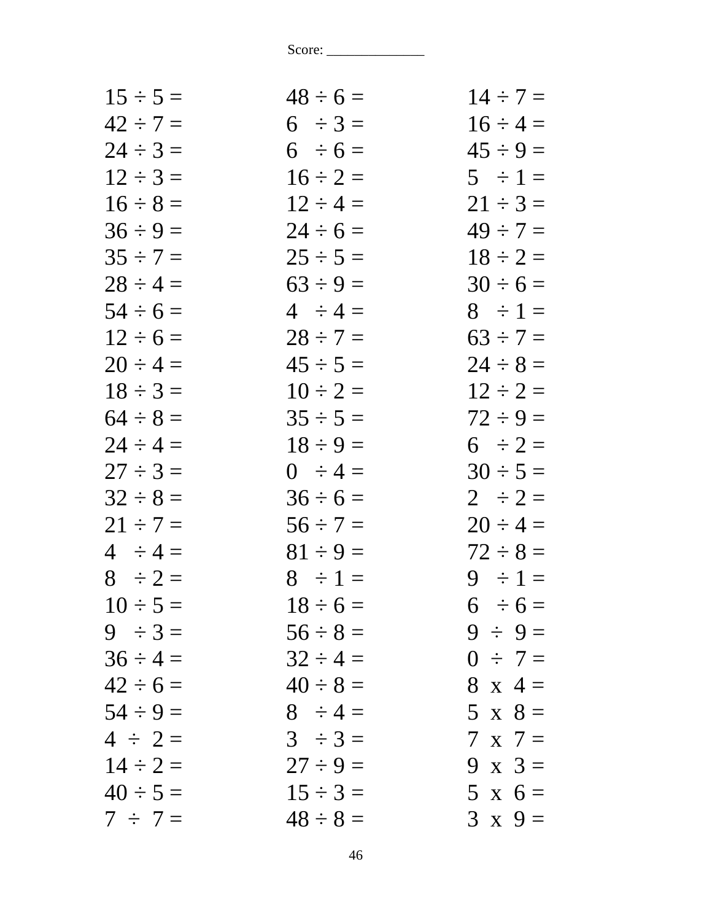Score: ______________

| | | |
|---|---|---|
| 15 ÷ 5 = | 48 ÷ 6 = | 14 ÷ 7 = |
| 42 ÷ 7 = | 6 ÷ 3 = | 16 ÷ 4 = |
| 24 ÷ 3 = | 6 ÷ 6 = | 45 ÷ 9 = |
| 12 ÷ 3 = | 16 ÷ 2 = | 5 ÷ 1 = |
| 16 ÷ 8 = | 12 ÷ 4 = | 21 ÷ 3 = |
| 36 ÷ 9 = | 24 ÷ 6 = | 49 ÷ 7 = |
| 35 ÷ 7 = | 25 ÷ 5 = | 18 ÷ 2 = |
| 28 ÷ 4 = | 63 ÷ 9 = | 30 ÷ 6 = |
| 54 ÷ 6 = | 4 ÷ 4 = | 8 ÷ 1 = |
| 12 ÷ 6 = | 28 ÷ 7 = | 63 ÷ 7 = |
| 20 ÷ 4 = | 45 ÷ 5 = | 24 ÷ 8 = |
| 18 ÷ 3 = | 10 ÷ 2 = | 12 ÷ 2 = |
| 64 ÷ 8 = | 35 ÷ 5 = | 72 ÷ 9 = |
| 24 ÷ 4 = | 18 ÷ 9 = | 6 ÷ 2 = |
| 27 ÷ 3 = | 0 ÷ 4 = | 30 ÷ 5 = |
| 32 ÷ 8 = | 36 ÷ 6 = | 2 ÷ 2 = |
| 21 ÷ 7 = | 56 ÷ 7 = | 20 ÷ 4 = |
| 4 ÷ 4 = | 81 ÷ 9 = | 72 ÷ 8 = |
| 8 ÷ 2 = | 8 ÷ 1 = | 9 ÷ 1 = |
| 10 ÷ 5 = | 18 ÷ 6 = | 6 ÷ 6 = |
| 9 ÷ 3 = | 56 ÷ 8 = | 9 ÷ 9 = |
| 36 ÷ 4 = | 32 ÷ 4 = | 0 ÷ 7 = |
| 42 ÷ 6 = | 40 ÷ 8 = | 8 x 4 = |
| 54 ÷ 9 = | 8 ÷ 4 = | 5 x 8 = |
| 4 ÷ 2 = | 3 ÷ 3 = | 7 x 7 = |
| 14 ÷ 2 = | 27 ÷ 9 = | 9 x 3 = |
| 40 ÷ 5 = | 15 ÷ 3 = | 5 x 6 = |
| 7 ÷ 7 = | 48 ÷ 8 = | 3 x 9 = |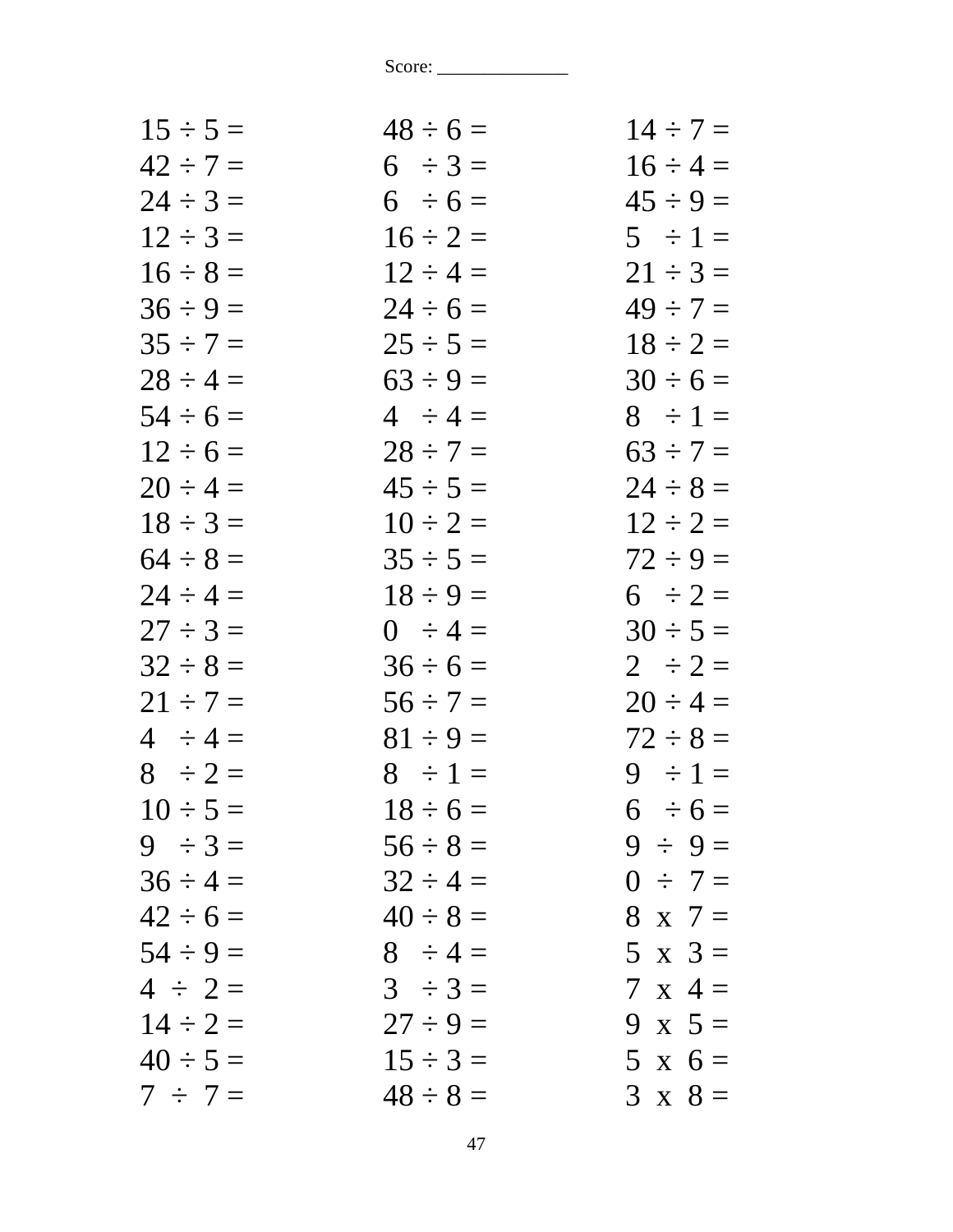Score: ______________

| | | |
|---|---|---|
| $15 \div 5 =$ | $48 \div 6 =$ | $14 \div 7 =$ |
| $42 \div 7 =$ | $6 \div 3 =$ | $16 \div 4 =$ |
| $24 \div 3 =$ | $6 \div 6 =$ | $45 \div 9 =$ |
| $12 \div 3 =$ | $16 \div 2 =$ | $5 \div 1 =$ |
| $16 \div 8 =$ | $12 \div 4 =$ | $21 \div 3 =$ |
| $36 \div 9 =$ | $24 \div 6 =$ | $49 \div 7 =$ |
| $35 \div 7 =$ | $25 \div 5 =$ | $18 \div 2 =$ |
| $28 \div 4 =$ | $63 \div 9 =$ | $30 \div 6 =$ |
| $54 \div 6 =$ | $4 \div 4 =$ | $8 \div 1 =$ |
| $12 \div 6 =$ | $28 \div 7 =$ | $63 \div 7 =$ |
| $20 \div 4 =$ | $45 \div 5 =$ | $24 \div 8 =$ |
| $18 \div 3 =$ | $10 \div 2 =$ | $12 \div 2 =$ |
| $64 \div 8 =$ | $35 \div 5 =$ | $72 \div 9 =$ |
| $24 \div 4 =$ | $18 \div 9 =$ | $6 \div 2 =$ |
| $27 \div 3 =$ | $0 \div 4 =$ | $30 \div 5 =$ |
| $32 \div 8 =$ | $36 \div 6 =$ | $2 \div 2 =$ |
| $21 \div 7 =$ | $56 \div 7 =$ | $20 \div 4 =$ |
| $4 \div 4 =$ | $81 \div 9 =$ | $72 \div 8 =$ |
| $8 \div 2 =$ | $8 \div 1 =$ | $9 \div 1 =$ |
| $10 \div 5 =$ | $18 \div 6 =$ | $6 \div 6 =$ |
| $9 \div 3 =$ | $56 \div 8 =$ | $9 \div 9 =$ |
| $36 \div 4 =$ | $32 \div 4 =$ | $0 \div 7 =$ |
| $42 \div 6 =$ | $40 \div 8 =$ | $8 \times 7 =$ |
| $54 \div 9 =$ | $8 \div 4 =$ | $5 \times 3 =$ |
| $4 \div 2 =$ | $3 \div 3 =$ | $7 \times 4 =$ |
| $14 \div 2 =$ | $27 \div 9 =$ | $9 \times 5 =$ |
| $40 \div 5 =$ | $15 \div 3 =$ | $5 \times 6 =$ |
| $7 \div 7 =$ | $48 \div 8 =$ | $3 \times 8 =$ |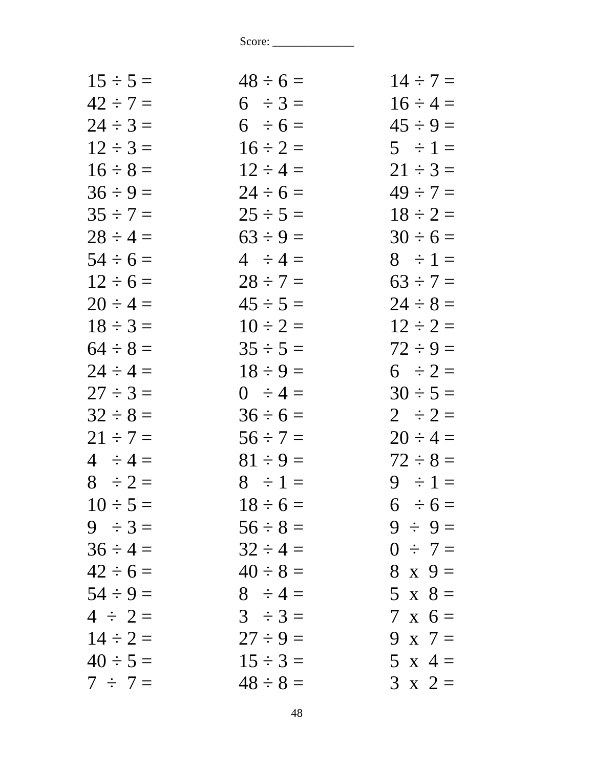Score: ______________

| | | |
|---|---|---|
| $15 \div 5 =$ | $48 \div 6 =$ | $14 \div 7 =$ |
| $42 \div 7 =$ | $6 \div 3 =$ | $16 \div 4 =$ |
| $24 \div 3 =$ | $6 \div 6 =$ | $45 \div 9 =$ |
| $12 \div 3 =$ | $16 \div 2 =$ | $5 \div 1 =$ |
| $16 \div 8 =$ | $12 \div 4 =$ | $21 \div 3 =$ |
| $36 \div 9 =$ | $24 \div 6 =$ | $49 \div 7 =$ |
| $35 \div 7 =$ | $25 \div 5 =$ | $18 \div 2 =$ |
| $28 \div 4 =$ | $63 \div 9 =$ | $30 \div 6 =$ |
| $54 \div 6 =$ | $4 \div 4 =$ | $8 \div 1 =$ |
| $12 \div 6 =$ | $28 \div 7 =$ | $63 \div 7 =$ |
| $20 \div 4 =$ | $45 \div 5 =$ | $24 \div 8 =$ |
| $18 \div 3 =$ | $10 \div 2 =$ | $12 \div 2 =$ |
| $64 \div 8 =$ | $35 \div 5 =$ | $72 \div 9 =$ |
| $24 \div 4 =$ | $18 \div 9 =$ | $6 \div 2 =$ |
| $27 \div 3 =$ | $0 \div 4 =$ | $30 \div 5 =$ |
| $32 \div 8 =$ | $36 \div 6 =$ | $2 \div 2 =$ |
| $21 \div 7 =$ | $56 \div 7 =$ | $20 \div 4 =$ |
| $4 \div 4 =$ | $81 \div 9 =$ | $72 \div 8 =$ |
| $8 \div 2 =$ | $8 \div 1 =$ | $9 \div 1 =$ |
| $10 \div 5 =$ | $18 \div 6 =$ | $6 \div 6 =$ |
| $9 \div 3 =$ | $56 \div 8 =$ | $9 \div 9 =$ |
| $36 \div 4 =$ | $32 \div 4 =$ | $0 \div 7 =$ |
| $42 \div 6 =$ | $40 \div 8 =$ | $8 \times 9 =$ |
| $54 \div 9 =$ | $8 \div 4 =$ | $5 \times 8 =$ |
| $4 \div 2 =$ | $3 \div 3 =$ | $7 \times 6 =$ |
| $14 \div 2 =$ | $27 \div 9 =$ | $9 \times 7 =$ |
| $40 \div 5 =$ | $15 \div 3 =$ | $5 \times 4 =$ |
| $7 \div 7 =$ | $48 \div 8 =$ | $3 \times 2 =$ |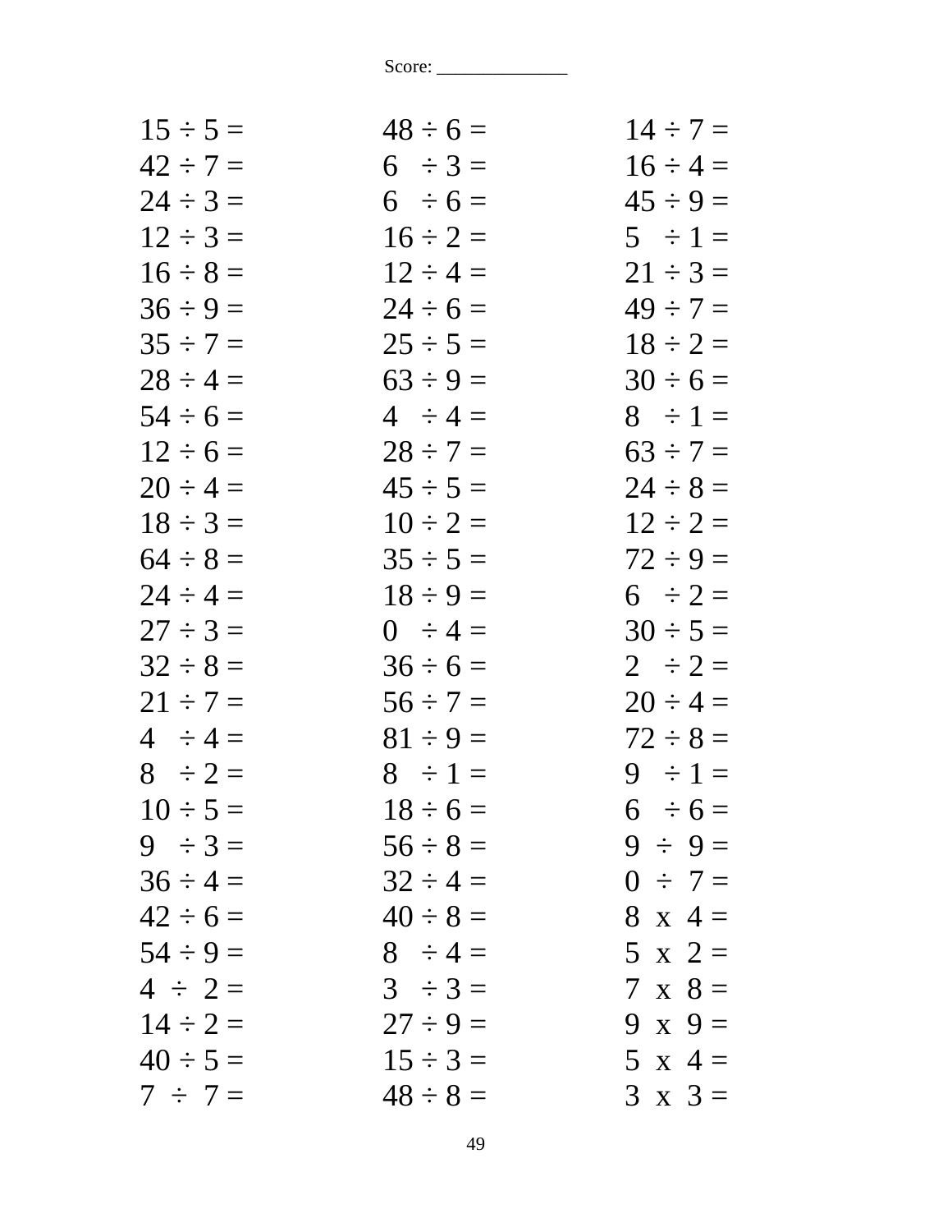Score: ______________

| | | |
|---|---|---|
| $15 \div 5 =$ | $48 \div 6 =$ | $14 \div 7 =$ |
| $42 \div 7 =$ | $6 \div 3 =$ | $16 \div 4 =$ |
| $24 \div 3 =$ | $6 \div 6 =$ | $45 \div 9 =$ |
| $12 \div 3 =$ | $16 \div 2 =$ | $5 \div 1 =$ |
| $16 \div 8 =$ | $12 \div 4 =$ | $21 \div 3 =$ |
| $36 \div 9 =$ | $24 \div 6 =$ | $49 \div 7 =$ |
| $35 \div 7 =$ | $25 \div 5 =$ | $18 \div 2 =$ |
| $28 \div 4 =$ | $63 \div 9 =$ | $30 \div 6 =$ |
| $54 \div 6 =$ | $4 \div 4 =$ | $8 \div 1 =$ |
| $12 \div 6 =$ | $28 \div 7 =$ | $63 \div 7 =$ |
| $20 \div 4 =$ | $45 \div 5 =$ | $24 \div 8 =$ |
| $18 \div 3 =$ | $10 \div 2 =$ | $12 \div 2 =$ |
| $64 \div 8 =$ | $35 \div 5 =$ | $72 \div 9 =$ |
| $24 \div 4 =$ | $18 \div 9 =$ | $6 \div 2 =$ |
| $27 \div 3 =$ | $0 \div 4 =$ | $30 \div 5 =$ |
| $32 \div 8 =$ | $36 \div 6 =$ | $2 \div 2 =$ |
| $21 \div 7 =$ | $56 \div 7 =$ | $20 \div 4 =$ |
| $4 \div 4 =$ | $81 \div 9 =$ | $72 \div 8 =$ |
| $8 \div 2 =$ | $8 \div 1 =$ | $9 \div 1 =$ |
| $10 \div 5 =$ | $18 \div 6 =$ | $6 \div 6 =$ |
| $9 \div 3 =$ | $56 \div 8 =$ | $9 \div 9 =$ |
| $36 \div 4 =$ | $32 \div 4 =$ | $0 \div 7 =$ |
| $42 \div 6 =$ | $40 \div 8 =$ | $8 \times 4 =$ |
| $54 \div 9 =$ | $8 \div 4 =$ | $5 \times 2 =$ |
| $4 \div 2 =$ | $3 \div 3 =$ | $7 \times 8 =$ |
| $14 \div 2 =$ | $27 \div 9 =$ | $9 \times 9 =$ |
| $40 \div 5 =$ | $15 \div 3 =$ | $5 \times 4 =$ |
| $7 \div 7 =$ | $48 \div 8 =$ | $3 \times 3 =$ |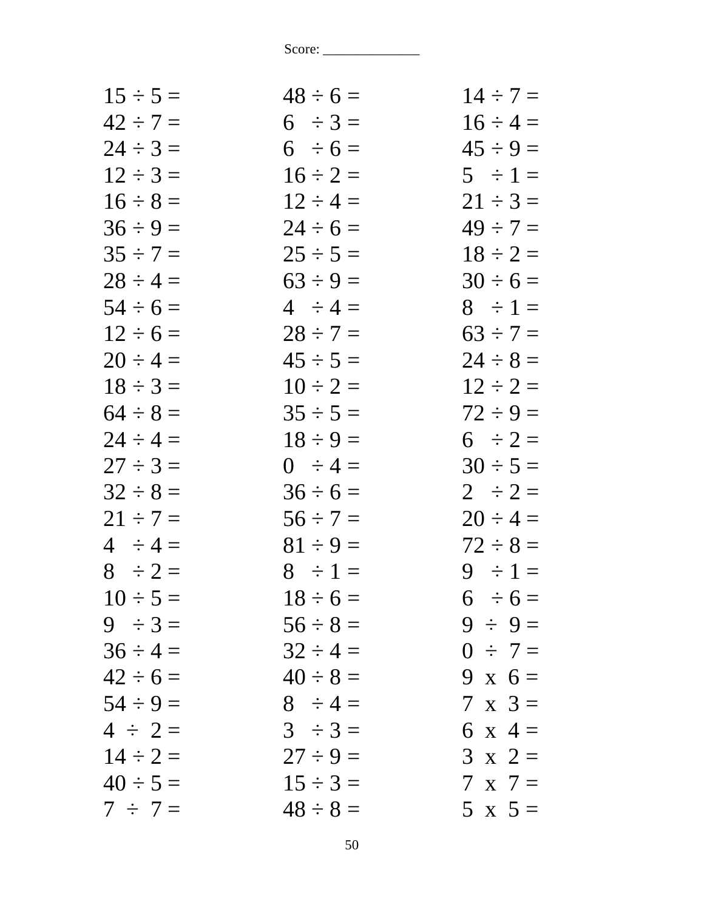Score: _____________

| | | |
|---|---|---|
| $15 \div 5 =$ | $48 \div 6 =$ | $14 \div 7 =$ |
| $42 \div 7 =$ | $6 \div 3 =$ | $16 \div 4 =$ |
| $24 \div 3 =$ | $6 \div 6 =$ | $45 \div 9 =$ |
| $12 \div 3 =$ | $16 \div 2 =$ | $5 \div 1 =$ |
| $16 \div 8 =$ | $12 \div 4 =$ | $21 \div 3 =$ |
| $36 \div 9 =$ | $24 \div 6 =$ | $49 \div 7 =$ |
| $35 \div 7 =$ | $25 \div 5 =$ | $18 \div 2 =$ |
| $28 \div 4 =$ | $63 \div 9 =$ | $30 \div 6 =$ |
| $54 \div 6 =$ | $4 \div 4 =$ | $8 \div 1 =$ |
| $12 \div 6 =$ | $28 \div 7 =$ | $63 \div 7 =$ |
| $20 \div 4 =$ | $45 \div 5 =$ | $24 \div 8 =$ |
| $18 \div 3 =$ | $10 \div 2 =$ | $12 \div 2 =$ |
| $64 \div 8 =$ | $35 \div 5 =$ | $72 \div 9 =$ |
| $24 \div 4 =$ | $18 \div 9 =$ | $6 \div 2 =$ |
| $27 \div 3 =$ | $0 \div 4 =$ | $30 \div 5 =$ |
| $32 \div 8 =$ | $36 \div 6 =$ | $2 \div 2 =$ |
| $21 \div 7 =$ | $56 \div 7 =$ | $20 \div 4 =$ |
| $4 \div 4 =$ | $81 \div 9 =$ | $72 \div 8 =$ |
| $8 \div 2 =$ | $8 \div 1 =$ | $9 \div 1 =$ |
| $10 \div 5 =$ | $18 \div 6 =$ | $6 \div 6 =$ |
| $9 \div 3 =$ | $56 \div 8 =$ | $9 \div 9 =$ |
| $36 \div 4 =$ | $32 \div 4 =$ | $0 \div 7 =$ |
| $42 \div 6 =$ | $40 \div 8 =$ | $9 \times 6 =$ |
| $54 \div 9 =$ | $8 \div 4 =$ | $7 \times 3 =$ |
| $4 \div 2 =$ | $3 \div 3 =$ | $6 \times 4 =$ |
| $14 \div 2 =$ | $27 \div 9 =$ | $3 \times 2 =$ |
| $40 \div 5 =$ | $15 \div 3 =$ | $7 \times 7 =$ |
| $7 \div 7 =$ | $48 \div 8 =$ | $5 \times 5 =$ |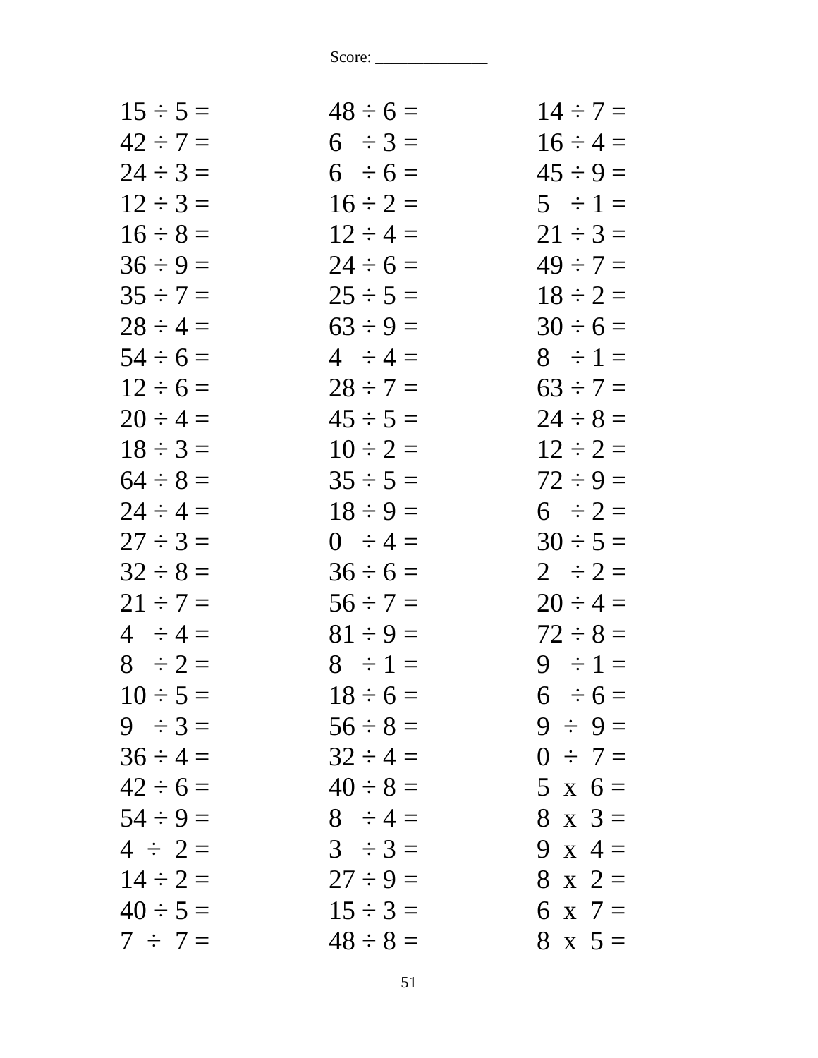Score: ______________

| | | |
|---|---|---|
| $15 \div 5 =$ | $48 \div 6 =$ | $14 \div 7 =$ |
| $42 \div 7 =$ | $6 \div 3 =$ | $16 \div 4 =$ |
| $24 \div 3 =$ | $6 \div 6 =$ | $45 \div 9 =$ |
| $12 \div 3 =$ | $16 \div 2 =$ | $5 \div 1 =$ |
| $16 \div 8 =$ | $12 \div 4 =$ | $21 \div 3 =$ |
| $36 \div 9 =$ | $24 \div 6 =$ | $49 \div 7 =$ |
| $35 \div 7 =$ | $25 \div 5 =$ | $18 \div 2 =$ |
| $28 \div 4 =$ | $63 \div 9 =$ | $30 \div 6 =$ |
| $54 \div 6 =$ | $4 \div 4 =$ | $8 \div 1 =$ |
| $12 \div 6 =$ | $28 \div 7 =$ | $63 \div 7 =$ |
| $20 \div 4 =$ | $45 \div 5 =$ | $24 \div 8 =$ |
| $18 \div 3 =$ | $10 \div 2 =$ | $12 \div 2 =$ |
| $64 \div 8 =$ | $35 \div 5 =$ | $72 \div 9 =$ |
| $24 \div 4 =$ | $18 \div 9 =$ | $6 \div 2 =$ |
| $27 \div 3 =$ | $0 \div 4 =$ | $30 \div 5 =$ |
| $32 \div 8 =$ | $36 \div 6 =$ | $2 \div 2 =$ |
| $21 \div 7 =$ | $56 \div 7 =$ | $20 \div 4 =$ |
| $4 \div 4 =$ | $81 \div 9 =$ | $72 \div 8 =$ |
| $8 \div 2 =$ | $8 \div 1 =$ | $9 \div 1 =$ |
| $10 \div 5 =$ | $18 \div 6 =$ | $6 \div 6 =$ |
| $9 \div 3 =$ | $56 \div 8 =$ | $9 \div 9 =$ |
| $36 \div 4 =$ | $32 \div 4 =$ | $0 \div 7 =$ |
| $42 \div 6 =$ | $40 \div 8 =$ | $5 \times 6 =$ |
| $54 \div 9 =$ | $8 \div 4 =$ | $8 \times 3 =$ |
| $4 \div 2 =$ | $3 \div 3 =$ | $9 \times 4 =$ |
| $14 \div 2 =$ | $27 \div 9 =$ | $8 \times 2 =$ |
| $40 \div 5 =$ | $15 \div 3 =$ | $6 \times 7 =$ |
| $7 \div 7 =$ | $48 \div 8 =$ | $8 \times 5 =$ |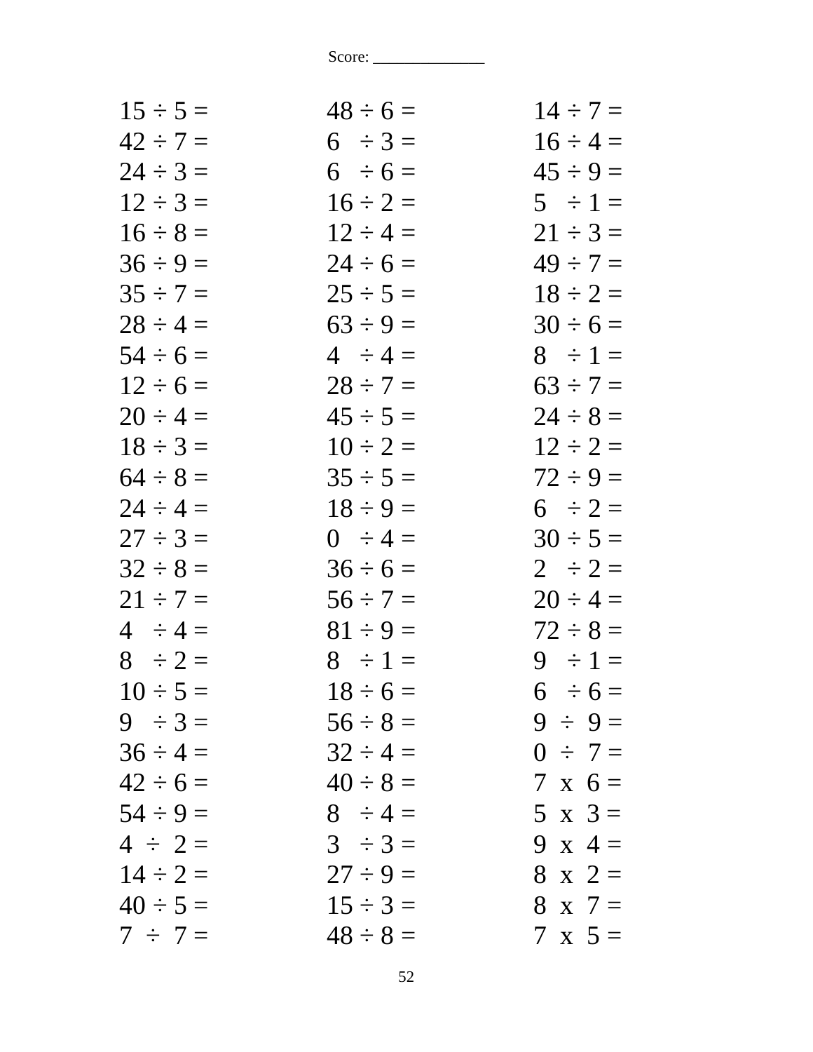Score: ______________

$15 \div 5 =$
$42 \div 7 =$
$24 \div 3 =$
$12 \div 3 =$
$16 \div 8 =$
$36 \div 9 =$
$35 \div 7 =$
$28 \div 4 =$
$54 \div 6 =$
$12 \div 6 =$
$20 \div 4 =$
$18 \div 3 =$
$64 \div 8 =$
$24 \div 4 =$
$27 \div 3 =$
$32 \div 8 =$
$21 \div 7 =$
$4 \div 4 =$
$8 \div 2 =$
$10 \div 5 =$
$9 \div 3 =$
$36 \div 4 =$
$42 \div 6 =$
$54 \div 9 =$
$4 \div 2 =$
$14 \div 2 =$
$40 \div 5 =$
$7 \div 7 =$

$48 \div 6 =$
$6 \div 3 =$
$6 \div 6 =$
$16 \div 2 =$
$12 \div 4 =$
$24 \div 6 =$
$25 \div 5 =$
$63 \div 9 =$
$4 \div 4 =$
$28 \div 7 =$
$45 \div 5 =$
$10 \div 2 =$
$35 \div 5 =$
$18 \div 9 =$
$0 \div 4 =$
$36 \div 6 =$
$56 \div 7 =$
$81 \div 9 =$
$8 \div 1 =$
$18 \div 6 =$
$56 \div 8 =$
$32 \div 4 =$
$40 \div 8 =$
$8 \div 4 =$
$3 \div 3 =$
$27 \div 9 =$
$15 \div 3 =$
$48 \div 8 =$

$14 \div 7 =$
$16 \div 4 =$
$45 \div 9 =$
$5 \div 1 =$
$21 \div 3 =$
$49 \div 7 =$
$18 \div 2 =$
$30 \div 6 =$
$8 \div 1 =$
$63 \div 7 =$
$24 \div 8 =$
$12 \div 2 =$
$72 \div 9 =$
$6 \div 2 =$
$30 \div 5 =$
$2 \div 2 =$
$20 \div 4 =$
$72 \div 8 =$
$9 \div 1 =$
$6 \div 6 =$
$9 \div 9 =$
$0 \div 7 =$
$7 \times 6 =$
$5 \times 3 =$
$9 \times 4 =$
$8 \times 2 =$
$8 \times 7 =$
$7 \times 5 =$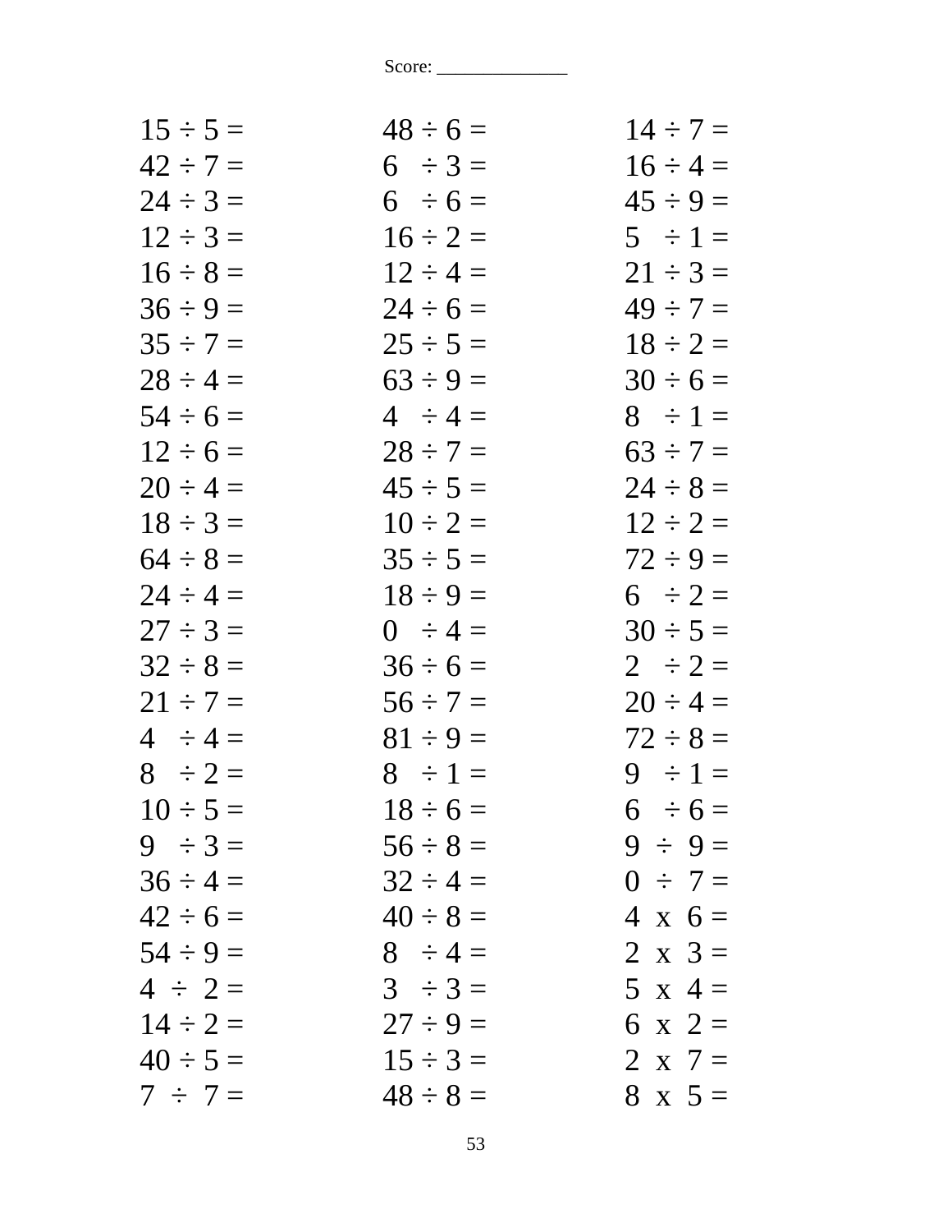Score: _____________

| | | |
|---|---|---|
| 15 ÷ 5 = | 48 ÷ 6 = | 14 ÷ 7 = |
| 42 ÷ 7 = | 6 ÷ 3 = | 16 ÷ 4 = |
| 24 ÷ 3 = | 6 ÷ 6 = | 45 ÷ 9 = |
| 12 ÷ 3 = | 16 ÷ 2 = | 5 ÷ 1 = |
| 16 ÷ 8 = | 12 ÷ 4 = | 21 ÷ 3 = |
| 36 ÷ 9 = | 24 ÷ 6 = | 49 ÷ 7 = |
| 35 ÷ 7 = | 25 ÷ 5 = | 18 ÷ 2 = |
| 28 ÷ 4 = | 63 ÷ 9 = | 30 ÷ 6 = |
| 54 ÷ 6 = | 4 ÷ 4 = | 8 ÷ 1 = |
| 12 ÷ 6 = | 28 ÷ 7 = | 63 ÷ 7 = |
| 20 ÷ 4 = | 45 ÷ 5 = | 24 ÷ 8 = |
| 18 ÷ 3 = | 10 ÷ 2 = | 12 ÷ 2 = |
| 64 ÷ 8 = | 35 ÷ 5 = | 72 ÷ 9 = |
| 24 ÷ 4 = | 18 ÷ 9 = | 6 ÷ 2 = |
| 27 ÷ 3 = | 0 ÷ 4 = | 30 ÷ 5 = |
| 32 ÷ 8 = | 36 ÷ 6 = | 2 ÷ 2 = |
| 21 ÷ 7 = | 56 ÷ 7 = | 20 ÷ 4 = |
| 4 ÷ 4 = | 81 ÷ 9 = | 72 ÷ 8 = |
| 8 ÷ 2 = | 8 ÷ 1 = | 9 ÷ 1 = |
| 10 ÷ 5 = | 18 ÷ 6 = | 6 ÷ 6 = |
| 9 ÷ 3 = | 56 ÷ 8 = | 9 ÷ 9 = |
| 36 ÷ 4 = | 32 ÷ 4 = | 0 ÷ 7 = |
| 42 ÷ 6 = | 40 ÷ 8 = | 4 x 6 = |
| 54 ÷ 9 = | 8 ÷ 4 = | 2 x 3 = |
| 4 ÷ 2 = | 3 ÷ 3 = | 5 x 4 = |
| 14 ÷ 2 = | 27 ÷ 9 = | 6 x 2 = |
| 40 ÷ 5 = | 15 ÷ 3 = | 2 x 7 = |
| 7 ÷ 7 = | 48 ÷ 8 = | 8 x 5 = |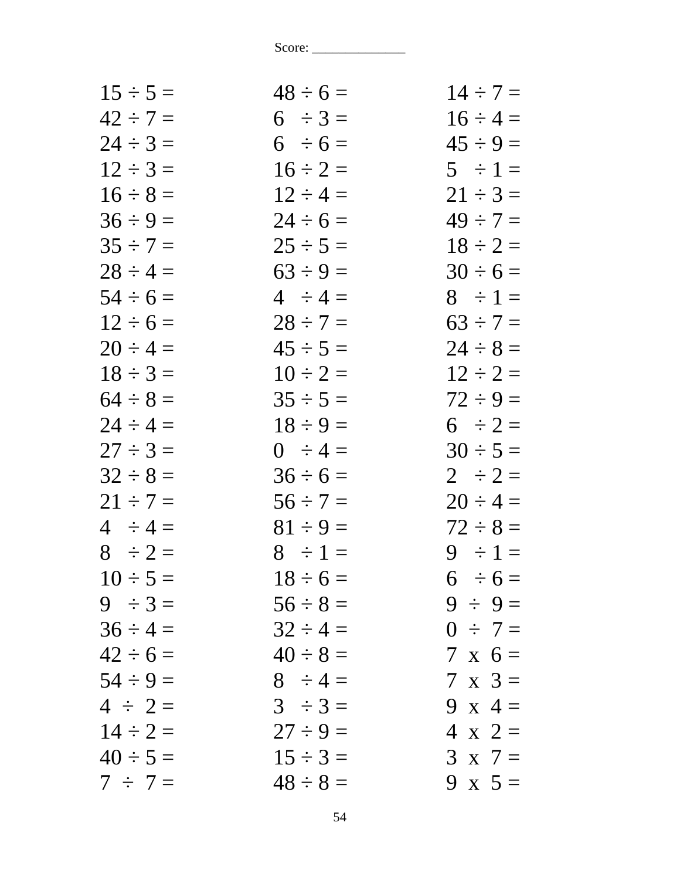Score: ______________

| | | |
|---|---|---|
| 15 ÷ 5 = | 48 ÷ 6 = | 14 ÷ 7 = |
| 42 ÷ 7 = | 6 ÷ 3 = | 16 ÷ 4 = |
| 24 ÷ 3 = | 6 ÷ 6 = | 45 ÷ 9 = |
| 12 ÷ 3 = | 16 ÷ 2 = | 5 ÷ 1 = |
| 16 ÷ 8 = | 12 ÷ 4 = | 21 ÷ 3 = |
| 36 ÷ 9 = | 24 ÷ 6 = | 49 ÷ 7 = |
| 35 ÷ 7 = | 25 ÷ 5 = | 18 ÷ 2 = |
| 28 ÷ 4 = | 63 ÷ 9 = | 30 ÷ 6 = |
| 54 ÷ 6 = | 4 ÷ 4 = | 8 ÷ 1 = |
| 12 ÷ 6 = | 28 ÷ 7 = | 63 ÷ 7 = |
| 20 ÷ 4 = | 45 ÷ 5 = | 24 ÷ 8 = |
| 18 ÷ 3 = | 10 ÷ 2 = | 12 ÷ 2 = |
| 64 ÷ 8 = | 35 ÷ 5 = | 72 ÷ 9 = |
| 24 ÷ 4 = | 18 ÷ 9 = | 6 ÷ 2 = |
| 27 ÷ 3 = | 0 ÷ 4 = | 30 ÷ 5 = |
| 32 ÷ 8 = | 36 ÷ 6 = | 2 ÷ 2 = |
| 21 ÷ 7 = | 56 ÷ 7 = | 20 ÷ 4 = |
| 4 ÷ 4 = | 81 ÷ 9 = | 72 ÷ 8 = |
| 8 ÷ 2 = | 8 ÷ 1 = | 9 ÷ 1 = |
| 10 ÷ 5 = | 18 ÷ 6 = | 6 ÷ 6 = |
| 9 ÷ 3 = | 56 ÷ 8 = | 9 ÷ 9 = |
| 36 ÷ 4 = | 32 ÷ 4 = | 0 ÷ 7 = |
| 42 ÷ 6 = | 40 ÷ 8 = | 7 x 6 = |
| 54 ÷ 9 = | 8 ÷ 4 = | 7 x 3 = |
| 4 ÷ 2 = | 3 ÷ 3 = | 9 x 4 = |
| 14 ÷ 2 = | 27 ÷ 9 = | 4 x 2 = |
| 40 ÷ 5 = | 15 ÷ 3 = | 3 x 7 = |
| 7 ÷ 7 = | 48 ÷ 8 = | 9 x 5 = |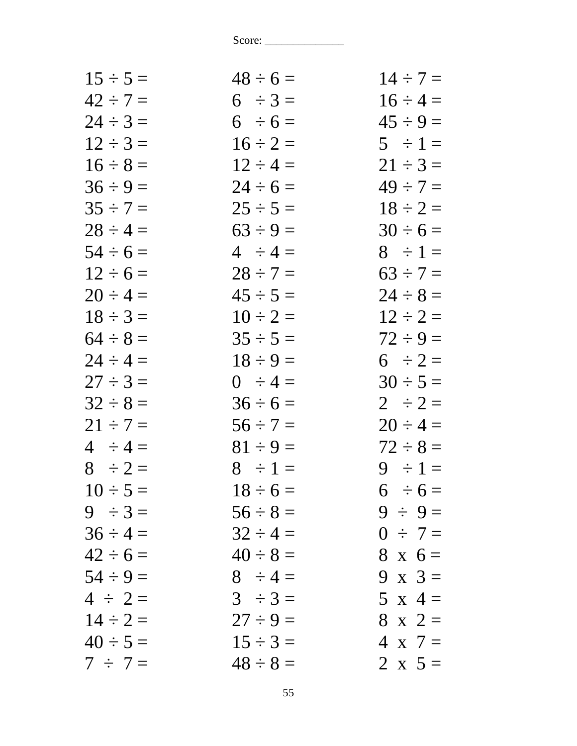Score: _____________

| | | |
|---|---|---|
| 15 ÷ 5 = | 48 ÷ 6 = | 14 ÷ 7 = |
| 42 ÷ 7 = | 6 ÷ 3 = | 16 ÷ 4 = |
| 24 ÷ 3 = | 6 ÷ 6 = | 45 ÷ 9 = |
| 12 ÷ 3 = | 16 ÷ 2 = | 5 ÷ 1 = |
| 16 ÷ 8 = | 12 ÷ 4 = | 21 ÷ 3 = |
| 36 ÷ 9 = | 24 ÷ 6 = | 49 ÷ 7 = |
| 35 ÷ 7 = | 25 ÷ 5 = | 18 ÷ 2 = |
| 28 ÷ 4 = | 63 ÷ 9 = | 30 ÷ 6 = |
| 54 ÷ 6 = | 4 ÷ 4 = | 8 ÷ 1 = |
| 12 ÷ 6 = | 28 ÷ 7 = | 63 ÷ 7 = |
| 20 ÷ 4 = | 45 ÷ 5 = | 24 ÷ 8 = |
| 18 ÷ 3 = | 10 ÷ 2 = | 12 ÷ 2 = |
| 64 ÷ 8 = | 35 ÷ 5 = | 72 ÷ 9 = |
| 24 ÷ 4 = | 18 ÷ 9 = | 6 ÷ 2 = |
| 27 ÷ 3 = | 0 ÷ 4 = | 30 ÷ 5 = |
| 32 ÷ 8 = | 36 ÷ 6 = | 2 ÷ 2 = |
| 21 ÷ 7 = | 56 ÷ 7 = | 20 ÷ 4 = |
| 4 ÷ 4 = | 81 ÷ 9 = | 72 ÷ 8 = |
| 8 ÷ 2 = | 8 ÷ 1 = | 9 ÷ 1 = |
| 10 ÷ 5 = | 18 ÷ 6 = | 6 ÷ 6 = |
| 9 ÷ 3 = | 56 ÷ 8 = | 9 ÷ 9 = |
| 36 ÷ 4 = | 32 ÷ 4 = | 0 ÷ 7 = |
| 42 ÷ 6 = | 40 ÷ 8 = | 8 x 6 = |
| 54 ÷ 9 = | 8 ÷ 4 = | 9 x 3 = |
| 4 ÷ 2 = | 3 ÷ 3 = | 5 x 4 = |
| 14 ÷ 2 = | 27 ÷ 9 = | 8 x 2 = |
| 40 ÷ 5 = | 15 ÷ 3 = | 4 x 7 = |
| 7 ÷ 7 = | 48 ÷ 8 = | 2 x 5 = |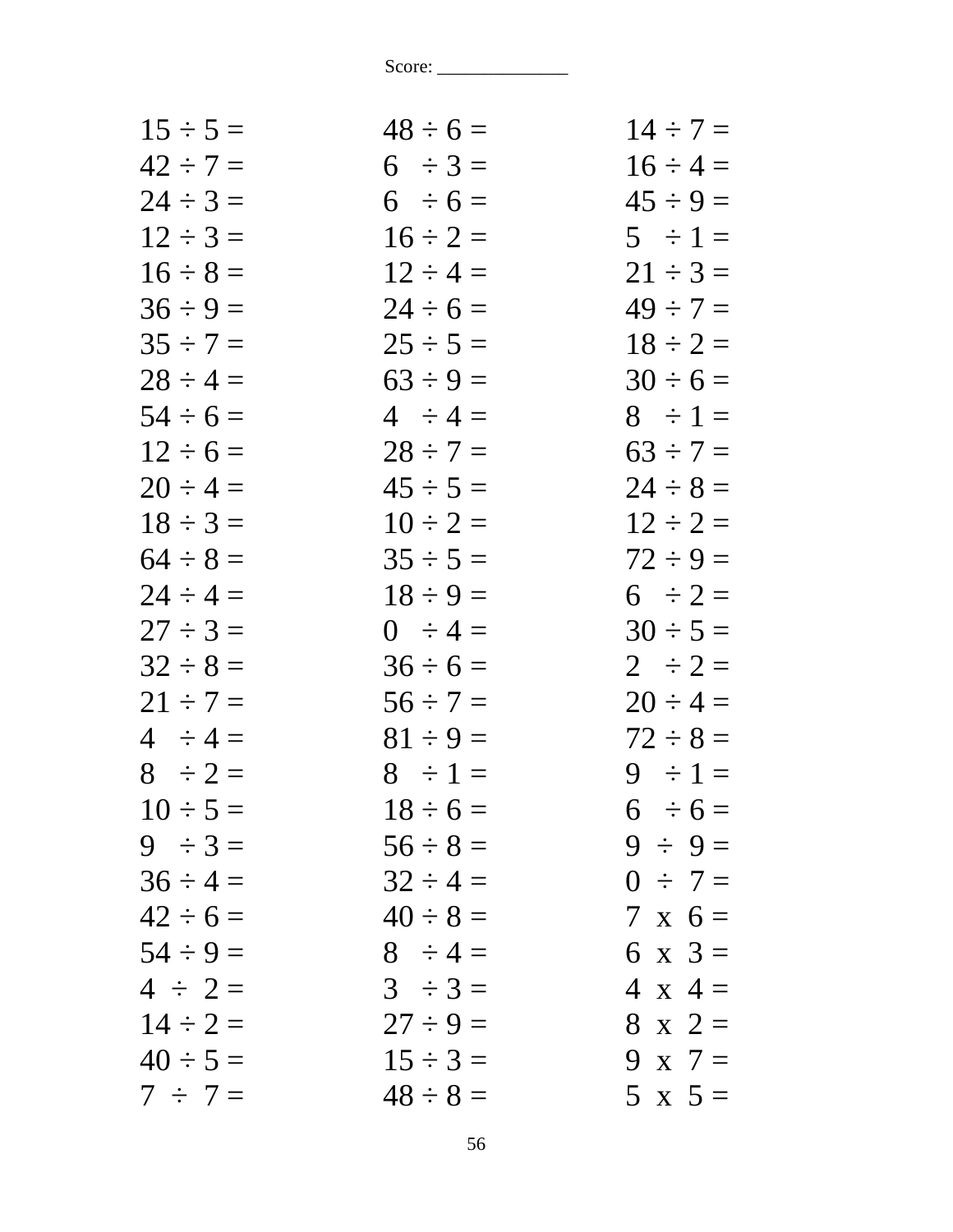Score: ______________

| | | |
|---|---|---|
| $15 \div 5 =$ | $48 \div 6 =$ | $14 \div 7 =$ |
| $42 \div 7 =$ | $6 \div 3 =$ | $16 \div 4 =$ |
| $24 \div 3 =$ | $6 \div 6 =$ | $45 \div 9 =$ |
| $12 \div 3 =$ | $16 \div 2 =$ | $5 \div 1 =$ |
| $16 \div 8 =$ | $12 \div 4 =$ | $21 \div 3 =$ |
| $36 \div 9 =$ | $24 \div 6 =$ | $49 \div 7 =$ |
| $35 \div 7 =$ | $25 \div 5 =$ | $18 \div 2 =$ |
| $28 \div 4 =$ | $63 \div 9 =$ | $30 \div 6 =$ |
| $54 \div 6 =$ | $4 \div 4 =$ | $8 \div 1 =$ |
| $12 \div 6 =$ | $28 \div 7 =$ | $63 \div 7 =$ |
| $20 \div 4 =$ | $45 \div 5 =$ | $24 \div 8 =$ |
| $18 \div 3 =$ | $10 \div 2 =$ | $12 \div 2 =$ |
| $64 \div 8 =$ | $35 \div 5 =$ | $72 \div 9 =$ |
| $24 \div 4 =$ | $18 \div 9 =$ | $6 \div 2 =$ |
| $27 \div 3 =$ | $0 \div 4 =$ | $30 \div 5 =$ |
| $32 \div 8 =$ | $36 \div 6 =$ | $2 \div 2 =$ |
| $21 \div 7 =$ | $56 \div 7 =$ | $20 \div 4 =$ |
| $4 \div 4 =$ | $81 \div 9 =$ | $72 \div 8 =$ |
| $8 \div 2 =$ | $8 \div 1 =$ | $9 \div 1 =$ |
| $10 \div 5 =$ | $18 \div 6 =$ | $6 \div 6 =$ |
| $9 \div 3 =$ | $56 \div 8 =$ | $9 \div 9 =$ |
| $36 \div 4 =$ | $32 \div 4 =$ | $0 \div 7 =$ |
| $42 \div 6 =$ | $40 \div 8 =$ | $7 \times 6 =$ |
| $54 \div 9 =$ | $8 \div 4 =$ | $6 \times 3 =$ |
| $4 \div 2 =$ | $3 \div 3 =$ | $4 \times 4 =$ |
| $14 \div 2 =$ | $27 \div 9 =$ | $8 \times 2 =$ |
| $40 \div 5 =$ | $15 \div 3 =$ | $9 \times 7 =$ |
| $7 \div 7 =$ | $48 \div 8 =$ | $5 \times 5 =$ |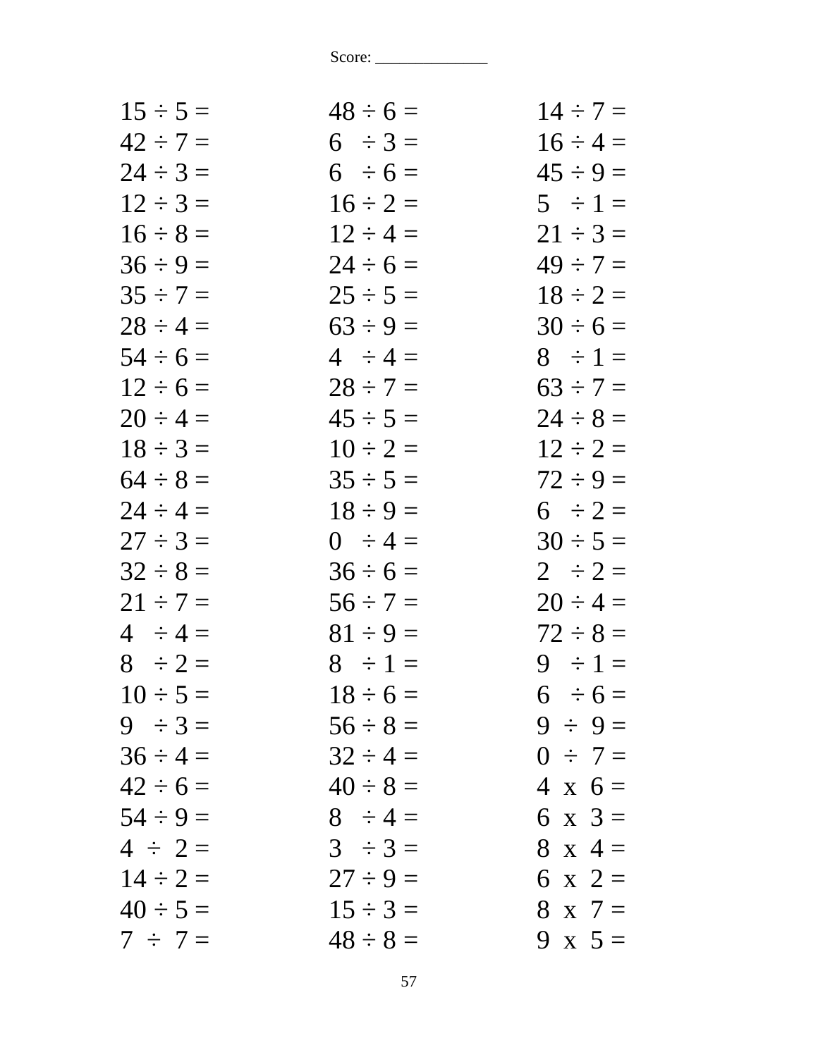Score: ______________

| | | |
|---|---|---|
| 15 ÷ 5 = | 48 ÷ 6 = | 14 ÷ 7 = |
| 42 ÷ 7 = | 6 ÷ 3 = | 16 ÷ 4 = |
| 24 ÷ 3 = | 6 ÷ 6 = | 45 ÷ 9 = |
| 12 ÷ 3 = | 16 ÷ 2 = | 5 ÷ 1 = |
| 16 ÷ 8 = | 12 ÷ 4 = | 21 ÷ 3 = |
| 36 ÷ 9 = | 24 ÷ 6 = | 49 ÷ 7 = |
| 35 ÷ 7 = | 25 ÷ 5 = | 18 ÷ 2 = |
| 28 ÷ 4 = | 63 ÷ 9 = | 30 ÷ 6 = |
| 54 ÷ 6 = | 4 ÷ 4 = | 8 ÷ 1 = |
| 12 ÷ 6 = | 28 ÷ 7 = | 63 ÷ 7 = |
| 20 ÷ 4 = | 45 ÷ 5 = | 24 ÷ 8 = |
| 18 ÷ 3 = | 10 ÷ 2 = | 12 ÷ 2 = |
| 64 ÷ 8 = | 35 ÷ 5 = | 72 ÷ 9 = |
| 24 ÷ 4 = | 18 ÷ 9 = | 6 ÷ 2 = |
| 27 ÷ 3 = | 0 ÷ 4 = | 30 ÷ 5 = |
| 32 ÷ 8 = | 36 ÷ 6 = | 2 ÷ 2 = |
| 21 ÷ 7 = | 56 ÷ 7 = | 20 ÷ 4 = |
| 4 ÷ 4 = | 81 ÷ 9 = | 72 ÷ 8 = |
| 8 ÷ 2 = | 8 ÷ 1 = | 9 ÷ 1 = |
| 10 ÷ 5 = | 18 ÷ 6 = | 6 ÷ 6 = |
| 9 ÷ 3 = | 56 ÷ 8 = | 9 ÷ 9 = |
| 36 ÷ 4 = | 32 ÷ 4 = | 0 ÷ 7 = |
| 42 ÷ 6 = | 40 ÷ 8 = | 4 x 6 = |
| 54 ÷ 9 = | 8 ÷ 4 = | 6 x 3 = |
| 4 ÷ 2 = | 3 ÷ 3 = | 8 x 4 = |
| 14 ÷ 2 = | 27 ÷ 9 = | 6 x 2 = |
| 40 ÷ 5 = | 15 ÷ 3 = | 8 x 7 = |
| 7 ÷ 7 = | 48 ÷ 8 = | 9 x 5 = |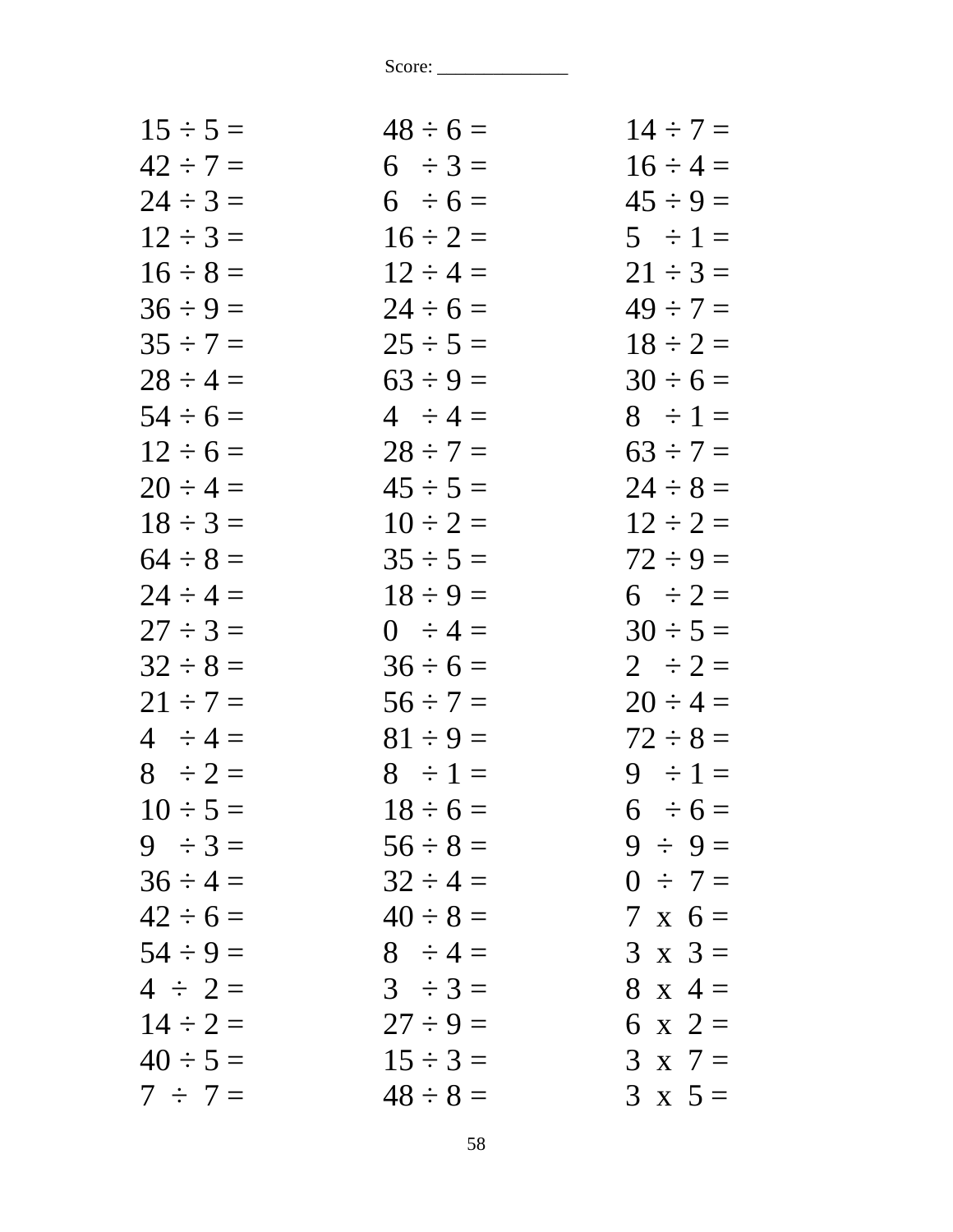Score: ______________

| | | |
|---|---|---|
| $15 \div 5 =$ | $48 \div 6 =$ | $14 \div 7 =$ |
| $42 \div 7 =$ | $6 \div 3 =$ | $16 \div 4 =$ |
| $24 \div 3 =$ | $6 \div 6 =$ | $45 \div 9 =$ |
| $12 \div 3 =$ | $16 \div 2 =$ | $5 \div 1 =$ |
| $16 \div 8 =$ | $12 \div 4 =$ | $21 \div 3 =$ |
| $36 \div 9 =$ | $24 \div 6 =$ | $49 \div 7 =$ |
| $35 \div 7 =$ | $25 \div 5 =$ | $18 \div 2 =$ |
| $28 \div 4 =$ | $63 \div 9 =$ | $30 \div 6 =$ |
| $54 \div 6 =$ | $4 \div 4 =$ | $8 \div 1 =$ |
| $12 \div 6 =$ | $28 \div 7 =$ | $63 \div 7 =$ |
| $20 \div 4 =$ | $45 \div 5 =$ | $24 \div 8 =$ |
| $18 \div 3 =$ | $10 \div 2 =$ | $12 \div 2 =$ |
| $64 \div 8 =$ | $35 \div 5 =$ | $72 \div 9 =$ |
| $24 \div 4 =$ | $18 \div 9 =$ | $6 \div 2 =$ |
| $27 \div 3 =$ | $0 \div 4 =$ | $30 \div 5 =$ |
| $32 \div 8 =$ | $36 \div 6 =$ | $2 \div 2 =$ |
| $21 \div 7 =$ | $56 \div 7 =$ | $20 \div 4 =$ |
| $4 \div 4 =$ | $81 \div 9 =$ | $72 \div 8 =$ |
| $8 \div 2 =$ | $8 \div 1 =$ | $9 \div 1 =$ |
| $10 \div 5 =$ | $18 \div 6 =$ | $6 \div 6 =$ |
| $9 \div 3 =$ | $56 \div 8 =$ | $9 \div 9 =$ |
| $36 \div 4 =$ | $32 \div 4 =$ | $0 \div 7 =$ |
| $42 \div 6 =$ | $40 \div 8 =$ | $7 \times 6 =$ |
| $54 \div 9 =$ | $8 \div 4 =$ | $3 \times 3 =$ |
| $4 \div 2 =$ | $3 \div 3 =$ | $8 \times 4 =$ |
| $14 \div 2 =$ | $27 \div 9 =$ | $6 \times 2 =$ |
| $40 \div 5 =$ | $15 \div 3 =$ | $3 \times 7 =$ |
| $7 \div 7 =$ | $48 \div 8 =$ | $3 \times 5 =$ |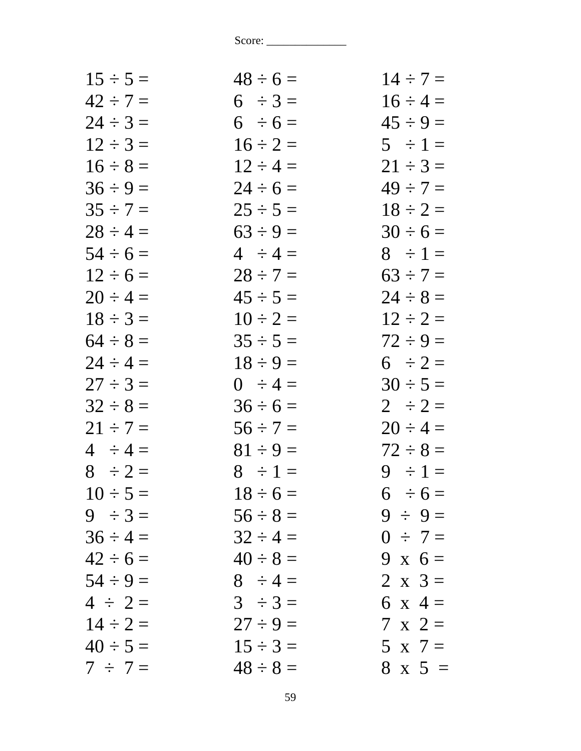Score: ______________

| | | |
|---|---|---|
| 15 ÷ 5 = | 48 ÷ 6 = | 14 ÷ 7 = |
| 42 ÷ 7 = | 6 ÷ 3 = | 16 ÷ 4 = |
| 24 ÷ 3 = | 6 ÷ 6 = | 45 ÷ 9 = |
| 12 ÷ 3 = | 16 ÷ 2 = | 5 ÷ 1 = |
| 16 ÷ 8 = | 12 ÷ 4 = | 21 ÷ 3 = |
| 36 ÷ 9 = | 24 ÷ 6 = | 49 ÷ 7 = |
| 35 ÷ 7 = | 25 ÷ 5 = | 18 ÷ 2 = |
| 28 ÷ 4 = | 63 ÷ 9 = | 30 ÷ 6 = |
| 54 ÷ 6 = | 4 ÷ 4 = | 8 ÷ 1 = |
| 12 ÷ 6 = | 28 ÷ 7 = | 63 ÷ 7 = |
| 20 ÷ 4 = | 45 ÷ 5 = | 24 ÷ 8 = |
| 18 ÷ 3 = | 10 ÷ 2 = | 12 ÷ 2 = |
| 64 ÷ 8 = | 35 ÷ 5 = | 72 ÷ 9 = |
| 24 ÷ 4 = | 18 ÷ 9 = | 6 ÷ 2 = |
| 27 ÷ 3 = | 0 ÷ 4 = | 30 ÷ 5 = |
| 32 ÷ 8 = | 36 ÷ 6 = | 2 ÷ 2 = |
| 21 ÷ 7 = | 56 ÷ 7 = | 20 ÷ 4 = |
| 4 ÷ 4 = | 81 ÷ 9 = | 72 ÷ 8 = |
| 8 ÷ 2 = | 8 ÷ 1 = | 9 ÷ 1 = |
| 10 ÷ 5 = | 18 ÷ 6 = | 6 ÷ 6 = |
| 9 ÷ 3 = | 56 ÷ 8 = | 9 ÷ 9 = |
| 36 ÷ 4 = | 32 ÷ 4 = | 0 ÷ 7 = |
| 42 ÷ 6 = | 40 ÷ 8 = | 9 x 6 = |
| 54 ÷ 9 = | 8 ÷ 4 = | 2 x 3 = |
| 4 ÷ 2 = | 3 ÷ 3 = | 6 x 4 = |
| 14 ÷ 2 = | 27 ÷ 9 = | 7 x 2 = |
| 40 ÷ 5 = | 15 ÷ 3 = | 5 x 7 = |
| 7 ÷ 7 = | 48 ÷ 8 = | 8 x 5 = |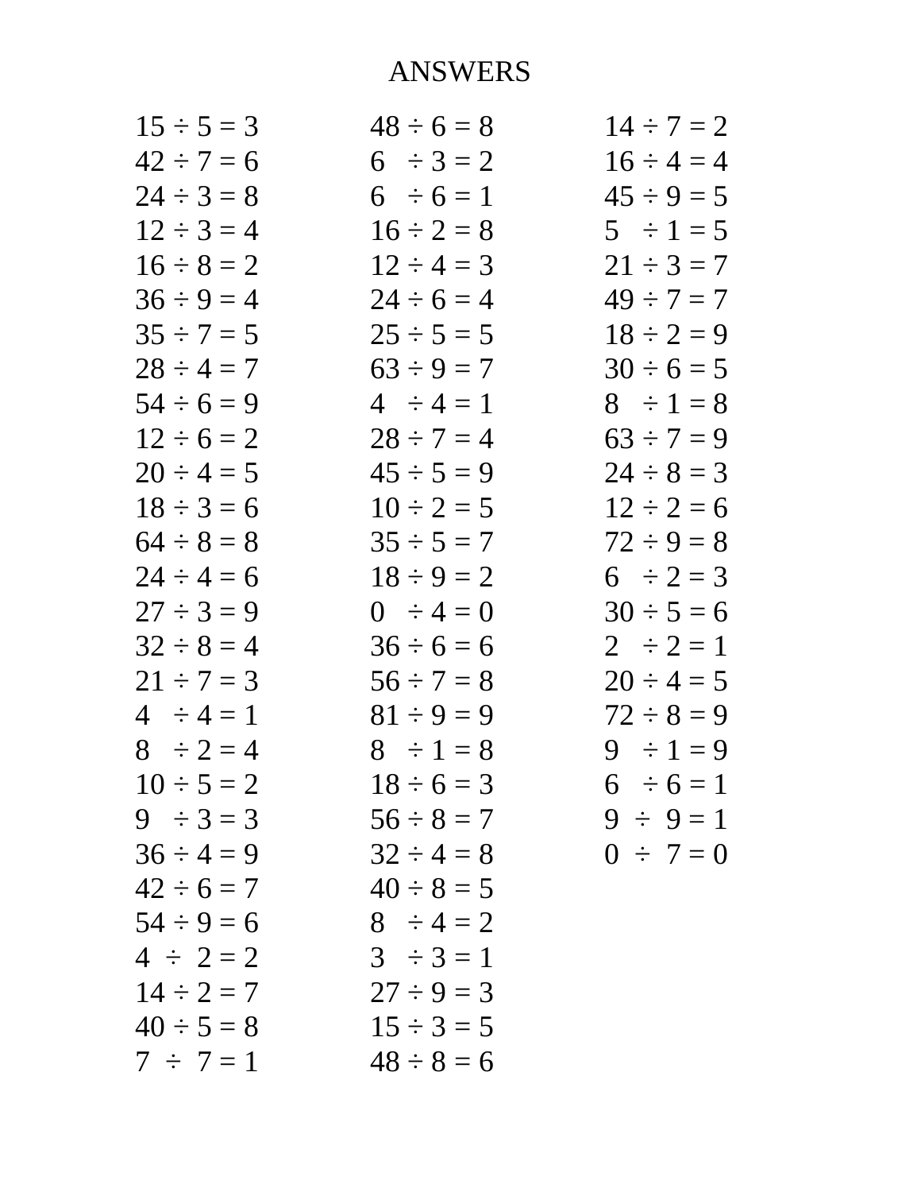# ANSWERS

$15 \div 5 = 3$
$42 \div 7 = 6$
$24 \div 3 = 8$
$12 \div 3 = 4$
$16 \div 8 = 2$
$36 \div 9 = 4$
$35 \div 7 = 5$
$28 \div 4 = 7$
$54 \div 6 = 9$
$12 \div 6 = 2$
$20 \div 4 = 5$
$18 \div 3 = 6$
$64 \div 8 = 8$
$24 \div 4 = 6$
$27 \div 3 = 9$
$32 \div 8 = 4$
$21 \div 7 = 3$
$4 \div 4 = 1$
$8 \div 2 = 4$
$10 \div 5 = 2$
$9 \div 3 = 3$
$36 \div 4 = 9$
$42 \div 6 = 7$
$54 \div 9 = 6$
$4 \div 2 = 2$
$14 \div 2 = 7$
$40 \div 5 = 8$
$7 \div 7 = 1$

$48 \div 6 = 8$
$6 \div 3 = 2$
$6 \div 6 = 1$
$16 \div 2 = 8$
$12 \div 4 = 3$
$24 \div 6 = 4$
$25 \div 5 = 5$
$63 \div 9 = 7$
$4 \div 4 = 1$
$28 \div 7 = 4$
$45 \div 5 = 9$
$10 \div 2 = 5$
$35 \div 5 = 7$
$18 \div 9 = 2$
$0 \div 4 = 0$
$36 \div 6 = 6$
$56 \div 7 = 8$
$81 \div 9 = 9$
$8 \div 1 = 8$
$18 \div 6 = 3$
$56 \div 8 = 7$
$32 \div 4 = 8$
$40 \div 8 = 5$
$8 \div 4 = 2$
$3 \div 3 = 1$
$27 \div 9 = 3$
$15 \div 3 = 5$
$48 \div 8 = 6$

$14 \div 7 = 2$
$16 \div 4 = 4$
$45 \div 9 = 5$
$5 \div 1 = 5$
$21 \div 3 = 7$
$49 \div 7 = 7$
$18 \div 2 = 9$
$30 \div 6 = 5$
$8 \div 1 = 8$
$63 \div 7 = 9$
$24 \div 8 = 3$
$12 \div 2 = 6$
$72 \div 9 = 8$
$6 \div 2 = 3$
$30 \div 5 = 6$
$2 \div 2 = 1$
$20 \div 4 = 5$
$72 \div 8 = 9$
$9 \div 1 = 9$
$6 \div 6 = 1$
$9 \div 9 = 1$
$0 \div 7 = 0$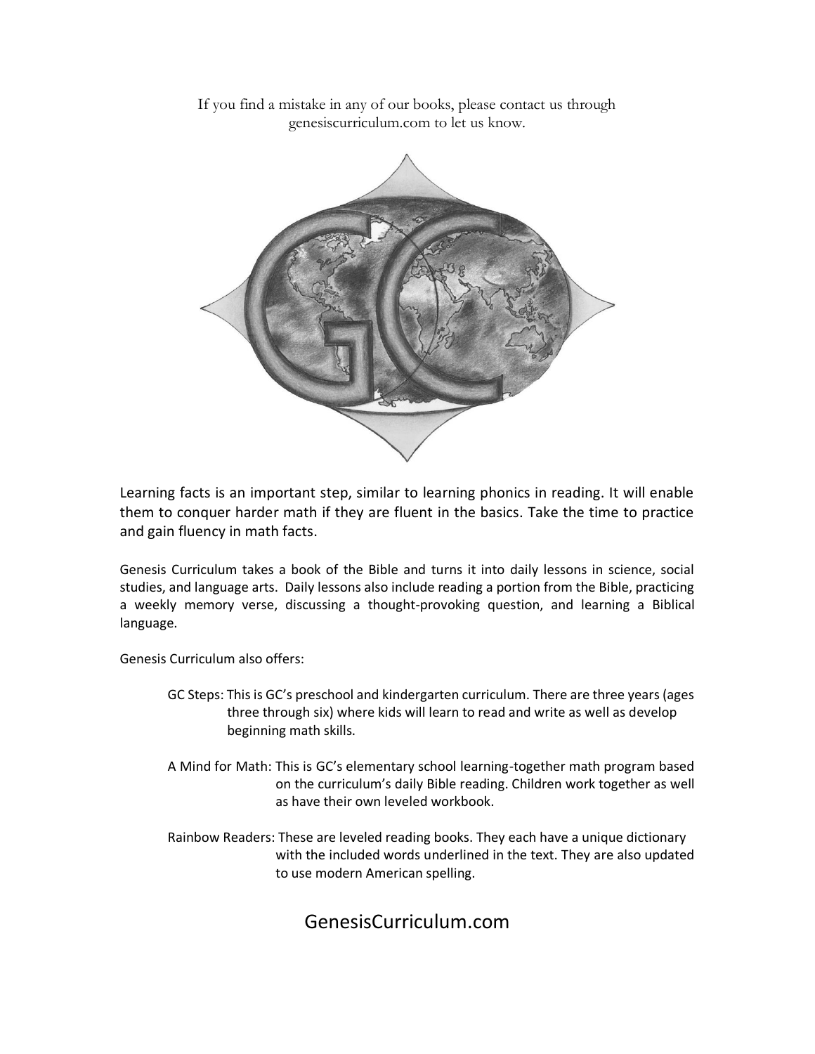If you find a mistake in any of our books, please contact us through genesiscurriculum.com to let us know.

Learning facts is an important step, similar to learning phonics in reading. It will enable them to conquer harder math if they are fluent in the basics. Take the time to practice and gain fluency in math facts.

Genesis Curriculum takes a book of the Bible and turns it into daily lessons in science, social studies, and language arts. Daily lessons also include reading a portion from the Bible, practicing a weekly memory verse, discussing a thought-provoking question, and learning a Biblical language.

Genesis Curriculum also offers:

GC Steps: This is GC's preschool and kindergarten curriculum. There are three years (ages three through six) where kids will learn to read and write as well as develop beginning math skills.

A Mind for Math: This is GC's elementary school learning-together math program based on the curriculum's daily Bible reading. Children work together as well as have their own leveled workbook.

Rainbow Readers: These are leveled reading books. They each have a unique dictionary with the included words underlined in the text. They are also updated to use modern American spelling.

GenesisCurriculum.com